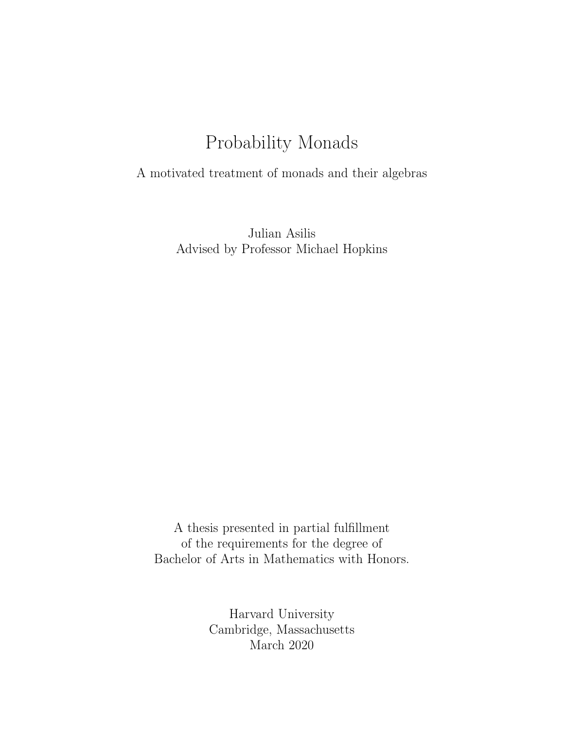# Probability Monads

A motivated treatment of monads and their algebras

Julian Asilis
Advised by Professor Michael Hopkins

A thesis presented in partial fulfillment
of the requirements for the degree of
Bachelor of Arts in Mathematics with Honors.

Harvard University
Cambridge, Massachusetts
March 2020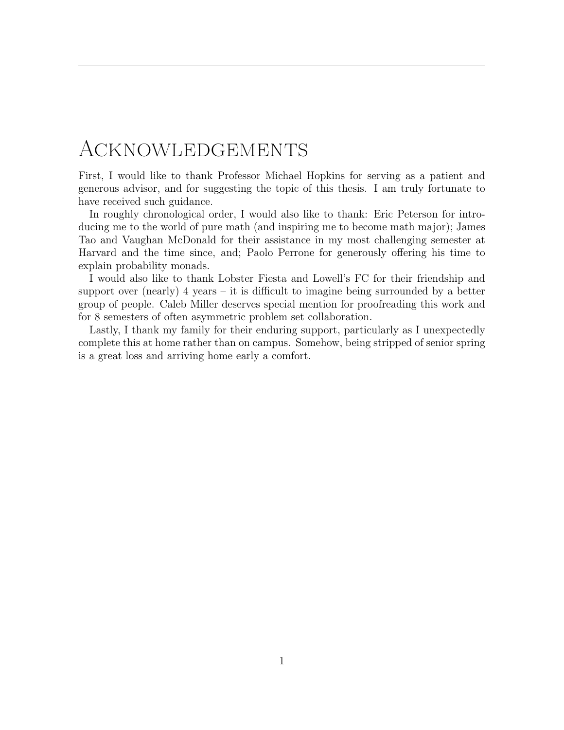# Acknowledgements

First, I would like to thank Professor Michael Hopkins for serving as a patient and generous advisor, and for suggesting the topic of this thesis. I am truly fortunate to have received such guidance.

In roughly chronological order, I would also like to thank: Eric Peterson for introducing me to the world of pure math (and inspiring me to become math major); James Tao and Vaughan McDonald for their assistance in my most challenging semester at Harvard and the time since, and; Paolo Perrone for generously offering his time to explain probability monads.

I would also like to thank Lobster Fiesta and Lowell's FC for their friendship and support over (nearly) 4 years – it is difficult to imagine being surrounded by a better group of people. Caleb Miller deserves special mention for proofreading this work and for 8 semesters of often asymmetric problem set collaboration.

Lastly, I thank my family for their enduring support, particularly as I unexpectedly complete this at home rather than on campus. Somehow, being stripped of senior spring is a great loss and arriving home early a comfort.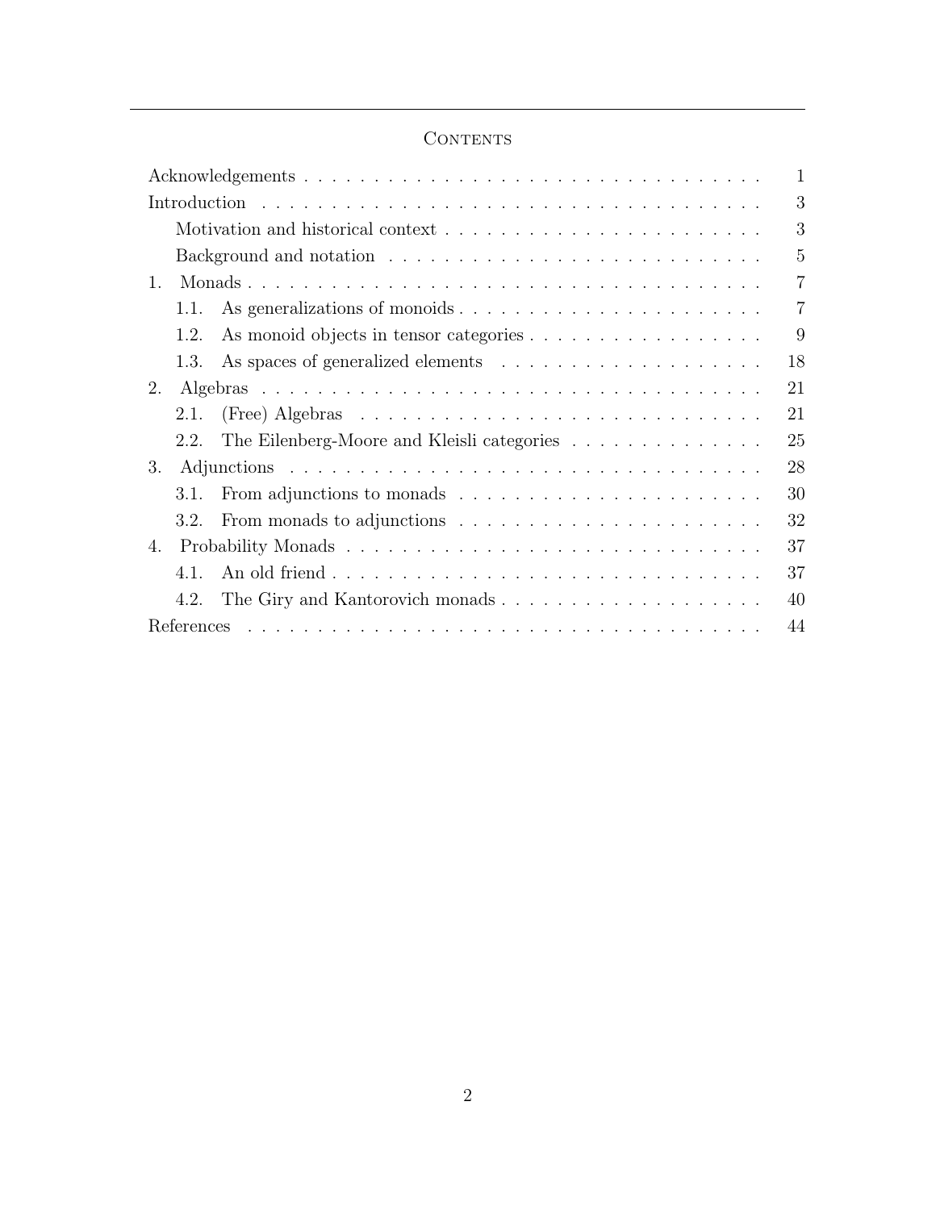# Contents

Acknowledgements . . . 1

Introduction . . . 3

- Motivation and historical context . . . 3
- Background and notation . . . 5

1. Monads . . . 7
   - 1.1. As generalizations of monoids . . . 7
   - 1.2. As monoid objects in tensor categories . . . 9
   - 1.3. As spaces of generalized elements . . . 18
2. Algebras . . . 21
   - 2.1. (Free) Algebras . . . 21
   - 2.2. The Eilenberg-Moore and Kleisli categories . . . 25
3. Adjunctions . . . 28
   - 3.1. From adjunctions to monads . . . 30
   - 3.2. From monads to adjunctions . . . 32
4. Probability Monads . . . 37
   - 4.1. An old friend . . . 37
   - 4.2. The Giry and Kantorovich monads . . . 40

References . . . 44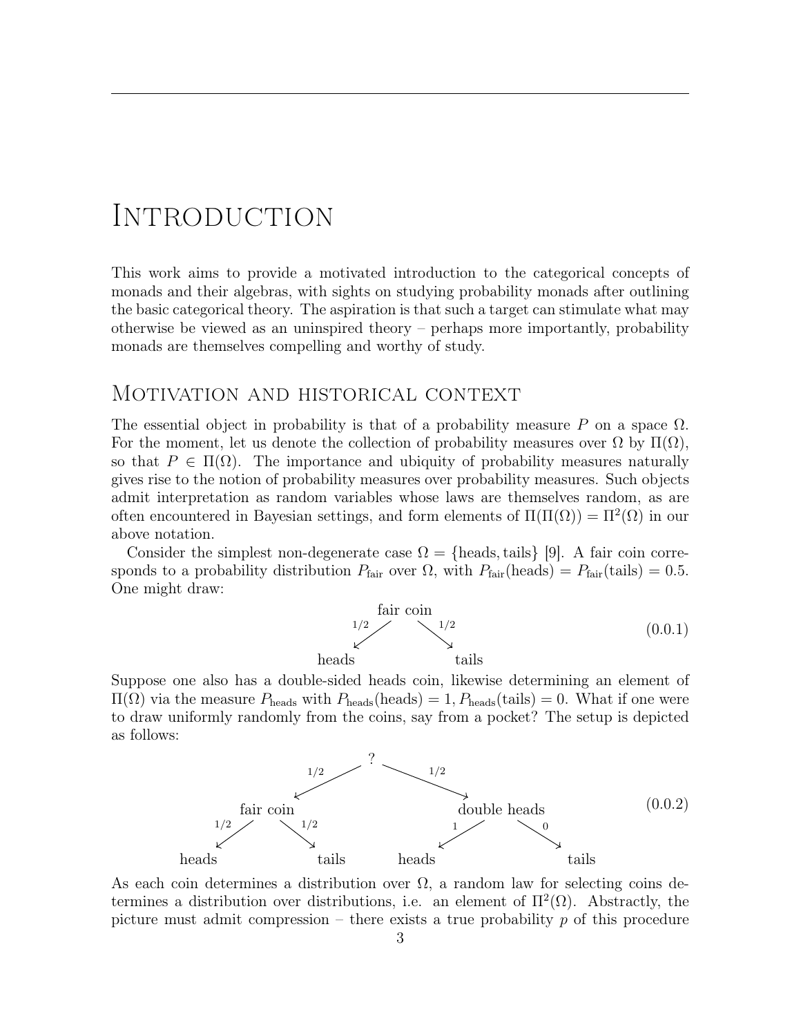# Introduction

This work aims to provide a motivated introduction to the categorical concepts of monads and their algebras, with sights on studying probability monads after outlining the basic categorical theory. The aspiration is that such a target can stimulate what may otherwise be viewed as an uninspired theory – perhaps more importantly, probability monads are themselves compelling and worthy of study.

## Motivation and historical context

The essential object in probability is that of a probability measure $P$ on a space $\Omega$. For the moment, let us denote the collection of probability measures over $\Omega$ by $\Pi(\Omega)$, so that $P \in \Pi(\Omega)$. The importance and ubiquity of probability measures naturally gives rise to the notion of probability measures over probability measures. Such objects admit interpretation as random variables whose laws are themselves random, as are often encountered in Bayesian settings, and form elements of $\Pi(\Pi(\Omega)) = \Pi^2(\Omega)$ in our above notation.

Consider the simplest non-degenerate case $\Omega = \{\text{heads}, \text{tails}\}$ [9]. A fair coin corresponds to a probability distribution $P_{\text{fair}}$ over $\Omega$, with $P_{\text{fair}}(\text{heads}) = P_{\text{fair}}(\text{tails}) = 0.5$. One might draw:

$$
\begin{array}{ccc}
 & \text{fair coin} & \\
{\scriptstyle 1/2}\swarrow & & \searrow{\scriptstyle 1/2} \\
\text{heads} & & \text{tails}
\end{array}
\tag{0.0.1}
$$

Suppose one also has a double-sided heads coin, likewise determining an element of $\Pi(\Omega)$ via the measure $P_{\text{heads}}$ with $P_{\text{heads}}(\text{heads}) = 1, P_{\text{heads}}(\text{tails}) = 0$. What if one were to draw uniformly randomly from the coins, say from a pocket? The setup is depicted as follows:

$$
\begin{array}{ccccccc}
 & & & ? & & & \\
 & & {\scriptstyle 1/2}\swarrow & & \searrow{\scriptstyle 1/2} & & \\
 & \text{fair coin} & & & & \text{double heads} & \\
{\scriptstyle 1/2}\swarrow & & \searrow{\scriptstyle 1/2} & & {\scriptstyle 1}\swarrow & & \searrow{\scriptstyle 0} \\
\text{heads} & & \text{tails} & & \text{heads} & & \text{tails}
\end{array}
\tag{0.0.2}
$$

As each coin determines a distribution over $\Omega$, a random law for selecting coins determines a distribution over distributions, i.e. an element of $\Pi^2(\Omega)$. Abstractly, the picture must admit compression – there exists a true probability $p$ of this procedure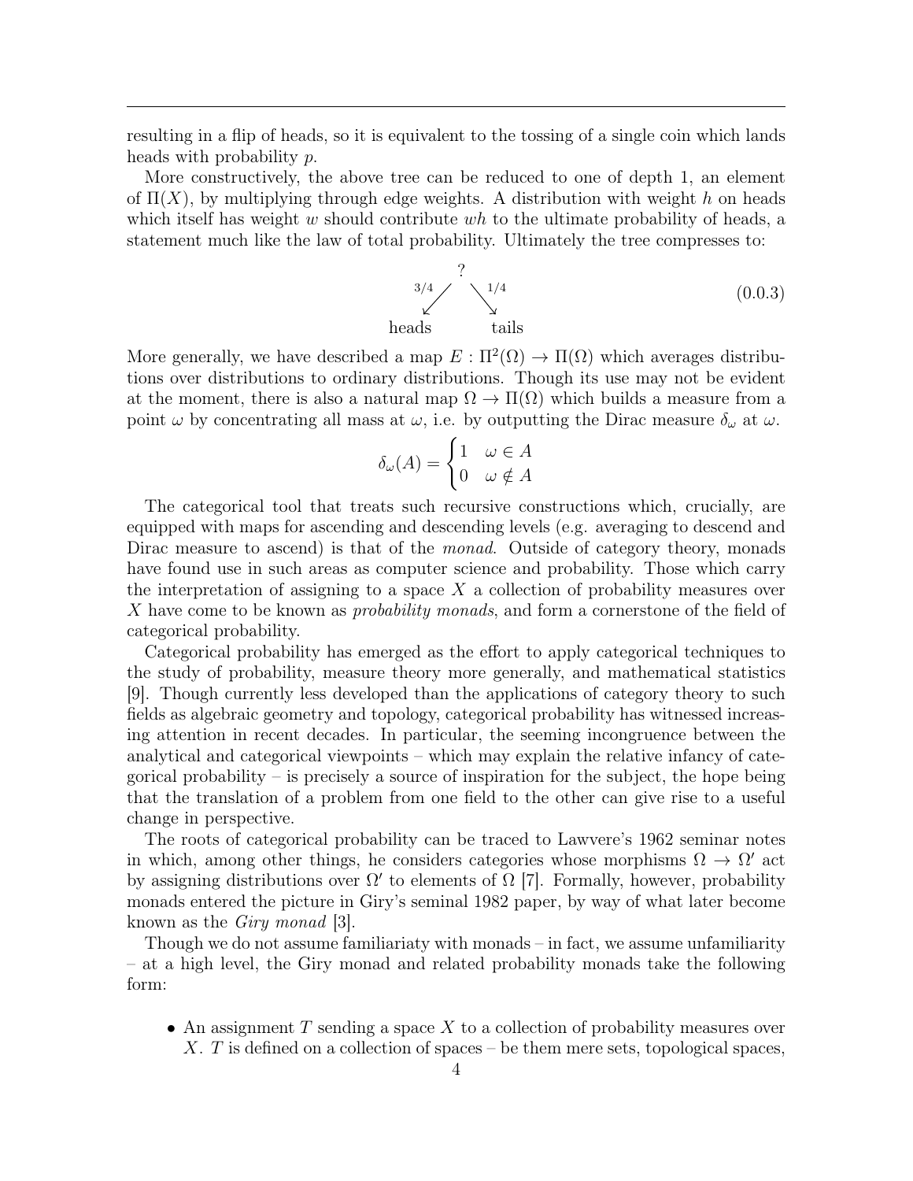resulting in a flip of heads, so it is equivalent to the tossing of a single coin which lands heads with probability $p$.

More constructively, the above tree can be reduced to one of depth 1, an element of $\Pi(X)$, by multiplying through edge weights. A distribution with weight $h$ on heads which itself has weight $w$ should contribute $wh$ to the ultimate probability of heads, a statement much like the law of total probability. Ultimately the tree compresses to:

$$\begin{array}{ccc} & ? & \\ {}^{3/4}\swarrow & & \searrow^{1/4} \\ \text{heads} & & \text{tails} \end{array} \tag{0.0.3}$$

More generally, we have described a map $E : \Pi^2(\Omega) \to \Pi(\Omega)$ which averages distributions over distributions to ordinary distributions. Though its use may not be evident at the moment, there is also a natural map $\Omega \to \Pi(\Omega)$ which builds a measure from a point $\omega$ by concentrating all mass at $\omega$, i.e. by outputting the Dirac measure $\delta_\omega$ at $\omega$.

$$\delta_\omega(A) = \begin{cases} 1 & \omega \in A \\ 0 & \omega \notin A \end{cases}$$

The categorical tool that treats such recursive constructions which, crucially, are equipped with maps for ascending and descending levels (e.g. averaging to descend and Dirac measure to ascend) is that of the *monad*. Outside of category theory, monads have found use in such areas as computer science and probability. Those which carry the interpretation of assigning to a space $X$ a collection of probability measures over $X$ have come to be known as *probability monads*, and form a cornerstone of the field of categorical probability.

Categorical probability has emerged as the effort to apply categorical techniques to the study of probability, measure theory more generally, and mathematical statistics [9]. Though currently less developed than the applications of category theory to such fields as algebraic geometry and topology, categorical probability has witnessed increasing attention in recent decades. In particular, the seeming incongruence between the analytical and categorical viewpoints – which may explain the relative infancy of categorical probability – is precisely a source of inspiration for the subject, the hope being that the translation of a problem from one field to the other can give rise to a useful change in perspective.

The roots of categorical probability can be traced to Lawvere's 1962 seminar notes in which, among other things, he considers categories whose morphisms $\Omega \to \Omega'$ act by assigning distributions over $\Omega'$ to elements of $\Omega$ [7]. Formally, however, probability monads entered the picture in Giry's seminal 1982 paper, by way of what later become known as the *Giry monad* [3].

Though we do not assume familiariaty with monads – in fact, we assume unfamiliarity – at a high level, the Giry monad and related probability monads take the following form:

- An assignment $T$ sending a space $X$ to a collection of probability measures over $X$. $T$ is defined on a collection of spaces – be them mere sets, topological spaces,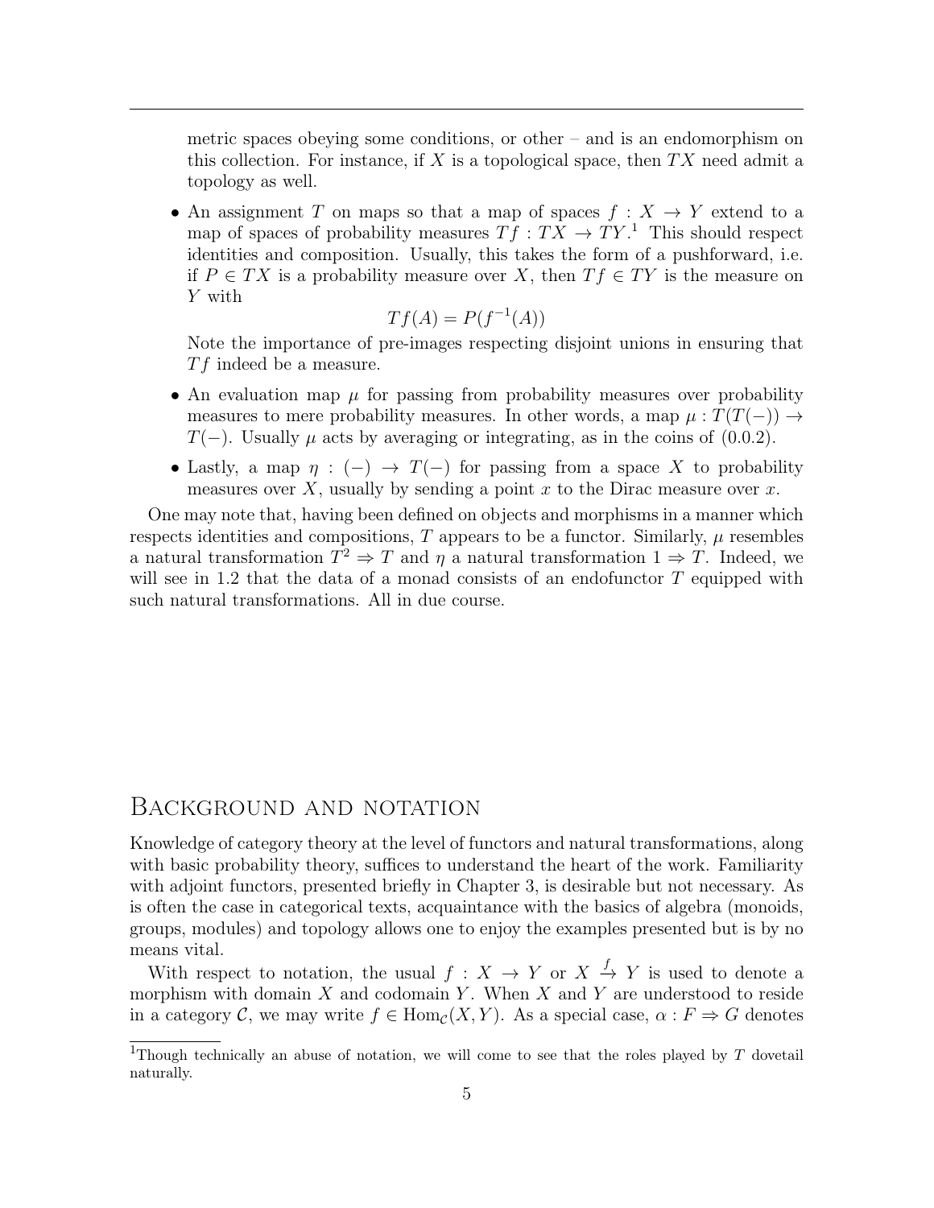metric spaces obeying some conditions, or other – and is an endomorphism on this collection. For instance, if $X$ is a topological space, then $TX$ need admit a topology as well.

- An assignment $T$ on maps so that a map of spaces $f : X \to Y$ extend to a map of spaces of probability measures $Tf : TX \to TY$.[1] This should respect identities and composition. Usually, this takes the form of a pushforward, i.e. if $P \in TX$ is a probability measure over $X$, then $Tf \in TY$ is the measure on $Y$ with

$$Tf(A) = P(f^{-1}(A))$$

  Note the importance of pre-images respecting disjoint unions in ensuring that $Tf$ indeed be a measure.

- An evaluation map $\mu$ for passing from probability measures over probability measures to mere probability measures. In other words, a map $\mu : T(T(-)) \to T(-)$. Usually $\mu$ acts by averaging or integrating, as in the coins of (0.0.2).

- Lastly, a map $\eta : (-) \to T(-)$ for passing from a space $X$ to probability measures over $X$, usually by sending a point $x$ to the Dirac measure over $x$.

One may note that, having been defined on objects and morphisms in a manner which respects identities and compositions, $T$ appears to be a functor. Similarly, $\mu$ resembles a natural transformation $T^2 \Rightarrow T$ and $\eta$ a natural transformation $1 \Rightarrow T$. Indeed, we will see in 1.2 that the data of a monad consists of an endofunctor $T$ equipped with such natural transformations. All in due course.

# Background and notation

Knowledge of category theory at the level of functors and natural transformations, along with basic probability theory, suffices to understand the heart of the work. Familiarity with adjoint functors, presented briefly in Chapter 3, is desirable but not necessary. As is often the case in categorical texts, acquaintance with the basics of algebra (monoids, groups, modules) and topology allows one to enjoy the examples presented but is by no means vital.

With respect to notation, the usual $f : X \to Y$ or $X \xrightarrow{f} Y$ is used to denote a morphism with domain $X$ and codomain $Y$. When $X$ and $Y$ are understood to reside in a category $\mathcal{C}$, we may write $f \in \mathrm{Hom}_{\mathcal{C}}(X, Y)$. As a special case, $\alpha : F \Rightarrow G$ denotes

[1] Though technically an abuse of notation, we will come to see that the roles played by $T$ dovetail naturally.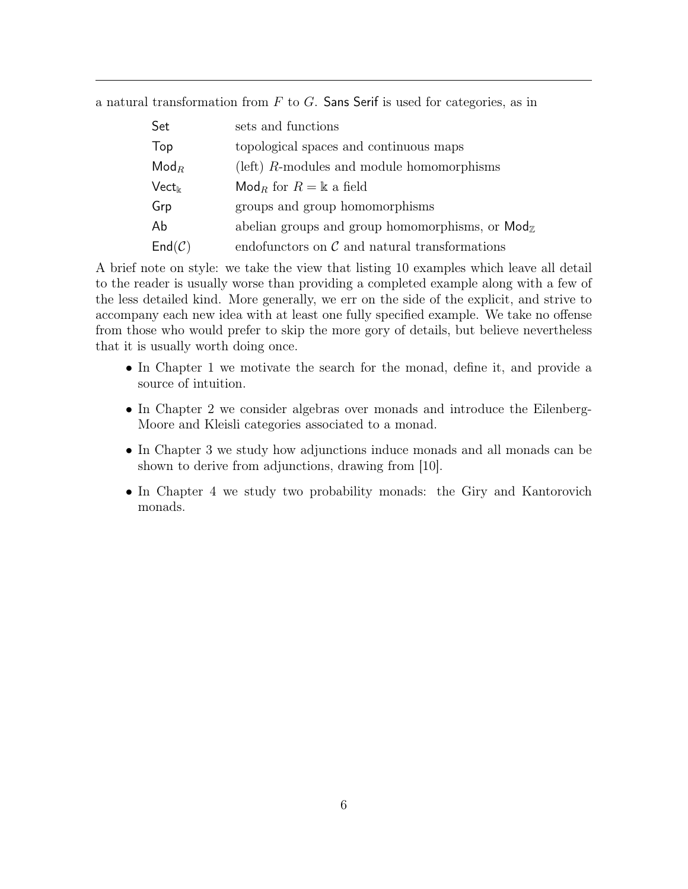a natural transformation from $F$ to $G$. Sans Serif is used for categories, as in

| | |
|---|---|
| $\mathsf{Set}$ | sets and functions |
| $\mathsf{Top}$ | topological spaces and continuous maps |
| $\mathsf{Mod}_R$ | (left) $R$-modules and module homomorphisms |
| $\mathsf{Vect}_{\Bbbk}$ | $\mathsf{Mod}_R$ for $R = \Bbbk$ a field |
| $\mathsf{Grp}$ | groups and group homomorphisms |
| $\mathsf{Ab}$ | abelian groups and group homomorphisms, or $\mathsf{Mod}_{\mathbb{Z}}$ |
| $\mathsf{End}(\mathcal{C})$ | endofunctors on $\mathcal{C}$ and natural transformations |

A brief note on style: we take the view that listing 10 examples which leave all detail to the reader is usually worse than providing a completed example along with a few of the less detailed kind. More generally, we err on the side of the explicit, and strive to accompany each new idea with at least one fully specified example. We take no offense from those who would prefer to skip the more gory of details, but believe nevertheless that it is usually worth doing once.

- In Chapter 1 we motivate the search for the monad, define it, and provide a source of intuition.
- In Chapter 2 we consider algebras over monads and introduce the Eilenberg-Moore and Kleisli categories associated to a monad.
- In Chapter 3 we study how adjunctions induce monads and all monads can be shown to derive from adjunctions, drawing from [10].
- In Chapter 4 we study two probability monads: the Giry and Kantorovich monads.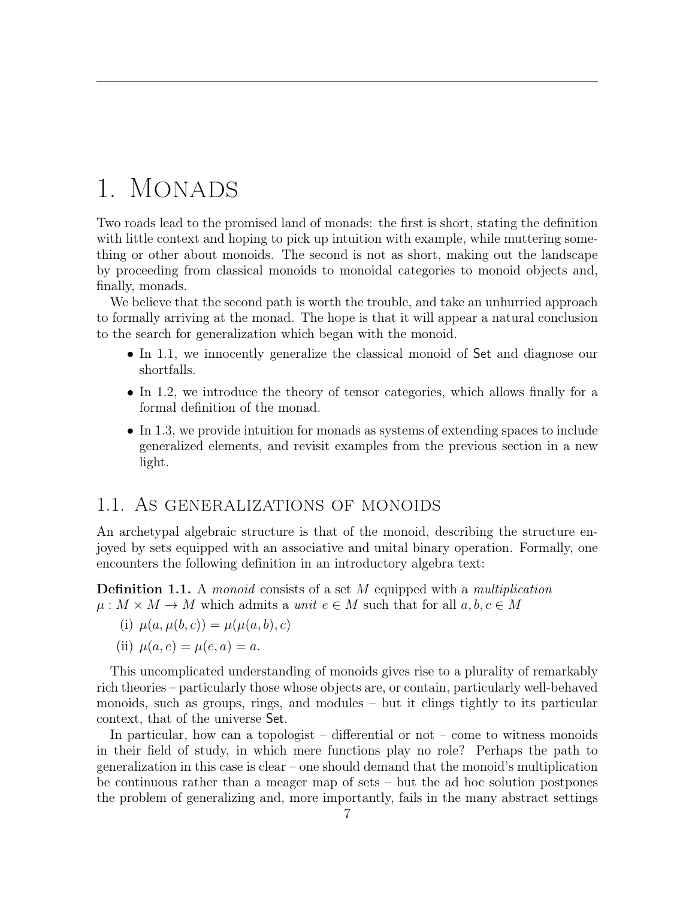# 1. Monads

Two roads lead to the promised land of monads: the first is short, stating the definition with little context and hoping to pick up intuition with example, while muttering something or other about monoids. The second is not as short, making out the landscape by proceeding from classical monoids to monoidal categories to monoid objects and, finally, monads.

We believe that the second path is worth the trouble, and take an unhurried approach to formally arriving at the monad. The hope is that it will appear a natural conclusion to the search for generalization which began with the monoid.

- In 1.1, we innocently generalize the classical monoid of $\mathsf{Set}$ and diagnose our shortfalls.
- In 1.2, we introduce the theory of tensor categories, which allows finally for a formal definition of the monad.
- In 1.3, we provide intuition for monads as systems of extending spaces to include generalized elements, and revisit examples from the previous section in a new light.

## 1.1. As generalizations of monoids

An archetypal algebraic structure is that of the monoid, describing the structure enjoyed by sets equipped with an associative and unital binary operation. Formally, one encounters the following definition in an introductory algebra text:

**Definition 1.1.** A *monoid* consists of a set $M$ equipped with a *multiplication* $\mu : M \times M \to M$ which admits a *unit* $e \in M$ such that for all $a, b, c \in M$

(i) $\mu(a, \mu(b, c)) = \mu(\mu(a, b), c)$

(ii) $\mu(a, e) = \mu(e, a) = a$.

This uncomplicated understanding of monoids gives rise to a plurality of remarkably rich theories – particularly those whose objects are, or contain, particularly well-behaved monoids, such as groups, rings, and modules – but it clings tightly to its particular context, that of the universe $\mathsf{Set}$.

In particular, how can a topologist – differential or not – come to witness monoids in their field of study, in which mere functions play no role? Perhaps the path to generalization in this case is clear – one should demand that the monoid's multiplication be continuous rather than a meager map of sets – but the ad hoc solution postpones the problem of generalizing and, more importantly, fails in the many abstract settings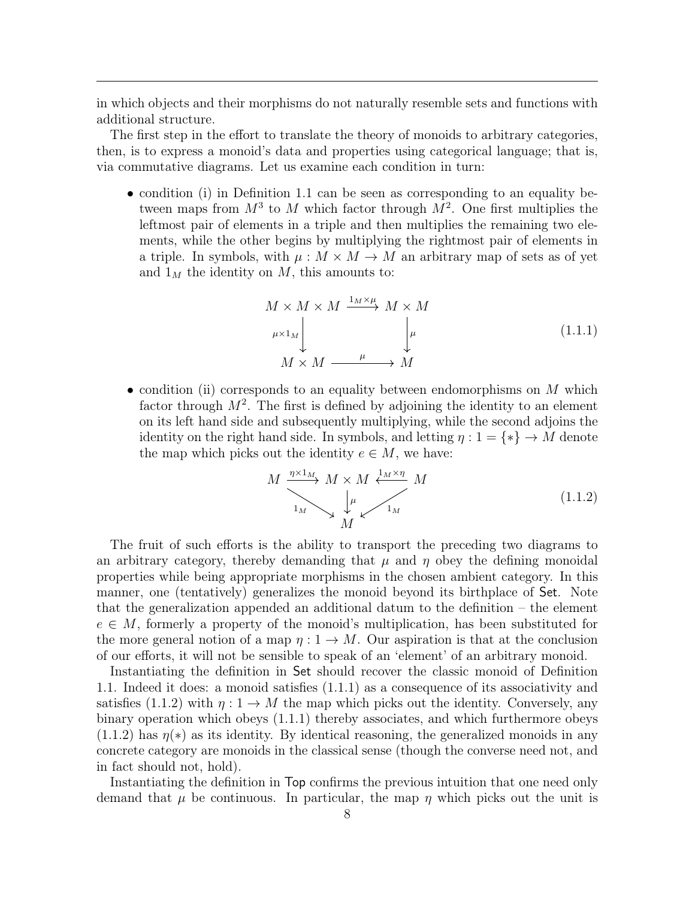in which objects and their morphisms do not naturally resemble sets and functions with additional structure.

The first step in the effort to translate the theory of monoids to arbitrary categories, then, is to express a monoid's data and properties using categorical language; that is, via commutative diagrams. Let us examine each condition in turn:

- condition (i) in Definition 1.1 can be seen as corresponding to an equality between maps from $M^3$ to $M$ which factor through $M^2$. One first multiplies the leftmost pair of elements in a triple and then multiplies the remaining two elements, while the other begins by multiplying the rightmost pair of elements in a triple. In symbols, with $\mu : M \times M \to M$ an arbitrary map of sets as of yet and $1_M$ the identity on $M$, this amounts to:

$$\begin{array}{ccc} M \times M \times M & \xrightarrow{1_M \times \mu} & M \times M \\ {\scriptstyle \mu \times 1_M}\downarrow & & \downarrow{\scriptstyle \mu} \\ M \times M & \xrightarrow{\quad \mu \quad} & M \end{array} \tag{1.1.1}$$

- condition (ii) corresponds to an equality between endomorphisms on $M$ which factor through $M^2$. The first is defined by adjoining the identity to an element on its left hand side and subsequently multiplying, while the second adjoins the identity on the right hand side. In symbols, and letting $\eta : 1 = \{*\} \to M$ denote the map which picks out the identity $e \in M$, we have:

$$\begin{array}{ccccc} M & \xrightarrow{\eta \times 1_M} & M \times M & \xleftarrow{1_M \times \eta} & M \\ & {\scriptstyle 1_M}\searrow & \downarrow{\scriptstyle \mu} & \swarrow{\scriptstyle 1_M} & \\ & & M & & \end{array} \tag{1.1.2}$$

The fruit of such efforts is the ability to transport the preceding two diagrams to an arbitrary category, thereby demanding that $\mu$ and $\eta$ obey the defining monoidal properties while being appropriate morphisms in the chosen ambient category. In this manner, one (tentatively) generalizes the monoid beyond its birthplace of $\mathsf{Set}$. Note that the generalization appended an additional datum to the definition – the element $e \in M$, formerly a property of the monoid's multiplication, has been substituted for the more general notion of a map $\eta : 1 \to M$. Our aspiration is that at the conclusion of our efforts, it will not be sensible to speak of an 'element' of an arbitrary monoid.

Instantiating the definition in $\mathsf{Set}$ should recover the classic monoid of Definition 1.1. Indeed it does: a monoid satisfies (1.1.1) as a consequence of its associativity and satisfies (1.1.2) with $\eta : 1 \to M$ the map which picks out the identity. Conversely, any binary operation which obeys (1.1.1) thereby associates, and which furthermore obeys (1.1.2) has $\eta(*)$ as its identity. By identical reasoning, the generalized monoids in any concrete category are monoids in the classical sense (though the converse need not, and in fact should not, hold).

Instantiating the definition in $\mathsf{Top}$ confirms the previous intuition that one need only demand that $\mu$ be continuous. In particular, the map $\eta$ which picks out the unit is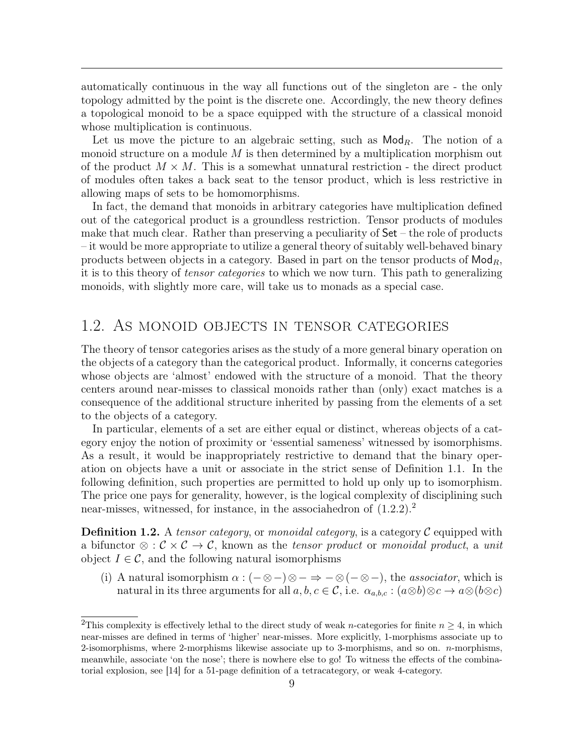automatically continuous in the way all functions out of the singleton are - the only topology admitted by the point is the discrete one. Accordingly, the new theory defines a topological monoid to be a space equipped with the structure of a classical monoid whose multiplication is continuous.

Let us move the picture to an algebraic setting, such as $\mathsf{Mod}_R$. The notion of a monoid structure on a module $M$ is then determined by a multiplication morphism out of the product $M \times M$. This is a somewhat unnatural restriction - the direct product of modules often takes a back seat to the tensor product, which is less restrictive in allowing maps of sets to be homomorphisms.

In fact, the demand that monoids in arbitrary categories have multiplication defined out of the categorical product is a groundless restriction. Tensor products of modules make that much clear. Rather than preserving a peculiarity of $\mathsf{Set}$ – the role of products – it would be more appropriate to utilize a general theory of suitably well-behaved binary products between objects in a category. Based in part on the tensor products of $\mathsf{Mod}_R$, it is to this theory of *tensor categories* to which we now turn. This path to generalizing monoids, with slightly more care, will take us to monads as a special case.

## 1.2. As monoid objects in tensor categories

The theory of tensor categories arises as the study of a more general binary operation on the objects of a category than the categorical product. Informally, it concerns categories whose objects are 'almost' endowed with the structure of a monoid. That the theory centers around near-misses to classical monoids rather than (only) exact matches is a consequence of the additional structure inherited by passing from the elements of a set to the objects of a category.

In particular, elements of a set are either equal or distinct, whereas objects of a category enjoy the notion of proximity or 'essential sameness' witnessed by isomorphisms. As a result, it would be inappropriately restrictive to demand that the binary operation on objects have a unit or associate in the strict sense of Definition 1.1. In the following definition, such properties are permitted to hold up only up to isomorphism. The price one pays for generality, however, is the logical complexity of disciplining such near-misses, witnessed, for instance, in the associahedron of (1.2.2).[2]

**Definition 1.2.** A *tensor category*, or *monoidal category*, is a category $\mathcal{C}$ equipped with a bifunctor $\otimes : \mathcal{C} \times \mathcal{C} \to \mathcal{C}$, known as the *tensor product* or *monoidal product*, a *unit* object $I \in \mathcal{C}$, and the following natural isomorphisms

(i) A natural isomorphism $\alpha : (-\otimes-)\otimes- \Rightarrow -\otimes(-\otimes-)$, the *associator*, which is natural in its three arguments for all $a, b, c \in \mathcal{C}$, i.e. $\alpha_{a,b,c} : (a\otimes b)\otimes c \to a\otimes(b\otimes c)$

[2] This complexity is effectively lethal to the direct study of weak $n$-categories for finite $n \geq 4$, in which near-misses are defined in terms of 'higher' near-misses. More explicitly, 1-morphisms associate up to 2-isomorphisms, where 2-morphisms likewise associate up to 3-morphisms, and so on. $n$-morphisms, meanwhile, associate 'on the nose'; there is nowhere else to go! To witness the effects of the combinatorial explosion, see [14] for a 51-page definition of a tetracategory, or weak 4-category.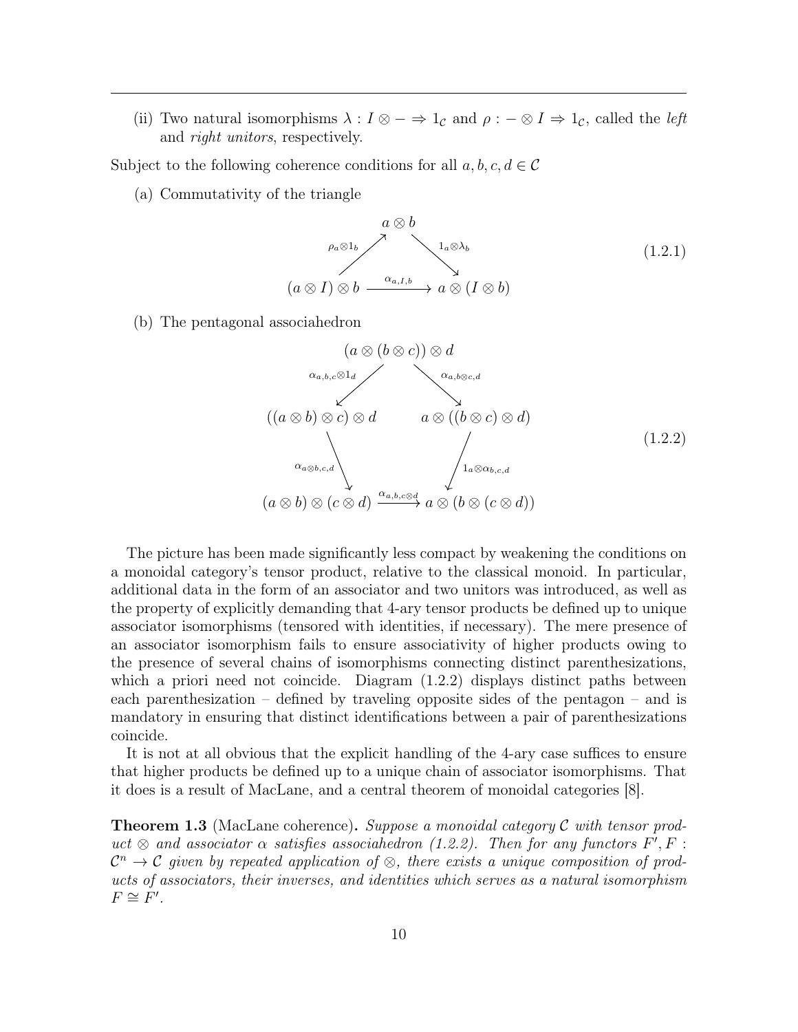(ii) Two natural isomorphisms $\lambda : I \otimes - \Rightarrow 1_{\mathcal{C}}$ and $\rho : - \otimes I \Rightarrow 1_{\mathcal{C}}$, called the *left* and *right unitors*, respectively.

Subject to the following coherence conditions for all $a, b, c, d \in \mathcal{C}$

(a) Commutativity of the triangle

$$
\begin{array}{ccc}
 & a \otimes b & \\
{\scriptstyle \rho_a \otimes 1_b} \nearrow & & \searrow {\scriptstyle 1_a \otimes \lambda_b} \\
(a \otimes I) \otimes b & \xrightarrow{\alpha_{a,I,b}} & a \otimes (I \otimes b)
\end{array}
\tag{1.2.1}
$$

(b) The pentagonal associahedron

$$
\begin{array}{ccc}
 & (a \otimes (b \otimes c)) \otimes d & \\
{\scriptstyle \alpha_{a,b,c} \otimes 1_d} \swarrow & & \searrow {\scriptstyle \alpha_{a,b \otimes c,d}} \\
((a \otimes b) \otimes c) \otimes d & & a \otimes ((b \otimes c) \otimes d) \\
{\scriptstyle \alpha_{a \otimes b,c,d}} \downarrow & & \downarrow {\scriptstyle 1_a \otimes \alpha_{b,c,d}} \\
(a \otimes b) \otimes (c \otimes d) & \xrightarrow{\alpha_{a,b,c \otimes d}} & a \otimes (b \otimes (c \otimes d))
\end{array}
\tag{1.2.2}
$$

The picture has been made significantly less compact by weakening the conditions on a monoidal category's tensor product, relative to the classical monoid. In particular, additional data in the form of an associator and two unitors was introduced, as well as the property of explicitly demanding that 4-ary tensor products be defined up to unique associator isomorphisms (tensored with identities, if necessary). The mere presence of an associator isomorphism fails to ensure associativity of higher products owing to the presence of several chains of isomorphisms connecting distinct parenthesizations, which a priori need not coincide. Diagram (1.2.2) displays distinct paths between each parenthesization – defined by traveling opposite sides of the pentagon – and is mandatory in ensuring that distinct identifications between a pair of parenthesizations coincide.

It is not at all obvious that the explicit handling of the 4-ary case suffices to ensure that higher products be defined up to a unique chain of associator isomorphisms. That it does is a result of MacLane, and a central theorem of monoidal categories [8].

**Theorem 1.3** (MacLane coherence)**.** *Suppose a monoidal category $\mathcal{C}$ with tensor product $\otimes$ and associator $\alpha$ satisfies associahedron (1.2.2). Then for any functors $F', F : \mathcal{C}^n \to \mathcal{C}$ given by repeated application of $\otimes$, there exists a unique composition of products of associators, their inverses, and identities which serves as a natural isomorphism $F \cong F'$.*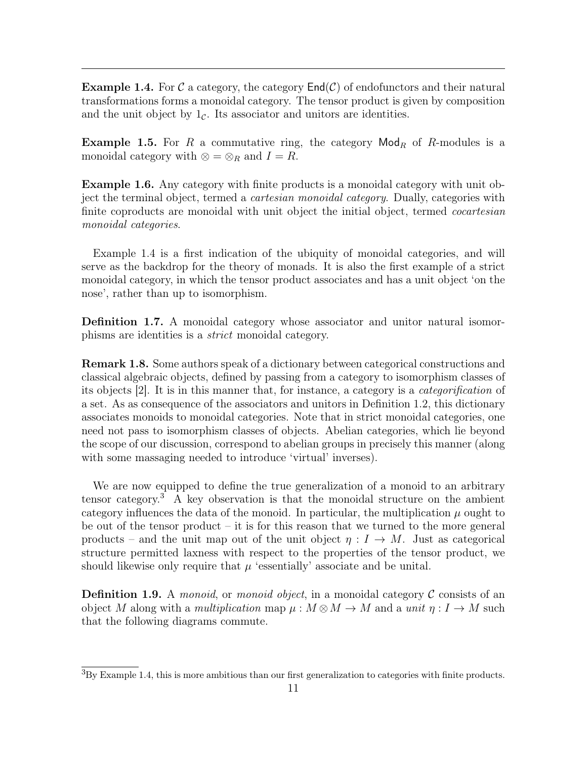**Example 1.4.** For $\mathcal{C}$ a category, the category $\mathsf{End}(\mathcal{C})$ of endofunctors and their natural transformations forms a monoidal category. The tensor product is given by composition and the unit object by $1_{\mathcal{C}}$. Its associator and unitors are identities.

**Example 1.5.** For $R$ a commutative ring, the category $\mathsf{Mod}_R$ of $R$-modules is a monoidal category with $\otimes = \otimes_R$ and $I = R$.

**Example 1.6.** Any category with finite products is a monoidal category with unit object the terminal object, termed a *cartesian monoidal category*. Dually, categories with finite coproducts are monoidal with unit object the initial object, termed *cocartesian monoidal categories*.

Example 1.4 is a first indication of the ubiquity of monoidal categories, and will serve as the backdrop for the theory of monads. It is also the first example of a strict monoidal category, in which the tensor product associates and has a unit object 'on the nose', rather than up to isomorphism.

**Definition 1.7.** A monoidal category whose associator and unitor natural isomorphisms are identities is a *strict* monoidal category.

**Remark 1.8.** Some authors speak of a dictionary between categorical constructions and classical algebraic objects, defined by passing from a category to isomorphism classes of its objects [2]. It is in this manner that, for instance, a category is a *categorification* of a set. As as consequence of the associators and unitors in Definition 1.2, this dictionary associates monoids to monoidal categories. Note that in strict monoidal categories, one need not pass to isomorphism classes of objects. Abelian categories, which lie beyond the scope of our discussion, correspond to abelian groups in precisely this manner (along with some massaging needed to introduce 'virtual' inverses).

We are now equipped to define the true generalization of a monoid to an arbitrary tensor category.[3] A key observation is that the monoidal structure on the ambient category influences the data of the monoid. In particular, the multiplication $\mu$ ought to be out of the tensor product – it is for this reason that we turned to the more general products – and the unit map out of the unit object $\eta : I \to M$. Just as categorical structure permitted laxness with respect to the properties of the tensor product, we should likewise only require that $\mu$ 'essentially' associate and be unital.

**Definition 1.9.** A *monoid*, or *monoid object*, in a monoidal category $\mathcal{C}$ consists of an object $M$ along with a *multiplication* map $\mu : M \otimes M \to M$ and a *unit* $\eta : I \to M$ such that the following diagrams commute.

[3] By Example 1.4, this is more ambitious than our first generalization to categories with finite products.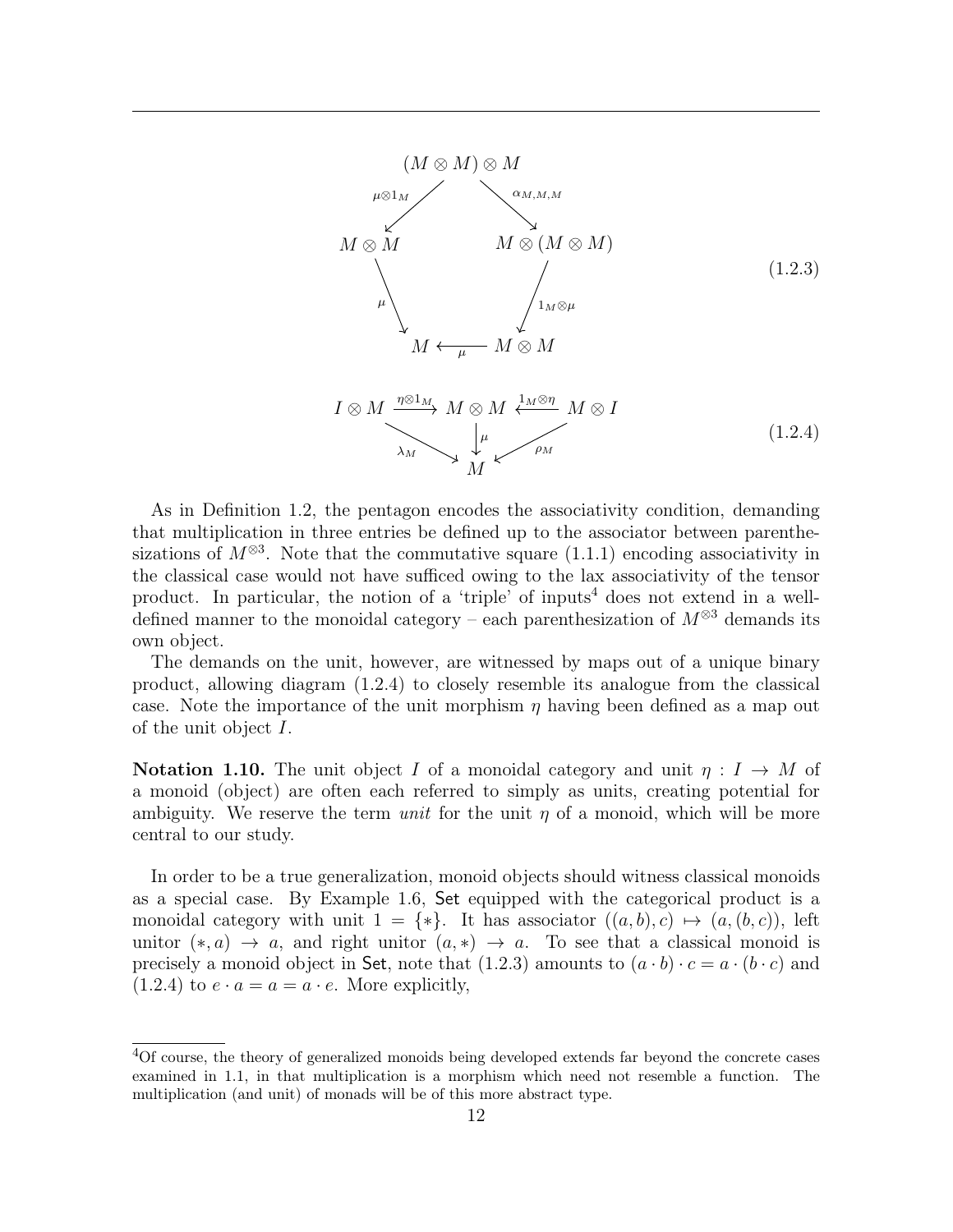$$
\begin{array}{ccc}
 & (M \otimes M) \otimes M & \\
{}^{\mu \otimes 1_M} \swarrow & & \searrow {}^{\alpha_{M,M,M}} \\
M \otimes M & & M \otimes (M \otimes M) \\
{}_{\mu} \searrow & & \swarrow {}_{1_M \otimes \mu} \\
 & M \xleftarrow[\mu]{} M \otimes M &
\end{array}
\tag{1.2.3}
$$

$$
\begin{array}{ccccc}
I \otimes M & \xrightarrow{\eta \otimes 1_M} & M \otimes M & \xleftarrow{1_M \otimes \eta} & M \otimes I \\
 & {}_{\lambda_M} \searrow & \downarrow {\scriptstyle \mu} & \swarrow {}_{\rho_M} & \\
 & & M & &
\end{array}
\tag{1.2.4}
$$

As in Definition 1.2, the pentagon encodes the associativity condition, demanding that multiplication in three entries be defined up to the associator between parenthesizations of $M^{\otimes 3}$. Note that the commutative square (1.1.1) encoding associativity in the classical case would not have sufficed owing to the lax associativity of the tensor product. In particular, the notion of a 'triple' of inputs[4] does not extend in a well-defined manner to the monoidal category – each parenthesization of $M^{\otimes 3}$ demands its own object.

The demands on the unit, however, are witnessed by maps out of a unique binary product, allowing diagram (1.2.4) to closely resemble its analogue from the classical case. Note the importance of the unit morphism $\eta$ having been defined as a map out of the unit object $I$.

**Notation 1.10.** The unit object $I$ of a monoidal category and unit $\eta : I \to M$ of a monoid (object) are often each referred to simply as units, creating potential for ambiguity. We reserve the term *unit* for the unit $\eta$ of a monoid, which will be more central to our study.

In order to be a true generalization, monoid objects should witness classical monoids as a special case. By Example 1.6, $\mathsf{Set}$ equipped with the categorical product is a monoidal category with unit $1 = \{*\}$. It has associator $((a, b), c) \mapsto (a, (b, c))$, left unitor $(*, a) \to a$, and right unitor $(a, *) \to a$. To see that a classical monoid is precisely a monoid object in $\mathsf{Set}$, note that (1.2.3) amounts to $(a \cdot b) \cdot c = a \cdot (b \cdot c)$ and (1.2.4) to $e \cdot a = a = a \cdot e$. More explicitly,

---

[4] Of course, the theory of generalized monoids being developed extends far beyond the concrete cases examined in 1.1, in that multiplication is a morphism which need not resemble a function. The multiplication (and unit) of monads will be of this more abstract type.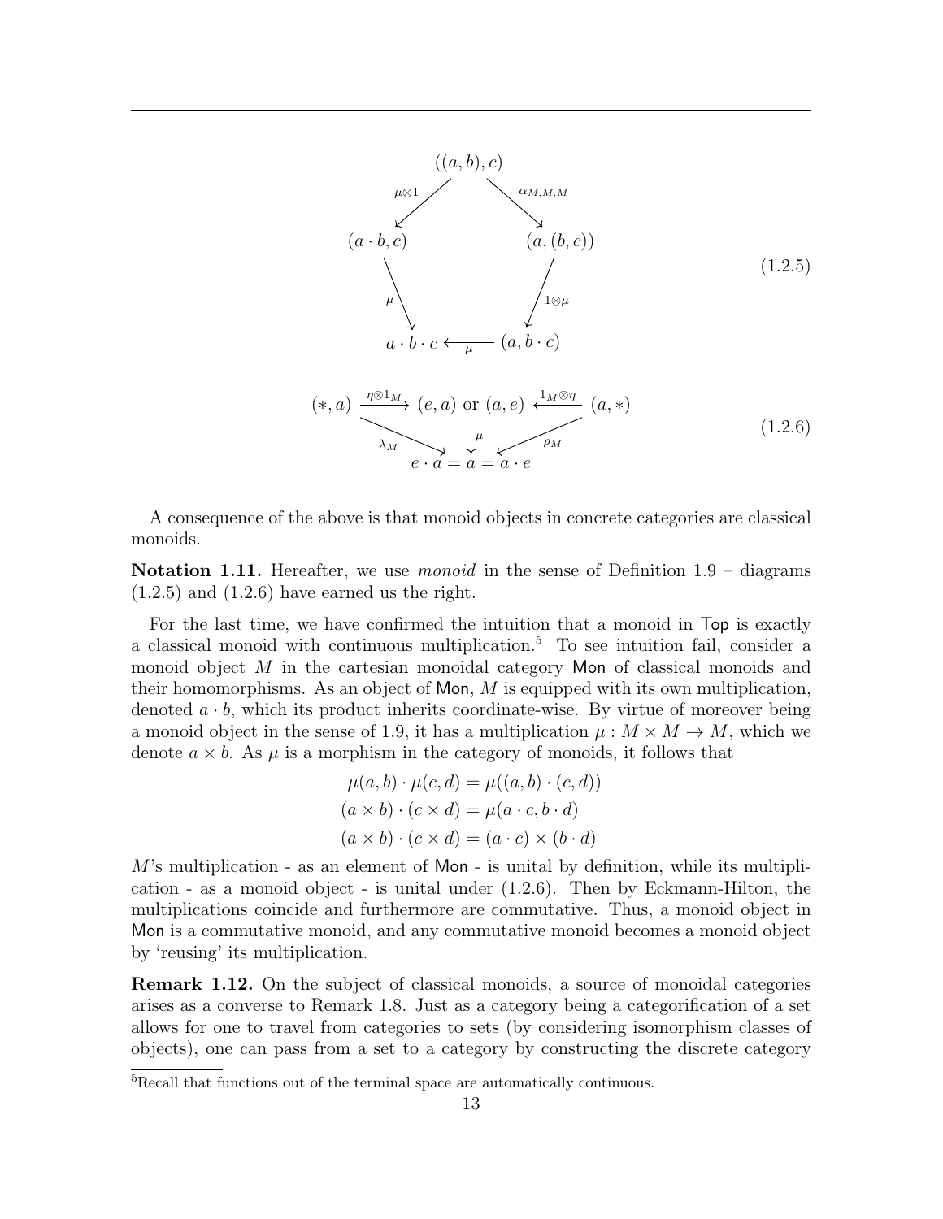$$
\begin{array}{ccccc}
 & & ((a,b),c) & & \\
 & \overset{\mu\otimes 1}{\swarrow} & & \overset{\alpha_{M,M,M}}{\searrow} & \\
(a\cdot b, c) & & & & (a,(b,c)) \\
\downarrow \mu & & & & \downarrow 1\otimes\mu \\
a\cdot b\cdot c & & \xleftarrow{\mu} & & (a, b\cdot c)
\end{array}
\tag{1.2.5}
$$

$$
\begin{array}{ccccc}
(*,a) & \xrightarrow{\eta\otimes 1_M} & (e,a) \text{ or } (a,e) & \xleftarrow{1_M\otimes\eta} & (a,*) \\
 & \underset{\lambda_M}{\searrow} & \downarrow \mu & \underset{\rho_M}{\swarrow} & \\
 & & e\cdot a = a = a\cdot e & &
\end{array}
\tag{1.2.6}
$$

A consequence of the above is that monoid objects in concrete categories are classical monoids.

**Notation 1.11.** Hereafter, we use *monoid* in the sense of Definition 1.9 – diagrams (1.2.5) and (1.2.6) have earned us the right.

For the last time, we have confirmed the intuition that a monoid in Top is exactly a classical monoid with continuous multiplication.[5] To see intuition fail, consider a monoid object $M$ in the cartesian monoidal category Mon of classical monoids and their homomorphisms. As an object of Mon, $M$ is equipped with its own multiplication, denoted $a \cdot b$, which its product inherits coordinate-wise. By virtue of moreover being a monoid object in the sense of 1.9, it has a multiplication $\mu : M \times M \to M$, which we denote $a \times b$. As $\mu$ is a morphism in the category of monoids, it follows that

$$
\begin{aligned}
\mu(a,b) \cdot \mu(c,d) &= \mu((a,b) \cdot (c,d)) \\
(a \times b) \cdot (c \times d) &= \mu(a \cdot c, b \cdot d) \\
(a \times b) \cdot (c \times d) &= (a \cdot c) \times (b \cdot d)
\end{aligned}
$$

$M$'s multiplication - as an element of Mon - is unital by definition, while its multiplication - as a monoid object - is unital under (1.2.6). Then by Eckmann-Hilton, the multiplications coincide and furthermore are commutative. Thus, a monoid object in Mon is a commutative monoid, and any commutative monoid becomes a monoid object by 'reusing' its multiplication.

**Remark 1.12.** On the subject of classical monoids, a source of monoidal categories arises as a converse to Remark 1.8. Just as a category being a categorification of a set allows for one to travel from categories to sets (by considering isomorphism classes of objects), one can pass from a set to a category by constructing the discrete category

[5] Recall that functions out of the terminal space are automatically continuous.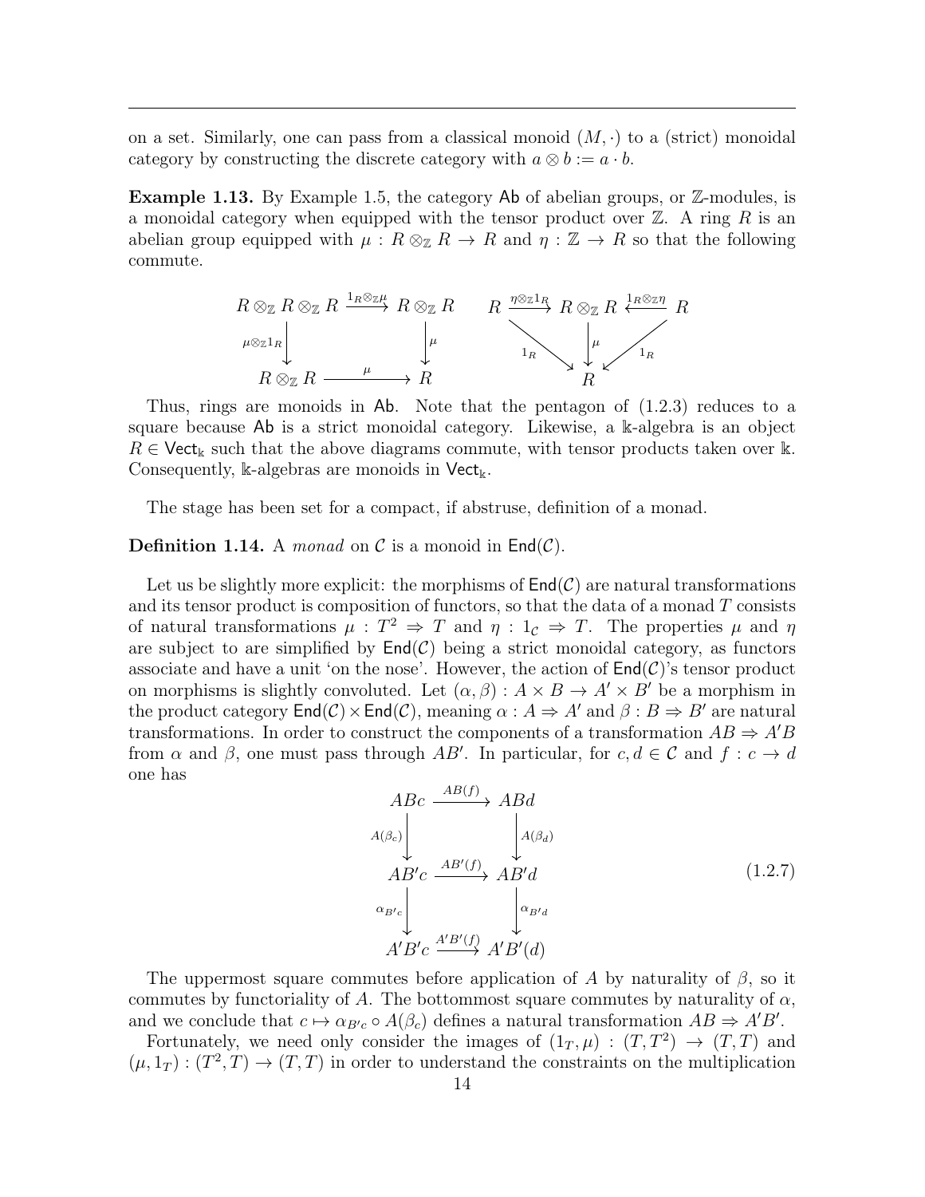on a set. Similarly, one can pass from a classical monoid $(M, \cdot)$ to a (strict) monoidal category by constructing the discrete category with $a \otimes b := a \cdot b$.

**Example 1.13.** By Example 1.5, the category $\mathsf{Ab}$ of abelian groups, or $\mathbb{Z}$-modules, is a monoidal category when equipped with the tensor product over $\mathbb{Z}$. A ring $R$ is an abelian group equipped with $\mu : R \otimes_{\mathbb{Z}} R \to R$ and $\eta : \mathbb{Z} \to R$ so that the following commute.

$$
\begin{array}{ccc}
R \otimes_{\mathbb{Z}} R \otimes_{\mathbb{Z}} R & \xrightarrow{1_R \otimes_{\mathbb{Z}} \mu} & R \otimes_{\mathbb{Z}} R \\
\downarrow{\scriptstyle \mu \otimes_{\mathbb{Z}} 1_R} & & \downarrow{\scriptstyle \mu} \\
R \otimes_{\mathbb{Z}} R & \xrightarrow{\mu} & R
\end{array}
\qquad
\begin{array}{ccccc}
R & \xrightarrow{\eta \otimes_{\mathbb{Z}} 1_R} & R \otimes_{\mathbb{Z}} R & \xleftarrow{1_R \otimes_{\mathbb{Z}} \eta} & R \\
& {\scriptstyle 1_R} \searrow & \downarrow{\scriptstyle \mu} & \swarrow {\scriptstyle 1_R} & \\
& & R & &
\end{array}
$$

Thus, rings are monoids in $\mathsf{Ab}$. Note that the pentagon of (1.2.3) reduces to a square because $\mathsf{Ab}$ is a strict monoidal category. Likewise, a $\Bbbk$-algebra is an object $R \in \mathsf{Vect}_{\Bbbk}$ such that the above diagrams commute, with tensor products taken over $\Bbbk$. Consequently, $\Bbbk$-algebras are monoids in $\mathsf{Vect}_{\Bbbk}$.

The stage has been set for a compact, if abstruse, definition of a monad.

**Definition 1.14.** A *monad* on $\mathcal{C}$ is a monoid in $\mathsf{End}(\mathcal{C})$.

Let us be slightly more explicit: the morphisms of $\mathsf{End}(\mathcal{C})$ are natural transformations and its tensor product is composition of functors, so that the data of a monad $T$ consists of natural transformations $\mu : T^2 \Rightarrow T$ and $\eta : 1_{\mathcal{C}} \Rightarrow T$. The properties $\mu$ and $\eta$ are subject to are simplified by $\mathsf{End}(\mathcal{C})$ being a strict monoidal category, as functors associate and have a unit 'on the nose'. However, the action of $\mathsf{End}(\mathcal{C})$'s tensor product on morphisms is slightly convoluted. Let $(\alpha, \beta) : A \times B \to A' \times B'$ be a morphism in the product category $\mathsf{End}(\mathcal{C}) \times \mathsf{End}(\mathcal{C})$, meaning $\alpha : A \Rightarrow A'$ and $\beta : B \Rightarrow B'$ are natural transformations. In order to construct the components of a transformation $AB \Rightarrow A'B$ from $\alpha$ and $\beta$, one must pass through $AB'$. In particular, for $c, d \in \mathcal{C}$ and $f : c \to d$ one has

$$
\begin{array}{ccc}
ABc & \xrightarrow{AB(f)} & ABd \\
\downarrow{\scriptstyle A(\beta_c)} & & \downarrow{\scriptstyle A(\beta_d)} \\
AB'c & \xrightarrow{AB'(f)} & AB'd \\
\downarrow{\scriptstyle \alpha_{B'c}} & & \downarrow{\scriptstyle \alpha_{B'd}} \\
A'B'c & \xrightarrow{A'B'(f)} & A'B'(d)
\end{array}
\tag{1.2.7}
$$

The uppermost square commutes before application of $A$ by naturality of $\beta$, so it commutes by functoriality of $A$. The bottommost square commutes by naturality of $\alpha$, and we conclude that $c \mapsto \alpha_{B'c} \circ A(\beta_c)$ defines a natural transformation $AB \Rightarrow A'B'$.

Fortunately, we need only consider the images of $(1_T, \mu) : (T, T^2) \to (T, T)$ and $(\mu, 1_T) : (T^2, T) \to (T, T)$ in order to understand the constraints on the multiplication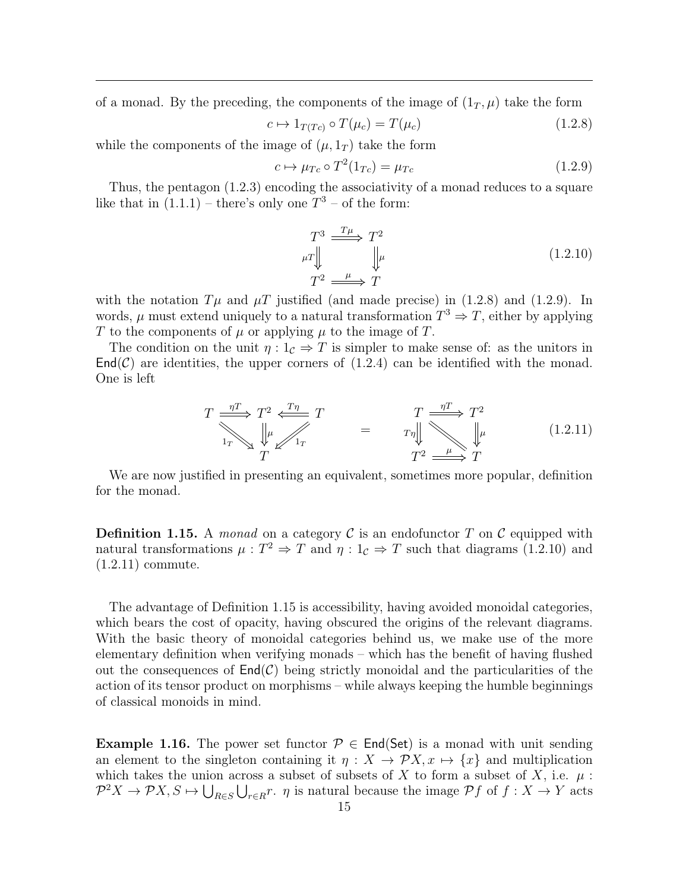of a monad. By the preceding, the components of the image of $(1_T, \mu)$ take the form

$$c \mapsto 1_{T(Tc)} \circ T(\mu_c) = T(\mu_c) \tag{1.2.8}$$

while the components of the image of $(\mu, 1_T)$ take the form

$$c \mapsto \mu_{Tc} \circ T^2(1_{Tc}) = \mu_{Tc} \tag{1.2.9}$$

Thus, the pentagon (1.2.3) encoding the associativity of a monad reduces to a square like that in (1.1.1) – there's only one $T^3$ – of the form:

$$\begin{array}{ccc} T^3 & \overset{T\mu}{\Longrightarrow} & T^2 \\ {\scriptstyle \mu T}\Downarrow & & \Downarrow{\scriptstyle \mu} \\ T^2 & \overset{\mu}{\Longrightarrow} & T \end{array} \tag{1.2.10}$$

with the notation $T\mu$ and $\mu T$ justified (and made precise) in (1.2.8) and (1.2.9). In words, $\mu$ must extend uniquely to a natural transformation $T^3 \Rightarrow T$, either by applying $T$ to the components of $\mu$ or applying $\mu$ to the image of $T$.

The condition on the unit $\eta : 1_{\mathcal{C}} \Rightarrow T$ is simpler to make sense of: as the unitors in $\mathsf{End}(\mathcal{C})$ are identities, the upper corners of (1.2.4) can be identified with the monad. One is left

$$\begin{array}{ccccc} T & \overset{\eta T}{\Longrightarrow} & T^2 & \overset{T\eta}{\Longleftarrow} & T \\ & {\scriptstyle 1_T}\searrow & \Downarrow{\scriptstyle \mu} & \swarrow{\scriptstyle 1_T} & \\ & & T & & \end{array} \quad = \quad \begin{array}{ccc} T & \overset{\eta T}{\Longrightarrow} & T^2 \\ {\scriptstyle T\eta}\Downarrow & \searrow & \Downarrow{\scriptstyle \mu} \\ T^2 & \overset{\mu}{\Longrightarrow} & T \end{array} \tag{1.2.11}$$

We are now justified in presenting an equivalent, sometimes more popular, definition for the monad.

**Definition 1.15.** A *monad* on a category $\mathcal{C}$ is an endofunctor $T$ on $\mathcal{C}$ equipped with natural transformations $\mu : T^2 \Rightarrow T$ and $\eta : 1_{\mathcal{C}} \Rightarrow T$ such that diagrams (1.2.10) and (1.2.11) commute.

The advantage of Definition 1.15 is accessibility, having avoided monoidal categories, which bears the cost of opacity, having obscured the origins of the relevant diagrams. With the basic theory of monoidal categories behind us, we make use of the more elementary definition when verifying monads – which has the benefit of having flushed out the consequences of $\mathsf{End}(\mathcal{C})$ being strictly monoidal and the particularities of the action of its tensor product on morphisms – while always keeping the humble beginnings of classical monoids in mind.

**Example 1.16.** The power set functor $\mathcal{P} \in \mathsf{End}(\mathsf{Set})$ is a monad with unit sending an element to the singleton containing it $\eta : X \to \mathcal{P}X, x \mapsto \{x\}$ and multiplication which takes the union across a subset of subsets of $X$ to form a subset of $X$, i.e. $\mu : \mathcal{P}^2X \to \mathcal{P}X, S \mapsto \bigcup_{R\in S} \bigcup_{r \in R} r$. $\eta$ is natural because the image $\mathcal{P}f$ of $f : X \to Y$ acts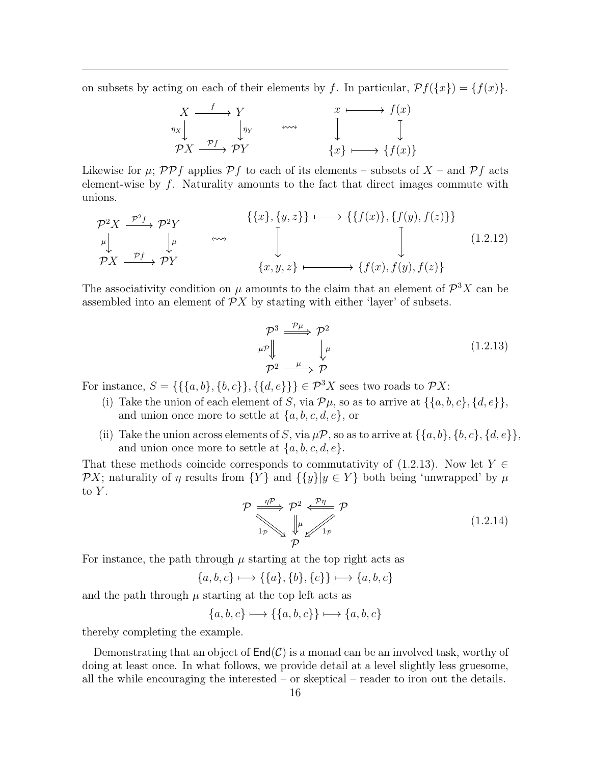on subsets by acting on each of their elements by $f$. In particular, $\mathcal{P}f(\{x\}) = \{f(x)\}$.

$$
\begin{array}{ccc}
X & \xrightarrow{f} & Y \\
{\scriptstyle \eta_X}\downarrow & & \downarrow{\scriptstyle \eta_Y} \\
\mathcal{P}X & \xrightarrow{\mathcal{P}f} & \mathcal{P}Y
\end{array}
\qquad \rightsquigarrow \qquad
\begin{array}{ccc}
x & \longmapsto & f(x) \\
\downarrow & & \downarrow \\
\{x\} & \longmapsto & \{f(x)\}
\end{array}
$$

Likewise for $\mu$; $\mathcal{P}\mathcal{P}f$ applies $\mathcal{P}f$ to each of its elements – subsets of $X$ – and $\mathcal{P}f$ acts element-wise by $f$. Naturality amounts to the fact that direct images commute with unions.

$$
\begin{array}{ccc}
\mathcal{P}^2X & \xrightarrow{\mathcal{P}^2f} & \mathcal{P}^2Y \\
{\scriptstyle \mu}\downarrow & & \downarrow{\scriptstyle \mu} \\
\mathcal{P}X & \xrightarrow{\mathcal{P}f} & \mathcal{P}Y
\end{array}
\qquad \rightsquigarrow \qquad
\begin{array}{ccc}
\{\{x\},\{y,z\}\} & \longmapsto & \{\{f(x)\},\{f(y),f(z)\}\} \\
\downarrow & & \downarrow \\
\{x,y,z\} & \longmapsto & \{f(x),f(y),f(z)\}
\end{array}
\tag{1.2.12}
$$

The associativity condition on $\mu$ amounts to the claim that an element of $\mathcal{P}^3X$ can be assembled into an element of $\mathcal{P}X$ by starting with either 'layer' of subsets.

$$
\begin{array}{ccc}
\mathcal{P}^3 & \xrightarrow{\mathcal{P}\mu} & \mathcal{P}^2 \\
{\scriptstyle \mu\mathcal{P}}\Downarrow & & \downarrow{\scriptstyle \mu} \\
\mathcal{P}^2 & \xrightarrow{\mu} & \mathcal{P}
\end{array}
\tag{1.2.13}
$$

For instance, $S = \{\{\{a,b\},\{b,c\}\},\{\{d,e\}\}\} \in \mathcal{P}^3X$ sees two roads to $\mathcal{P}X$:

(i) Take the union of each element of $S$, via $\mathcal{P}\mu$, so as to arrive at $\{\{a,b,c\},\{d,e\}\}$, and union once more to settle at $\{a,b,c,d,e\}$, or

(ii) Take the union across elements of $S$, via $\mu\mathcal{P}$, so as to arrive at $\{\{a,b\},\{b,c\},\{d,e\}\}$, and union once more to settle at $\{a,b,c,d,e\}$.

That these methods coincide corresponds to commutativity of (1.2.13). Now let $Y \in \mathcal{P}X$; naturality of $\eta$ results from $\{Y\}$ and $\{\{y\}|y \in Y\}$ both being 'unwrapped' by $\mu$ to $Y$.

$$
\begin{array}{ccccc}
\mathcal{P} & \xRightarrow{\eta\mathcal{P}} & \mathcal{P}^2 & \xLeftarrow{\mathcal{P}\eta} & \mathcal{P} \\
& {\scriptstyle 1_{\mathcal{P}}}\searrow & \Downarrow{\scriptstyle \mu} & \swarrow{\scriptstyle 1_{\mathcal{P}}} & \\
& & \mathcal{P} & &
\end{array}
\tag{1.2.14}
$$

For instance, the path through $\mu$ starting at the top right acts as

$$\{a,b,c\} \longmapsto \{\{a\},\{b\},\{c\}\} \longmapsto \{a,b,c\}$$

and the path through $\mu$ starting at the top left acts as

$$\{a,b,c\} \longmapsto \{\{a,b,c\}\} \longmapsto \{a,b,c\}$$

thereby completing the example.

Demonstrating that an object of $\mathsf{End}(\mathcal{C})$ is a monad can be an involved task, worthy of doing at least once. In what follows, we provide detail at a level slightly less gruesome, all the while encouraging the interested – or skeptical – reader to iron out the details.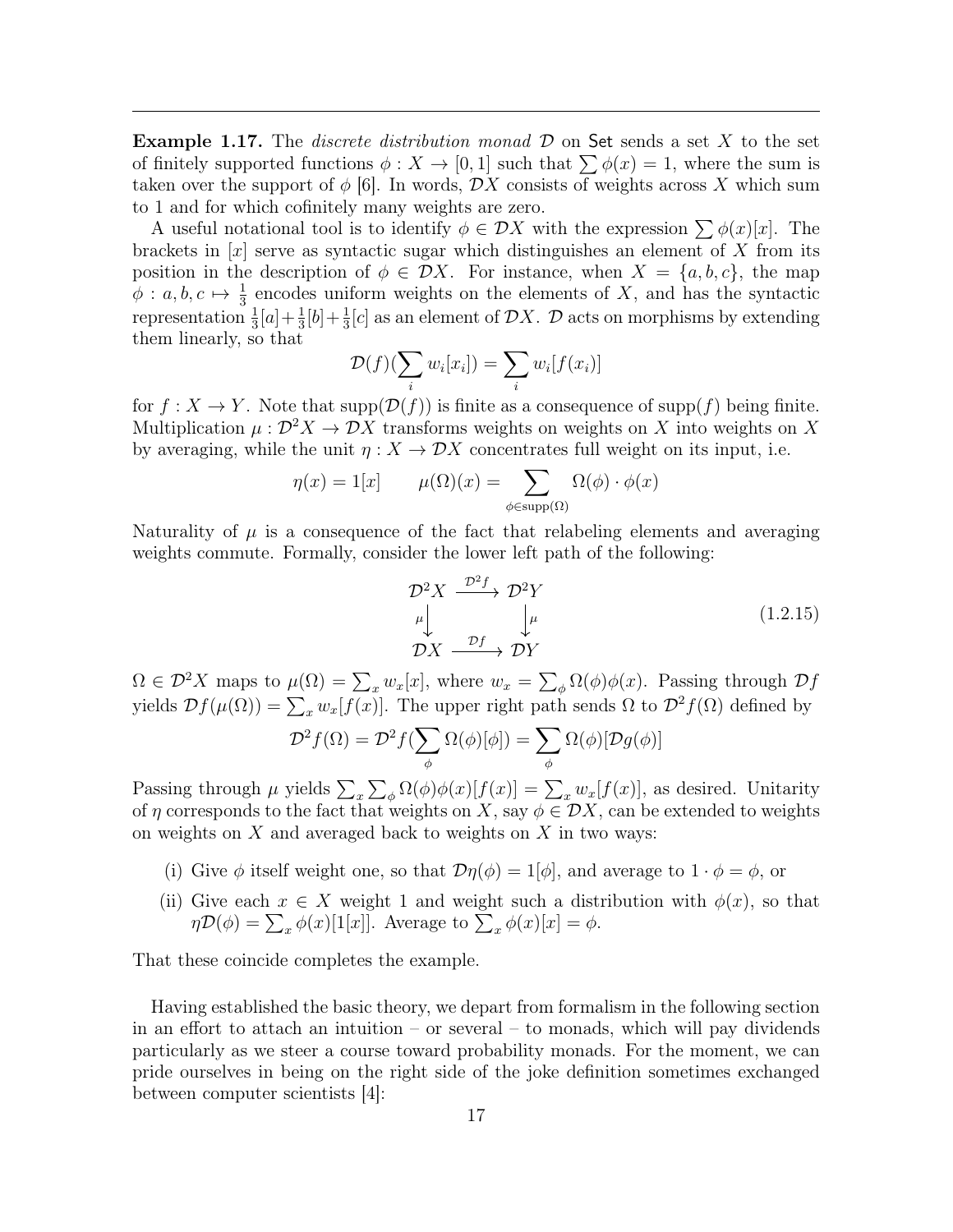**Example 1.17.** The *discrete distribution monad* $\mathcal{D}$ on $\mathsf{Set}$ sends a set $X$ to the set of finitely supported functions $\phi : X \to [0,1]$ such that $\sum \phi(x) = 1$, where the sum is taken over the support of $\phi$ [6]. In words, $\mathcal{D}X$ consists of weights across $X$ which sum to 1 and for which cofinitely many weights are zero.

A useful notational tool is to identify $\phi \in \mathcal{D}X$ with the expression $\sum \phi(x)[x]$. The brackets in $[x]$ serve as syntactic sugar which distinguishes an element of $X$ from its position in the description of $\phi \in \mathcal{D}X$. For instance, when $X = \{a, b, c\}$, the map $\phi : a, b, c \mapsto \frac{1}{3}$ encodes uniform weights on the elements of $X$, and has the syntactic representation $\frac{1}{3}[a] + \frac{1}{3}[b] + \frac{1}{3}[c]$ as an element of $\mathcal{D}X$. $\mathcal{D}$ acts on morphisms by extending them linearly, so that

$$\mathcal{D}(f)(\sum_i w_i[x_i]) = \sum_i w_i[f(x_i)]$$

for $f : X \to Y$. Note that $\mathrm{supp}(\mathcal{D}(f))$ is finite as a consequence of $\mathrm{supp}(f)$ being finite. Multiplication $\mu : \mathcal{D}^2 X \to \mathcal{D}X$ transforms weights on weights on $X$ into weights on $X$ by averaging, while the unit $\eta : X \to \mathcal{D}X$ concentrates full weight on its input, i.e.

$$\eta(x) = 1[x] \qquad \mu(\Omega)(x) = \sum_{\phi \in \mathrm{supp}(\Omega)} \Omega(\phi) \cdot \phi(x)$$

Naturality of $\mu$ is a consequence of the fact that relabeling elements and averaging weights commute. Formally, consider the lower left path of the following:

$$\begin{array}{ccc} \mathcal{D}^2 X & \xrightarrow{\mathcal{D}^2 f} & \mathcal{D}^2 Y \\ {\scriptstyle\mu}\downarrow & & \downarrow{\scriptstyle\mu} \\ \mathcal{D}X & \xrightarrow{\mathcal{D}f} & \mathcal{D}Y \end{array} \tag{1.2.15}$$

$\Omega \in \mathcal{D}^2 X$ maps to $\mu(\Omega) = \sum_x w_x[x]$, where $w_x = \sum_\phi \Omega(\phi)\phi(x)$. Passing through $\mathcal{D}f$ yields $\mathcal{D}f(\mu(\Omega)) = \sum_x w_x[f(x)]$. The upper right path sends $\Omega$ to $\mathcal{D}^2 f(\Omega)$ defined by

$$\mathcal{D}^2 f(\Omega) = \mathcal{D}^2 f(\sum_\phi \Omega(\phi)[\phi]) = \sum_\phi \Omega(\phi)[\mathcal{D}g(\phi)]$$

Passing through $\mu$ yields $\sum_x \sum_\phi \Omega(\phi)\phi(x)[f(x)] = \sum_x w_x[f(x)]$, as desired. Unitarity of $\eta$ corresponds to the fact that weights on $X$, say $\phi \in \mathcal{D}X$, can be extended to weights on weights on $X$ and averaged back to weights on $X$ in two ways:

(i) Give $\phi$ itself weight one, so that $\mathcal{D}\eta(\phi) = 1[\phi]$, and average to $1 \cdot \phi = \phi$, or

(ii) Give each $x \in X$ weight 1 and weight such a distribution with $\phi(x)$, so that $\eta\mathcal{D}(\phi) = \sum_x \phi(x)[1[x]]$. Average to $\sum_x \phi(x)[x] = \phi$.

That these coincide completes the example.

Having established the basic theory, we depart from formalism in the following section in an effort to attach an intuition – or several – to monads, which will pay dividends particularly as we steer a course toward probability monads. For the moment, we can pride ourselves in being on the right side of the joke definition sometimes exchanged between computer scientists [4]: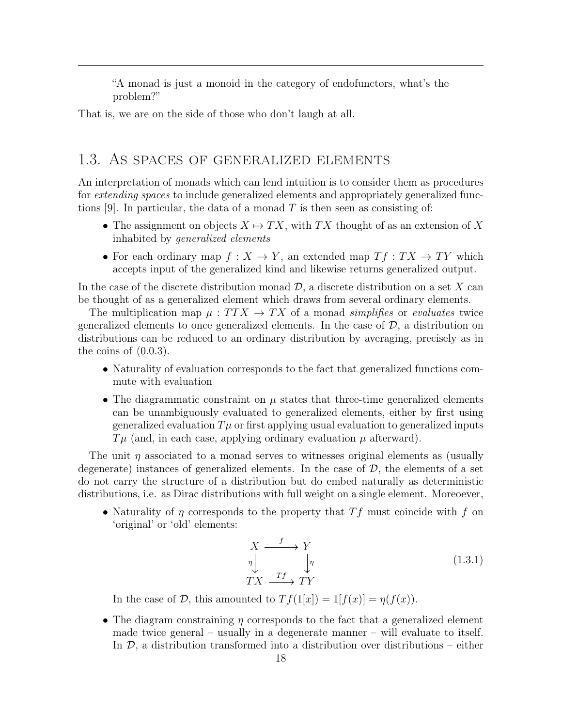> "A monad is just a monoid in the category of endofunctors, what's the problem?"

That is, we are on the side of those who don't laugh at all.

## 1.3. As spaces of generalized elements

An interpretation of monads which can lend intuition is to consider them as procedures for *extending spaces* to include generalized elements and appropriately generalized functions [9]. In particular, the data of a monad $T$ is then seen as consisting of:

- The assignment on objects $X \mapsto TX$, with $TX$ thought of as an extension of $X$ inhabited by *generalized elements*
- For each ordinary map $f : X \to Y$, an extended map $Tf : TX \to TY$ which accepts input of the generalized kind and likewise returns generalized output.

In the case of the discrete distribution monad $\mathcal{D}$, a discrete distribution on a set $X$ can be thought of as a generalized element which draws from several ordinary elements.

The multiplication map $\mu : TTX \to TX$ of a monad *simplifies* or *evaluates* twice generalized elements to once generalized elements. In the case of $\mathcal{D}$, a distribution on distributions can be reduced to an ordinary distribution by averaging, precisely as in the coins of (0.0.3).

- Naturality of evaluation corresponds to the fact that generalized functions commute with evaluation
- The diagrammatic constraint on $\mu$ states that three-time generalized elements can be unambiguously evaluated to generalized elements, either by first using generalized evaluation $T\mu$ or first applying usual evaluation to generalized inputs $T\mu$ (and, in each case, applying ordinary evaluation $\mu$ afterward).

The unit $\eta$ associated to a monad serves to witnesses original elements as (usually degenerate) instances of generalized elements. In the case of $\mathcal{D}$, the elements of a set do not carry the structure of a distribution but do embed naturally as deterministic distributions, i.e. as Dirac distributions with full weight on a single element. Moreoever,

- Naturality of $\eta$ corresponds to the property that $Tf$ must coincide with $f$ on 'original' or 'old' elements:

$$\begin{array}{ccc} X & \xrightarrow{f} & Y \\ {\scriptstyle\eta}\downarrow & & \downarrow{\scriptstyle\eta} \\ TX & \xrightarrow{Tf} & TY \end{array} \tag{1.3.1}$$

  In the case of $\mathcal{D}$, this amounted to $Tf(1[x]) = 1[f(x)] = \eta(f(x))$.

- The diagram constraining $\eta$ corresponds to the fact that a generalized element made twice general – usually in a degenerate manner – will evaluate to itself. In $\mathcal{D}$, a distribution transformed into a distribution over distributions – either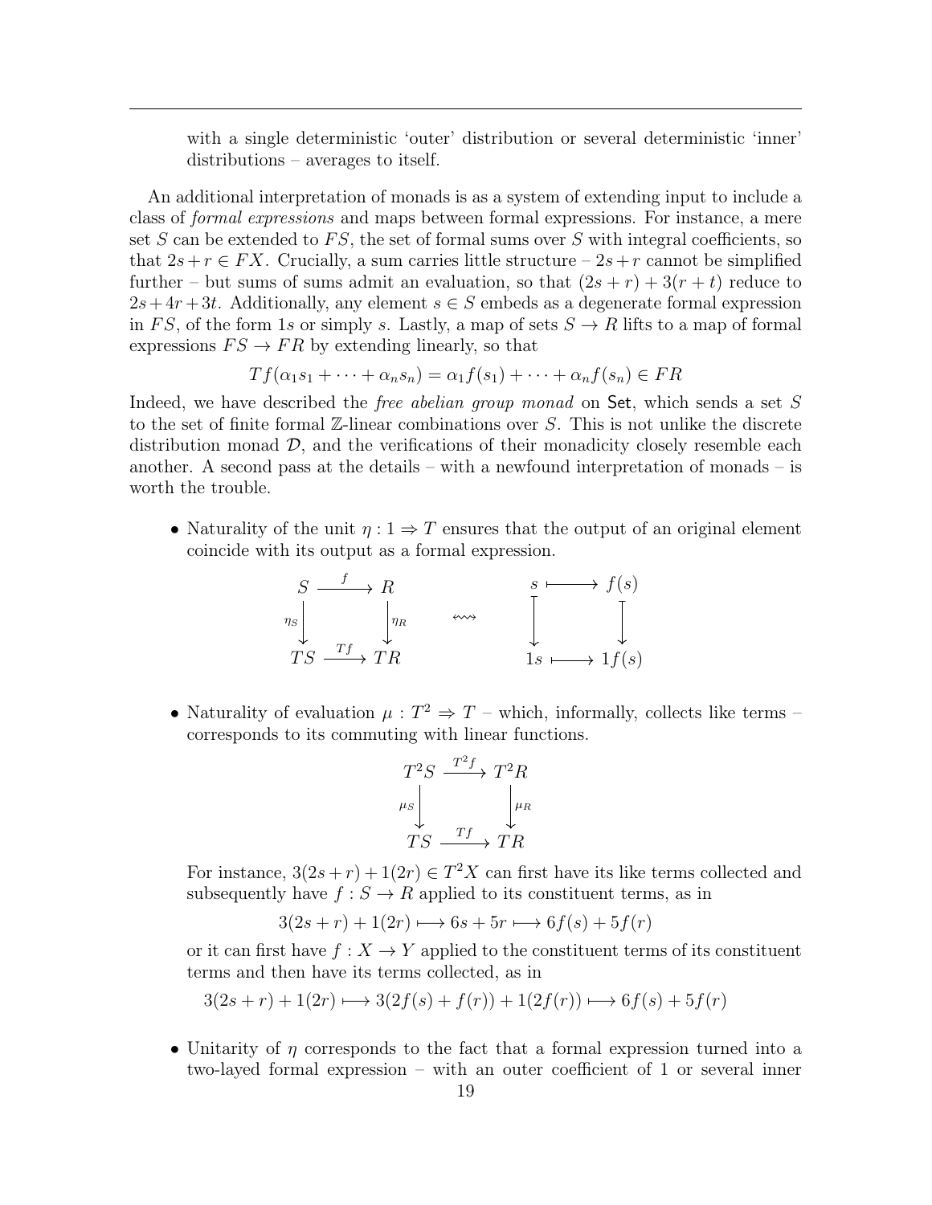with a single deterministic 'outer' distribution or several deterministic 'inner' distributions – averages to itself.

An additional interpretation of monads is as a system of extending input to include a class of *formal expressions* and maps between formal expressions. For instance, a mere set $S$ can be extended to $FS$, the set of formal sums over $S$ with integral coefficients, so that $2s + r \in FX$. Crucially, a sum carries little structure – $2s + r$ cannot be simplified further – but sums of sums admit an evaluation, so that $(2s + r) + 3(r + t)$ reduce to $2s + 4r + 3t$. Additionally, any element $s \in S$ embeds as a degenerate formal expression in $FS$, of the form $1s$ or simply $s$. Lastly, a map of sets $S \to R$ lifts to a map of formal expressions $FS \to FR$ by extending linearly, so that

$$Tf(\alpha_1 s_1 + \cdots + \alpha_n s_n) = \alpha_1 f(s_1) + \cdots + \alpha_n f(s_n) \in FR$$

Indeed, we have described the *free abelian group monad* on $\mathsf{Set}$, which sends a set $S$ to the set of finite formal $\mathbb{Z}$-linear combinations over $S$. This is not unlike the discrete distribution monad $\mathcal{D}$, and the verifications of their monadicity closely resemble each another. A second pass at the details – with a newfound interpretation of monads – is worth the trouble.

- Naturality of the unit $\eta : 1 \Rightarrow T$ ensures that the output of an original element coincide with its output as a formal expression.

$$\begin{array}{ccc} S & \xrightarrow{f} & R \\ \downarrow{\scriptstyle \eta_S} & & \downarrow{\scriptstyle \eta_R} \\ TS & \xrightarrow{Tf} & TR \end{array} \qquad \rightsquigarrow \qquad \begin{array}{ccc} s & \longmapsto & f(s) \\ \downarrow & & \downarrow \\ 1s & \longmapsto & 1f(s) \end{array}$$

- Naturality of evaluation $\mu : T^2 \Rightarrow T$ – which, informally, collects like terms – corresponds to its commuting with linear functions.

$$\begin{array}{ccc} T^2S & \xrightarrow{T^2 f} & T^2R \\ \downarrow{\scriptstyle \mu_S} & & \downarrow{\scriptstyle \mu_R} \\ TS & \xrightarrow{Tf} & TR \end{array}$$

  For instance, $3(2s + r) + 1(2r) \in T^2X$ can first have its like terms collected and subsequently have $f : S \to R$ applied to its constituent terms, as in

$$3(2s + r) + 1(2r) \longmapsto 6s + 5r \longmapsto 6f(s) + 5f(r)$$

  or it can first have $f : X \to Y$ applied to the constituent terms of its constituent terms and then have its terms collected, as in

$$3(2s + r) + 1(2r) \longmapsto 3(2f(s) + f(r)) + 1(2f(r)) \longmapsto 6f(s) + 5f(r)$$

- Unitarity of $\eta$ corresponds to the fact that a formal expression turned into a two-layed formal expression – with an outer coefficient of 1 or several inner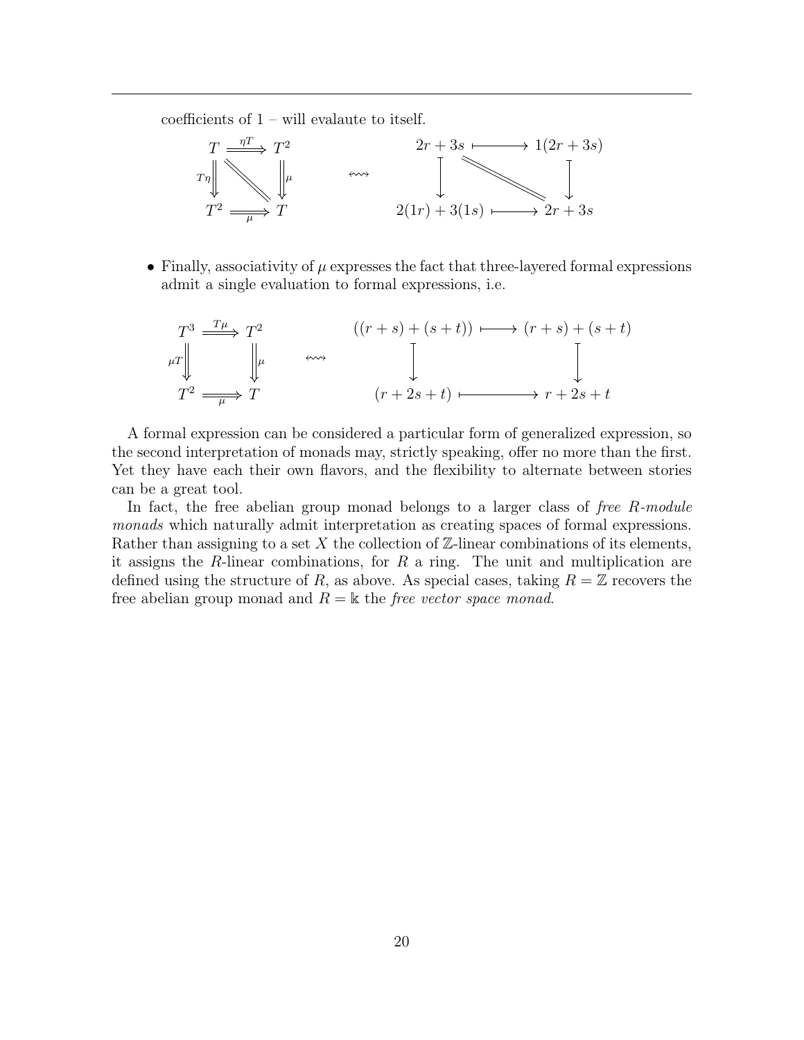coefficients of 1 – will evalaute to itself.

$$
\begin{array}{ccc}
T & \overset{\eta T}{\Longrightarrow} & T^2 \\
{\scriptstyle T\eta}\Downarrow & \diagdown\!\!\diagdown & \Downarrow{\scriptstyle \mu} \\
T^2 & \underset{\mu}{\Longrightarrow} & T
\end{array}
\quad \leftrightsquigarrow \quad
\begin{array}{ccc}
2r + 3s & \longmapsto & 1(2r + 3s) \\
\downarrow & \diagdown\!\!\diagdown & \downarrow \\
2(1r) + 3(1s) & \longmapsto & 2r + 3s
\end{array}
$$

- Finally, associativity of $\mu$ expresses the fact that three-layered formal expressions admit a single evaluation to formal expressions, i.e.

$$
\begin{array}{ccc}
T^3 & \overset{T\mu}{\Longrightarrow} & T^2 \\
{\scriptstyle \mu T}\Downarrow & & \Downarrow{\scriptstyle \mu} \\
T^2 & \underset{\mu}{\Longrightarrow} & T
\end{array}
\quad \leftrightsquigarrow \quad
\begin{array}{ccc}
((r + s) + (s + t)) & \longmapsto & (r + s) + (s + t) \\
\downarrow & & \downarrow \\
(r + 2s + t) & \longmapsto & r + 2s + t
\end{array}
$$

A formal expression can be considered a particular form of generalized expression, so the second interpretation of monads may, strictly speaking, offer no more than the first. Yet they have each their own flavors, and the flexibility to alternate between stories can be a great tool.

In fact, the free abelian group monad belongs to a larger class of *free $R$-module monads* which naturally admit interpretation as creating spaces of formal expressions. Rather than assigning to a set $X$ the collection of $\mathbb{Z}$-linear combinations of its elements, it assigns the $R$-linear combinations, for $R$ a ring. The unit and multiplication are defined using the structure of $R$, as above. As special cases, taking $R = \mathbb{Z}$ recovers the free abelian group monad and $R = \Bbbk$ the *free vector space monad*.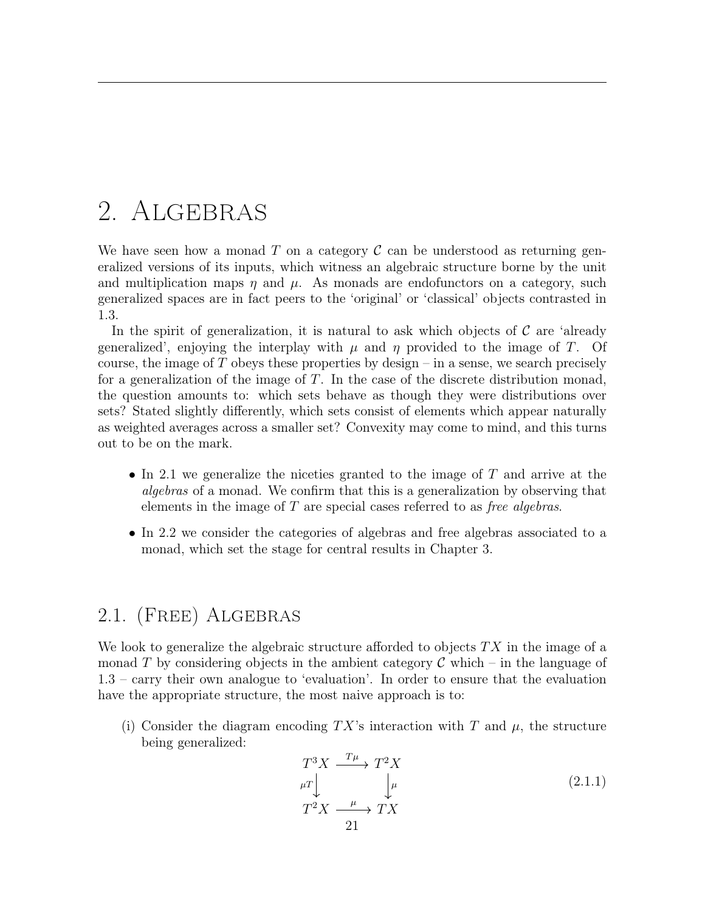# 2. Algebras

We have seen how a monad $T$ on a category $\mathcal{C}$ can be understood as returning generalized versions of its inputs, which witness an algebraic structure borne by the unit and multiplication maps $\eta$ and $\mu$. As monads are endofunctors on a category, such generalized spaces are in fact peers to the 'original' or 'classical' objects contrasted in 1.3.

In the spirit of generalization, it is natural to ask which objects of $\mathcal{C}$ are 'already generalized', enjoying the interplay with $\mu$ and $\eta$ provided to the image of $T$. Of course, the image of $T$ obeys these properties by design – in a sense, we search precisely for a generalization of the image of $T$. In the case of the discrete distribution monad, the question amounts to: which sets behave as though they were distributions over sets? Stated slightly differently, which sets consist of elements which appear naturally as weighted averages across a smaller set? Convexity may come to mind, and this turns out to be on the mark.

- In 2.1 we generalize the niceties granted to the image of $T$ and arrive at the *algebras* of a monad. We confirm that this is a generalization by observing that elements in the image of $T$ are special cases referred to as *free algebras*.
- In 2.2 we consider the categories of algebras and free algebras associated to a monad, which set the stage for central results in Chapter 3.

## 2.1. (Free) Algebras

We look to generalize the algebraic structure afforded to objects $TX$ in the image of a monad $T$ by considering objects in the ambient category $\mathcal{C}$ which – in the language of 1.3 – carry their own analogue to 'evaluation'. In order to ensure that the evaluation have the appropriate structure, the most naive approach is to:

(i) Consider the diagram encoding $TX$'s interaction with $T$ and $\mu$, the structure being generalized:

$$\begin{array}{ccc} T^3X & \xrightarrow{T\mu} & T^2X \\ {\scriptstyle \mu T}\downarrow & & \downarrow{\scriptstyle \mu} \\ T^2X & \xrightarrow{\mu} & TX \end{array} \tag{2.1.1}$$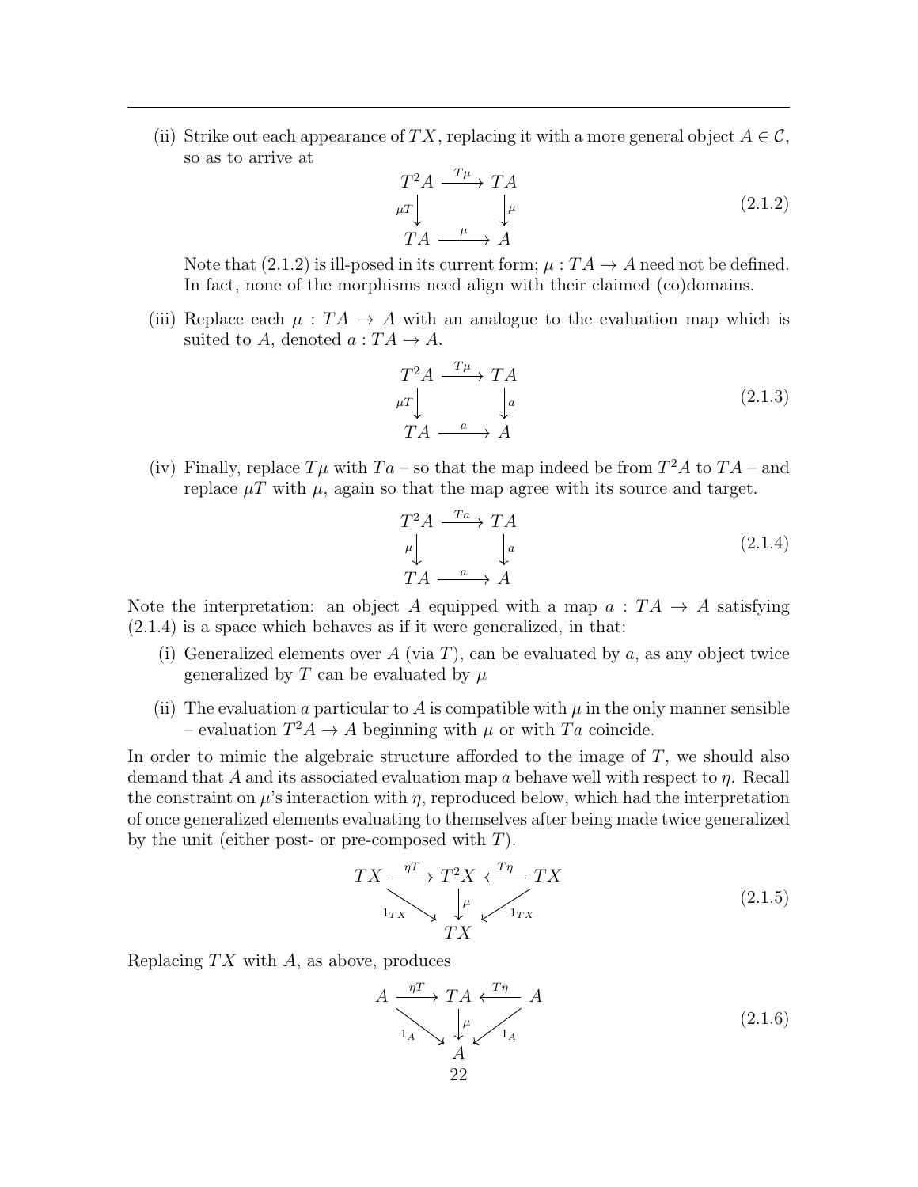(ii) Strike out each appearance of $TX$, replacing it with a more general object $A \in \mathcal{C}$, so as to arrive at

$$
\begin{array}{ccc}
T^2A & \xrightarrow{T\mu} & TA \\
{\scriptstyle \mu T}\downarrow & & \downarrow{\scriptstyle \mu} \\
TA & \xrightarrow{\mu} & A
\end{array}
\tag{2.1.2}
$$

Note that (2.1.2) is ill-posed in its current form; $\mu : TA \to A$ need not be defined. In fact, none of the morphisms need align with their claimed (co)domains.

(iii) Replace each $\mu : TA \to A$ with an analogue to the evaluation map which is suited to $A$, denoted $a : TA \to A$.

$$
\begin{array}{ccc}
T^2A & \xrightarrow{T\mu} & TA \\
{\scriptstyle \mu T}\downarrow & & \downarrow{\scriptstyle a} \\
TA & \xrightarrow{a} & A
\end{array}
\tag{2.1.3}
$$

(iv) Finally, replace $T\mu$ with $Ta$ – so that the map indeed be from $T^2A$ to $TA$ – and replace $\mu T$ with $\mu$, again so that the map agree with its source and target.

$$
\begin{array}{ccc}
T^2A & \xrightarrow{Ta} & TA \\
{\scriptstyle \mu}\downarrow & & \downarrow{\scriptstyle a} \\
TA & \xrightarrow{a} & A
\end{array}
\tag{2.1.4}
$$

Note the interpretation: an object $A$ equipped with a map $a : TA \to A$ satisfying (2.1.4) is a space which behaves as if it were generalized, in that:

(i) Generalized elements over $A$ (via $T$), can be evaluated by $a$, as any object twice generalized by $T$ can be evaluated by $\mu$

(ii) The evaluation $a$ particular to $A$ is compatible with $\mu$ in the only manner sensible – evaluation $T^2A \to A$ beginning with $\mu$ or with $Ta$ coincide.

In order to mimic the algebraic structure afforded to the image of $T$, we should also demand that $A$ and its associated evaluation map $a$ behave well with respect to $\eta$. Recall the constraint on $\mu$'s interaction with $\eta$, reproduced below, which had the interpretation of once generalized elements evaluating to themselves after being made twice generalized by the unit (either post- or pre-composed with $T$).

$$
\begin{array}{ccccc}
TX & \xrightarrow{\eta T} & T^2X & \xleftarrow{T\eta} & TX \\
& {\scriptstyle 1_{TX}}\searrow & \downarrow{\scriptstyle \mu} & \swarrow{\scriptstyle 1_{TX}} & \\
& & TX & &
\end{array}
\tag{2.1.5}
$$

Replacing $TX$ with $A$, as above, produces

$$
\begin{array}{ccccc}
A & \xrightarrow{\eta T} & TA & \xleftarrow{T\eta} & A \\
& {\scriptstyle 1_{A}}\searrow & \downarrow{\scriptstyle \mu} & \swarrow{\scriptstyle 1_{A}} & \\
& & A & &
\end{array}
\tag{2.1.6}
$$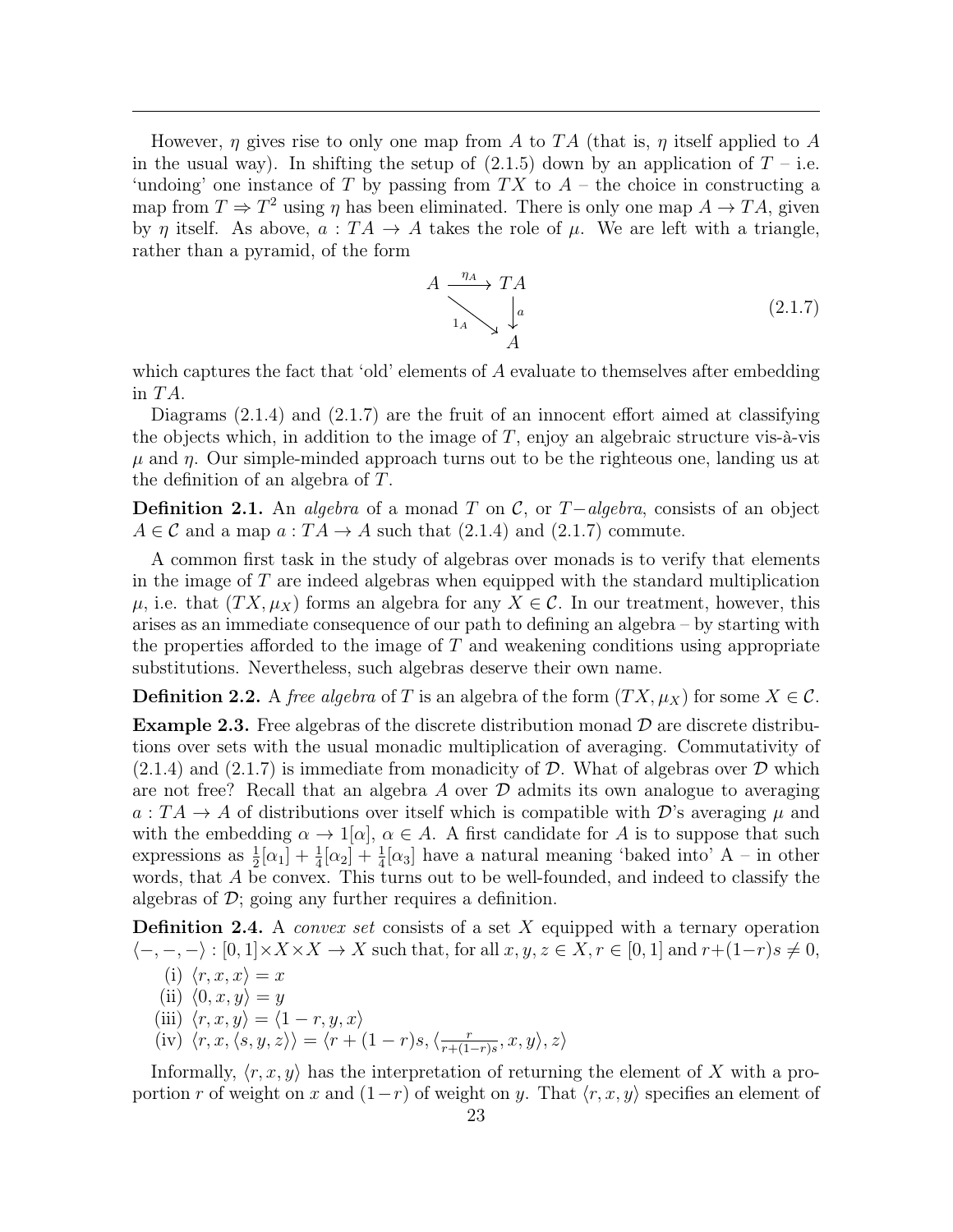However, $\eta$ gives rise to only one map from $A$ to $TA$ (that is, $\eta$ itself applied to $A$ in the usual way). In shifting the setup of (2.1.5) down by an application of $T$ – i.e. 'undoing' one instance of $T$ by passing from $TX$ to $A$ – the choice in constructing a map from $T \Rightarrow T^2$ using $\eta$ has been eliminated. There is only one map $A \to TA$, given by $\eta$ itself. As above, $a : TA \to A$ takes the role of $\mu$. We are left with a triangle, rather than a pyramid, of the form

$$\begin{array}{ccc} A & \xrightarrow{\eta_A} & TA \\ & {}_{1_A}\searrow & \downarrow{\scriptstyle a} \\ & & A \end{array} \tag{2.1.7}$$

which captures the fact that 'old' elements of $A$ evaluate to themselves after embedding in $TA$.

Diagrams (2.1.4) and (2.1.7) are the fruit of an innocent effort aimed at classifying the objects which, in addition to the image of $T$, enjoy an algebraic structure vis-à-vis $\mu$ and $\eta$. Our simple-minded approach turns out to be the righteous one, landing us at the definition of an algebra of $T$.

**Definition 2.1.** An *algebra* of a monad $T$ on $\mathcal{C}$, or $T-$*algebra*, consists of an object $A \in \mathcal{C}$ and a map $a : TA \to A$ such that (2.1.4) and (2.1.7) commute.

A common first task in the study of algebras over monads is to verify that elements in the image of $T$ are indeed algebras when equipped with the standard multiplication $\mu$, i.e. that $(TX, \mu_X)$ forms an algebra for any $X \in \mathcal{C}$. In our treatment, however, this arises as an immediate consequence of our path to defining an algebra – by starting with the properties afforded to the image of $T$ and weakening conditions using appropriate substitutions. Nevertheless, such algebras deserve their own name.

**Definition 2.2.** A *free algebra* of $T$ is an algebra of the form $(TX, \mu_X)$ for some $X \in \mathcal{C}$.

**Example 2.3.** Free algebras of the discrete distribution monad $\mathcal{D}$ are discrete distributions over sets with the usual monadic multiplication of averaging. Commutativity of (2.1.4) and (2.1.7) is immediate from monadicity of $\mathcal{D}$. What of algebras over $\mathcal{D}$ which are not free? Recall that an algebra $A$ over $\mathcal{D}$ admits its own analogue to averaging $a : TA \to A$ of distributions over itself which is compatible with $\mathcal{D}$'s averaging $\mu$ and with the embedding $\alpha \to 1[\alpha]$, $\alpha \in A$. A first candidate for $A$ is to suppose that such expressions as $\frac{1}{2}[\alpha_1] + \frac{1}{4}[\alpha_2] + \frac{1}{4}[\alpha_3]$ have a natural meaning 'baked into' A – in other words, that $A$ be convex. This turns out to be well-founded, and indeed to classify the algebras of $\mathcal{D}$; going any further requires a definition.

**Definition 2.4.** A *convex set* consists of a set $X$ equipped with a ternary operation $\langle -, -, - \rangle : [0, 1] \times X \times X \to X$ such that, for all $x, y, z \in X, r \in [0, 1]$ and $r + (1-r)s \neq 0$,

(i) $\langle r, x, x \rangle = x$

(ii) $\langle 0, x, y \rangle = y$

(iii) $\langle r, x, y \rangle = \langle 1 - r, y, x \rangle$

(iv) $\langle r, x, \langle s, y, z \rangle \rangle = \langle r + (1 - r)s, \langle \frac{r}{r+(1-r)s}, x, y \rangle, z \rangle$

Informally, $\langle r, x, y \rangle$ has the interpretation of returning the element of $X$ with a proportion $r$ of weight on $x$ and $(1-r)$ of weight on $y$. That $\langle r, x, y \rangle$ specifies an element of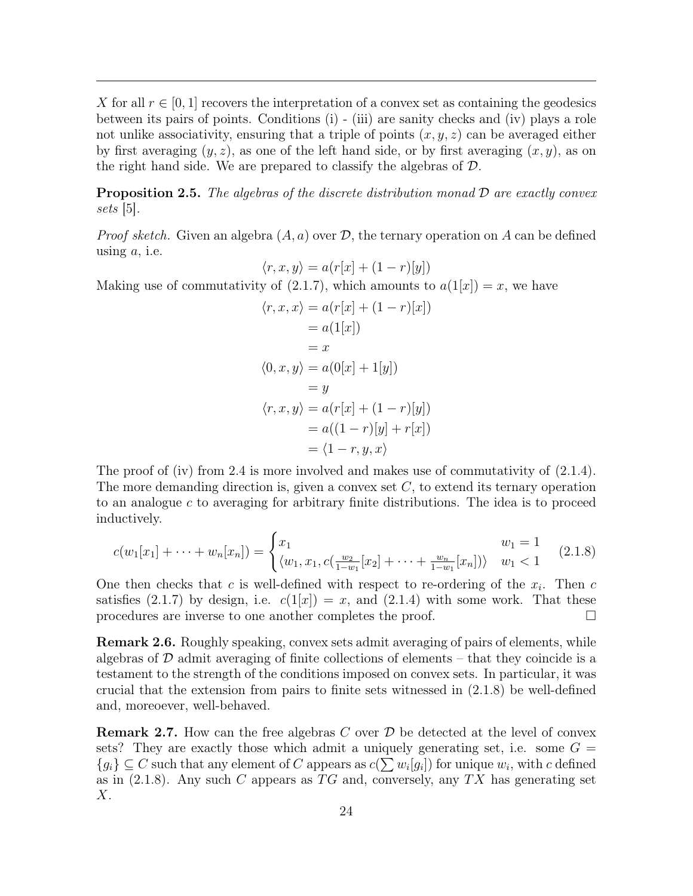$X$ for all $r \in [0,1]$ recovers the interpretation of a convex set as containing the geodesics between its pairs of points. Conditions (i) - (iii) are sanity checks and (iv) plays a role not unlike associativity, ensuring that a triple of points $(x, y, z)$ can be averaged either by first averaging $(y, z)$, as one of the left hand side, or by first averaging $(x, y)$, as on the right hand side. We are prepared to classify the algebras of $\mathcal{D}$.

**Proposition 2.5.** *The algebras of the discrete distribution monad $\mathcal{D}$ are exactly convex sets* [5].

*Proof sketch.* Given an algebra $(A, a)$ over $\mathcal{D}$, the ternary operation on $A$ can be defined using $a$, i.e.

$$\langle r, x, y \rangle = a(r[x] + (1-r)[y])$$

Making use of commutativity of (2.1.7), which amounts to $a(1[x]) = x$, we have

$$\begin{aligned}
\langle r, x, x \rangle &= a(r[x] + (1-r)[x]) \\
&= a(1[x]) \\
&= x \\
\langle 0, x, y \rangle &= a(0[x] + 1[y]) \\
&= y \\
\langle r, x, y \rangle &= a(r[x] + (1-r)[y]) \\
&= a((1-r)[y] + r[x]) \\
&= \langle 1-r, y, x \rangle
\end{aligned}$$

The proof of (iv) from 2.4 is more involved and makes use of commutativity of (2.1.4). The more demanding direction is, given a convex set $C$, to extend its ternary operation to an analogue $c$ to averaging for arbitrary finite distributions. The idea is to proceed inductively.

$$c(w_1[x_1] + \cdots + w_n[x_n]) = \begin{cases} x_1 & w_1 = 1 \\ \langle w_1, x_1, c(\frac{w_2}{1-w_1}[x_2] + \cdots + \frac{w_n}{1-w_1}[x_n]) \rangle & w_1 < 1 \end{cases} \qquad (2.1.8)$$

One then checks that $c$ is well-defined with respect to re-ordering of the $x_i$. Then $c$ satisfies (2.1.7) by design, i.e. $c(1[x]) = x$, and (2.1.4) with some work. That these procedures are inverse to one another completes the proof. $\square$

**Remark 2.6.** Roughly speaking, convex sets admit averaging of pairs of elements, while algebras of $\mathcal{D}$ admit averaging of finite collections of elements – that they coincide is a testament to the strength of the conditions imposed on convex sets. In particular, it was crucial that the extension from pairs to finite sets witnessed in (2.1.8) be well-defined and, moreoever, well-behaved.

**Remark 2.7.** How can the free algebras $C$ over $\mathcal{D}$ be detected at the level of convex sets? They are exactly those which admit a uniquely generating set, i.e. some $G = \{g_i\} \subseteq C$ such that any element of $C$ appears as $c(\sum w_i[g_i])$ for unique $w_i$, with $c$ defined as in (2.1.8). Any such $C$ appears as $TG$ and, conversely, any $TX$ has generating set $X$.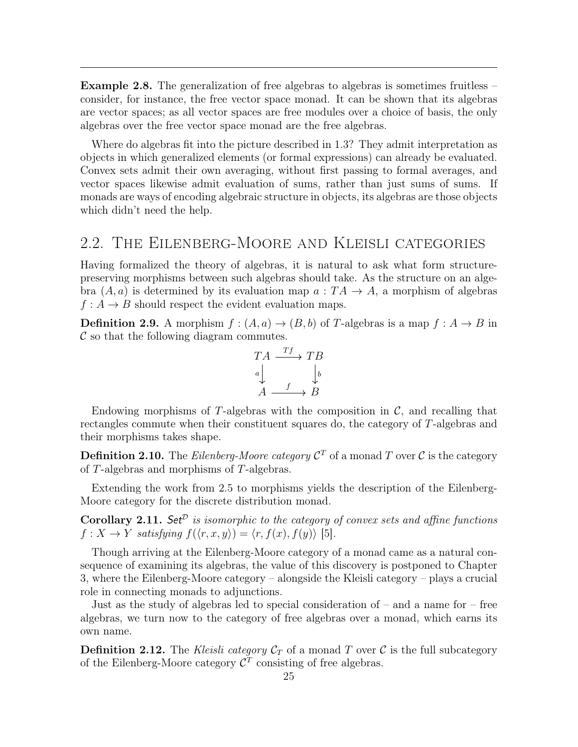**Example 2.8.** The generalization of free algebras to algebras is sometimes fruitless – consider, for instance, the free vector space monad. It can be shown that its algebras are vector spaces; as all vector spaces are free modules over a choice of basis, the only algebras over the free vector space monad are the free algebras.

Where do algebras fit into the picture described in 1.3? They admit interpretation as objects in which generalized elements (or formal expressions) can already be evaluated. Convex sets admit their own averaging, without first passing to formal averages, and vector spaces likewise admit evaluation of sums, rather than just sums of sums. If monads are ways of encoding algebraic structure in objects, its algebras are those objects which didn't need the help.

## 2.2. The Eilenberg-Moore and Kleisli categories

Having formalized the theory of algebras, it is natural to ask what form structure-preserving morphisms between such algebras should take. As the structure on an algebra $(A, a)$ is determined by its evaluation map $a : TA \to A$, a morphism of algebras $f : A \to B$ should respect the evident evaluation maps.

**Definition 2.9.** A morphism $f : (A, a) \to (B, b)$ of $T$-algebras is a map $f : A \to B$ in $\mathcal{C}$ so that the following diagram commutes.

$$\begin{array}{ccc} TA & \xrightarrow{Tf} & TB \\ {\scriptstyle a}\downarrow & & \downarrow{\scriptstyle b} \\ A & \xrightarrow{f} & B \end{array}$$

Endowing morphisms of $T$-algebras with the composition in $\mathcal{C}$, and recalling that rectangles commute when their constituent squares do, the category of $T$-algebras and their morphisms takes shape.

**Definition 2.10.** The *Eilenberg-Moore category* $\mathcal{C}^T$ of a monad $T$ over $\mathcal{C}$ is the category of $T$-algebras and morphisms of $T$-algebras.

Extending the work from 2.5 to morphisms yields the description of the Eilenberg-Moore category for the discrete distribution monad.

**Corollary 2.11.** *$\mathsf{Set}^{\mathcal{D}}$ is isomorphic to the category of convex sets and affine functions $f : X \to Y$ satisfying $f(\langle r, x, y\rangle) = \langle r, f(x), f(y)\rangle$* [5].

Though arriving at the Eilenberg-Moore category of a monad came as a natural consequence of examining its algebras, the value of this discovery is postponed to Chapter 3, where the Eilenberg-Moore category – alongside the Kleisli category – plays a crucial role in connecting monads to adjunctions.

Just as the study of algebras led to special consideration of – and a name for – free algebras, we turn now to the category of free algebras over a monad, which earns its own name.

**Definition 2.12.** The *Kleisli category* $\mathcal{C}_T$ of a monad $T$ over $\mathcal{C}$ is the full subcategory of the Eilenberg-Moore category $\mathcal{C}^T$ consisting of free algebras.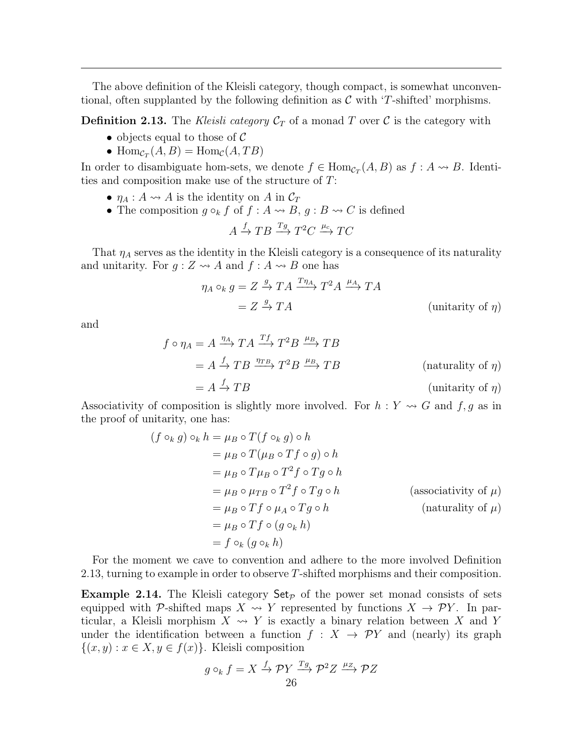The above definition of the Kleisli category, though compact, is somewhat unconventional, often supplanted by the following definition as $\mathcal{C}$ with '$T$-shifted' morphisms.

**Definition 2.13.** The *Kleisli category* $\mathcal{C}_T$ of a monad $T$ over $\mathcal{C}$ is the category with

- objects equal to those of $\mathcal{C}$
- $\text{Hom}_{\mathcal{C}_T}(A, B) = \text{Hom}_{\mathcal{C}}(A, TB)$

In order to disambiguate hom-sets, we denote $f \in \text{Hom}_{\mathcal{C}_T}(A, B)$ as $f : A \rightsquigarrow B$. Identities and composition make use of the structure of $T$:

- $\eta_A : A \rightsquigarrow A$ is the identity on $A$ in $\mathcal{C}_T$
- The composition $g \circ_k f$ of $f : A \rightsquigarrow B$, $g : B \rightsquigarrow C$ is defined

$$A \xrightarrow{f} TB \xrightarrow{Tg} T^2C \xrightarrow{\mu_c} TC$$

That $\eta_A$ serves as the identity in the Kleisli category is a consequence of its naturality and unitarity. For $g : Z \rightsquigarrow A$ and $f : A \rightsquigarrow B$ one has

$$\begin{aligned} \eta_A \circ_k g &= Z \xrightarrow{g} TA \xrightarrow{T\eta_A} T^2A \xrightarrow{\mu_A} TA \\ &= Z \xrightarrow{g} TA \qquad \text{(unitarity of } \eta\text{)} \end{aligned}$$

and

$$\begin{aligned} f \circ \eta_A &= A \xrightarrow{\eta_A} TA \xrightarrow{Tf} T^2B \xrightarrow{\mu_B} TB \\ &= A \xrightarrow{f} TB \xrightarrow{\eta_{TB}} T^2B \xrightarrow{\mu_B} TB \qquad \text{(naturality of } \eta\text{)} \\ &= A \xrightarrow{f} TB \qquad \text{(unitarity of } \eta\text{)} \end{aligned}$$

Associativity of composition is slightly more involved. For $h : Y \rightsquigarrow G$ and $f, g$ as in the proof of unitarity, one has:

$$\begin{aligned} (f \circ_k g) \circ_k h &= \mu_B \circ T(f \circ_k g) \circ h \\ &= \mu_B \circ T(\mu_B \circ Tf \circ g) \circ h \\ &= \mu_B \circ T\mu_B \circ T^2 f \circ Tg \circ h \\ &= \mu_B \circ \mu_{TB} \circ T^2 f \circ Tg \circ h \qquad \text{(associativity of } \mu\text{)} \\ &= \mu_B \circ Tf \circ \mu_A \circ Tg \circ h \qquad \text{(naturality of } \mu\text{)} \\ &= \mu_B \circ Tf \circ (g \circ_k h) \\ &= f \circ_k (g \circ_k h) \end{aligned}$$

For the moment we cave to convention and adhere to the more involved Definition 2.13, turning to example in order to observe $T$-shifted morphisms and their composition.

**Example 2.14.** The Kleisli category $\mathsf{Set}_{\mathcal{P}}$ of the power set monad consists of sets equipped with $\mathcal{P}$-shifted maps $X \rightsquigarrow Y$ represented by functions $X \to \mathcal{P}Y$. In particular, a Kleisli morphism $X \rightsquigarrow Y$ is exactly a binary relation between $X$ and $Y$ under the identification between a function $f : X \to \mathcal{P}Y$ and (nearly) its graph $\{(x, y) : x \in X, y \in f(x)\}$. Kleisli composition

$$g \circ_k f = X \xrightarrow{f} \mathcal{P}Y \xrightarrow{Tg} \mathcal{P}^2 Z \xrightarrow{\mu_Z} \mathcal{P}Z$$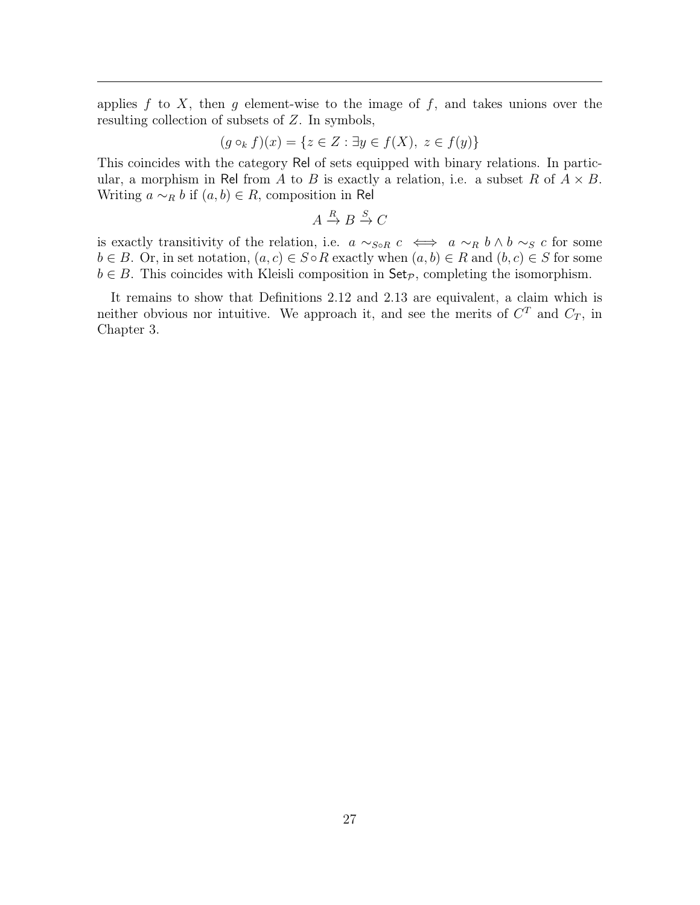applies $f$ to $X$, then $g$ element-wise to the image of $f$, and takes unions over the resulting collection of subsets of $Z$. In symbols,

$$(g \circ_k f)(x) = \{z \in Z : \exists y \in f(X),\ z \in f(y)\}$$

This coincides with the category $\mathsf{Rel}$ of sets equipped with binary relations. In particular, a morphism in $\mathsf{Rel}$ from $A$ to $B$ is exactly a relation, i.e. a subset $R$ of $A \times B$. Writing $a \sim_R b$ if $(a, b) \in R$, composition in $\mathsf{Rel}$

$$A \xrightarrow{R} B \xrightarrow{S} C$$

is exactly transitivity of the relation, i.e. $a \sim_{S \circ R} c \iff a \sim_R b \wedge b \sim_S c$ for some $b \in B$. Or, in set notation, $(a, c) \in S \circ R$ exactly when $(a, b) \in R$ and $(b, c) \in S$ for some $b \in B$. This coincides with Kleisli composition in $\mathsf{Set}_{\mathcal{P}}$, completing the isomorphism.

It remains to show that Definitions 2.12 and 2.13 are equivalent, a claim which is neither obvious nor intuitive. We approach it, and see the merits of $C^T$ and $C_T$, in Chapter 3.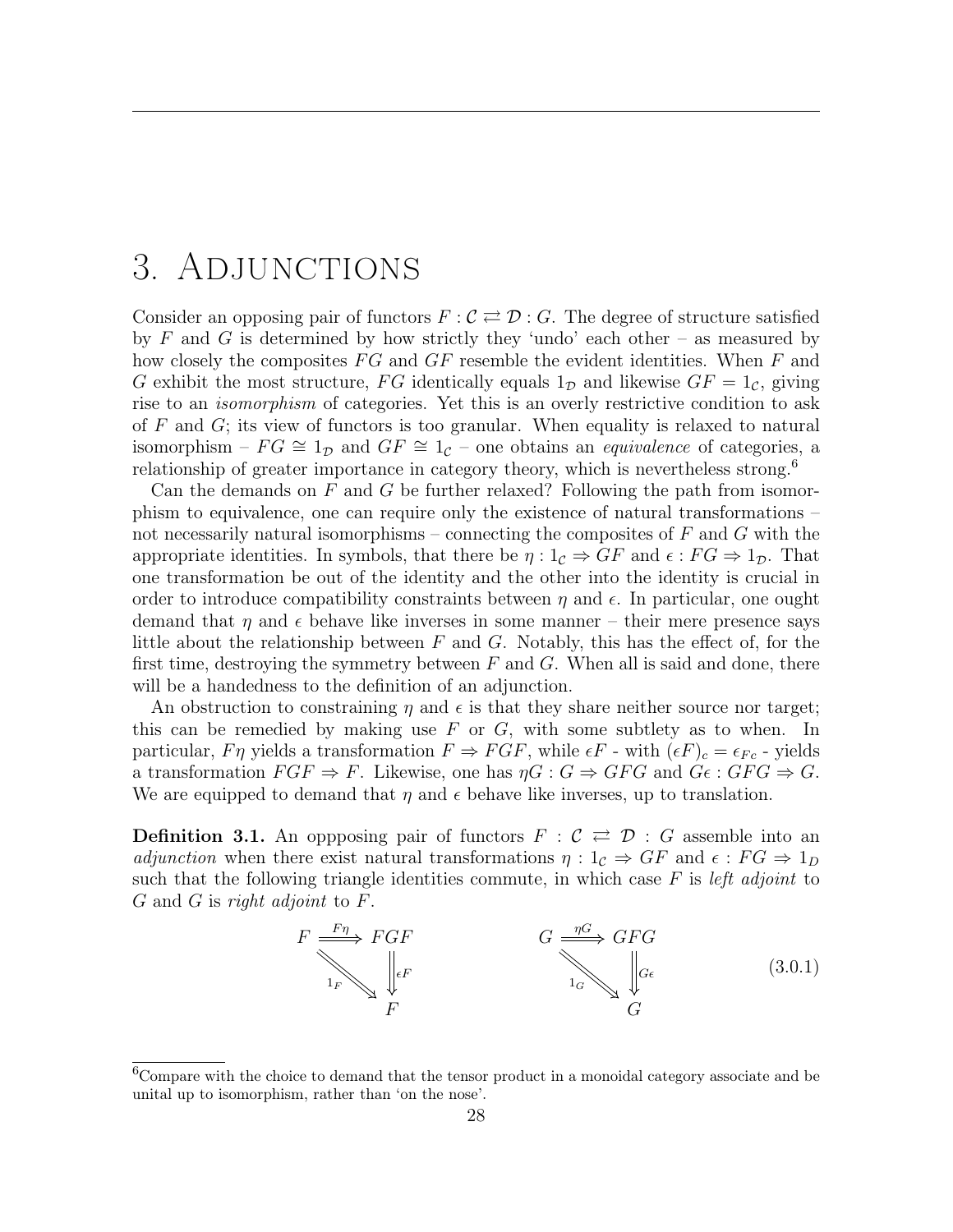# 3. Adjunctions

Consider an opposing pair of functors $F : \mathcal{C} \rightleftarrows \mathcal{D} : G$. The degree of structure satisfied by $F$ and $G$ is determined by how strictly they 'undo' each other – as measured by how closely the composites $FG$ and $GF$ resemble the evident identities. When $F$ and $G$ exhibit the most structure, $FG$ identically equals $1_{\mathcal{D}}$ and likewise $GF = 1_{\mathcal{C}}$, giving rise to an *isomorphism* of categories. Yet this is an overly restrictive condition to ask of $F$ and $G$; its view of functors is too granular. When equality is relaxed to natural isomorphism – $FG \cong 1_{\mathcal{D}}$ and $GF \cong 1_{\mathcal{C}}$ – one obtains an *equivalence* of categories, a relationship of greater importance in category theory, which is nevertheless strong.[6]

Can the demands on $F$ and $G$ be further relaxed? Following the path from isomorphism to equivalence, one can require only the existence of natural transformations – not necessarily natural isomorphisms – connecting the composites of $F$ and $G$ with the appropriate identities. In symbols, that there be $\eta : 1_{\mathcal{C}} \Rightarrow GF$ and $\epsilon : FG \Rightarrow 1_{\mathcal{D}}$. That one transformation be out of the identity and the other into the identity is crucial in order to introduce compatibility constraints between $\eta$ and $\epsilon$. In particular, one ought demand that $\eta$ and $\epsilon$ behave like inverses in some manner – their mere presence says little about the relationship between $F$ and $G$. Notably, this has the effect of, for the first time, destroying the symmetry between $F$ and $G$. When all is said and done, there will be a handedness to the definition of an adjunction.

An obstruction to constraining $\eta$ and $\epsilon$ is that they share neither source nor target; this can be remedied by making use $F$ or $G$, with some subtlety as to when. In particular, $F\eta$ yields a transformation $F \Rightarrow FGF$, while $\epsilon F$ - with $(\epsilon F)_c = \epsilon_{Fc}$ - yields a transformation $FGF \Rightarrow F$. Likewise, one has $\eta G : G \Rightarrow GFG$ and $G\epsilon : GFG \Rightarrow G$. We are equipped to demand that $\eta$ and $\epsilon$ behave like inverses, up to translation.

**Definition 3.1.** An oppposing pair of functors $F : \mathcal{C} \rightleftarrows \mathcal{D} : G$ assemble into an *adjunction* when there exist natural transformations $\eta : 1_{\mathcal{C}} \Rightarrow GF$ and $\epsilon : FG \Rightarrow 1_D$ such that the following triangle identities commute, in which case $F$ is *left adjoint* to $G$ and $G$ is *right adjoint* to $F$.

$$
\begin{array}{ccc}
F & \xRightarrow{F\eta} & FGF \\
& \underset{1_F}{\searrow} & \Downarrow \epsilon F \\
& & F
\end{array}
\qquad\qquad
\begin{array}{ccc}
G & \xRightarrow{\eta G} & GFG \\
& \underset{1_G}{\searrow} & \Downarrow G\epsilon \\
& & G
\end{array}
\tag{3.0.1}
$$

[6] Compare with the choice to demand that the tensor product in a monoidal category associate and be unital up to isomorphism, rather than 'on the nose'.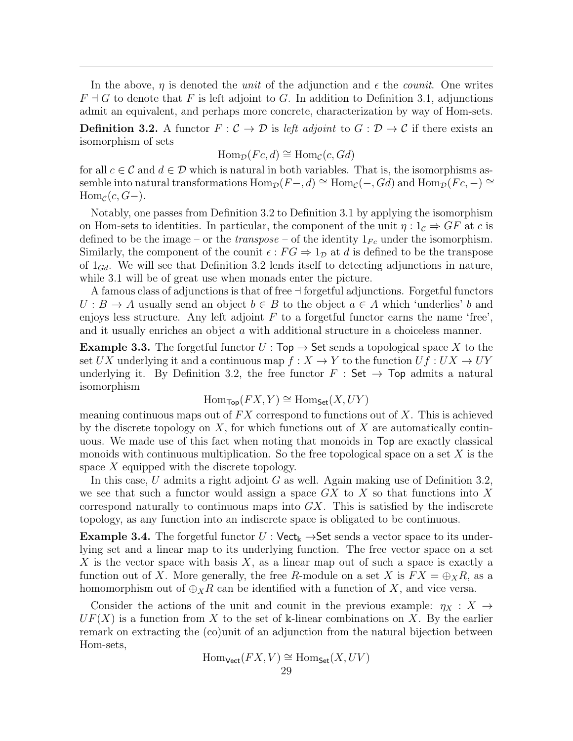In the above, $\eta$ is denoted the *unit* of the adjunction and $\epsilon$ the *counit*. One writes $F \dashv G$ to denote that $F$ is left adjoint to $G$. In addition to Definition 3.1, adjunctions admit an equivalent, and perhaps more concrete, characterization by way of Hom-sets.

**Definition 3.2.** A functor $F : \mathcal{C} \to \mathcal{D}$ is *left adjoint* to $G : \mathcal{D} \to \mathcal{C}$ if there exists an isomorphism of sets

$$\mathrm{Hom}_{\mathcal{D}}(Fc, d) \cong \mathrm{Hom}_{\mathcal{C}}(c, Gd)$$

for all $c \in \mathcal{C}$ and $d \in \mathcal{D}$ which is natural in both variables. That is, the isomorphisms assemble into natural transformations $\mathrm{Hom}_{\mathcal{D}}(F-, d) \cong \mathrm{Hom}_{\mathcal{C}}(-, Gd)$ and $\mathrm{Hom}_{\mathcal{D}}(Fc, -) \cong \mathrm{Hom}_{\mathcal{C}}(c, G-)$.

Notably, one passes from Definition 3.2 to Definition 3.1 by applying the isomorphism on Hom-sets to identities. In particular, the component of the unit $\eta : 1_{\mathcal{C}} \Rightarrow GF$ at $c$ is defined to be the image – or the *transpose* – of the identity $1_{Fc}$ under the isomorphism. Similarly, the component of the counit $\epsilon : FG \Rightarrow 1_{\mathcal{D}}$ at $d$ is defined to be the transpose of $1_{Gd}$. We will see that Definition 3.2 lends itself to detecting adjunctions in nature, while 3.1 will be of great use when monads enter the picture.

A famous class of adjunctions is that of free $\dashv$ forgetful adjunctions. Forgetful functors $U : B \to A$ usually send an object $b \in B$ to the object $a \in A$ which 'underlies' $b$ and enjoys less structure. Any left adjoint $F$ to a forgetful functor earns the name 'free', and it usually enriches an object $a$ with additional structure in a choiceless manner.

**Example 3.3.** The forgetful functor $U : \mathsf{Top} \to \mathsf{Set}$ sends a topological space $X$ to the set $UX$ underlying it and a continuous map $f : X \to Y$ to the function $Uf : UX \to UY$ underlying it. By Definition 3.2, the free functor $F : \mathsf{Set} \to \mathsf{Top}$ admits a natural isomorphism

$$\mathrm{Hom}_{\mathsf{Top}}(FX, Y) \cong \mathrm{Hom}_{\mathsf{Set}}(X, UY)$$

meaning continuous maps out of $FX$ correspond to functions out of $X$. This is achieved by the discrete topology on $X$, for which functions out of $X$ are automatically continuous. We made use of this fact when noting that monoids in $\mathsf{Top}$ are exactly classical monoids with continuous multiplication. So the free topological space on a set $X$ is the space $X$ equipped with the discrete topology.

In this case, $U$ admits a right adjoint $G$ as well. Again making use of Definition 3.2, we see that such a functor would assign a space $GX$ to $X$ so that functions into $X$ correspond naturally to continuous maps into $GX$. This is satisfied by the indiscrete topology, as any function into an indiscrete space is obligated to be continuous.

**Example 3.4.** The forgetful functor $U : \mathsf{Vect}_{\Bbbk} \to \mathsf{Set}$ sends a vector space to its underlying set and a linear map to its underlying function. The free vector space on a set $X$ is the vector space with basis $X$, as a linear map out of such a space is exactly a function out of $X$. More generally, the free $R$-module on a set $X$ is $FX = \oplus_X R$, as a homomorphism out of $\oplus_X R$ can be identified with a function of $X$, and vice versa.

Consider the actions of the unit and counit in the previous example: $\eta_X : X \to UF(X)$ is a function from $X$ to the set of $\Bbbk$-linear combinations on $X$. By the earlier remark on extracting the (co)unit of an adjunction from the natural bijection between Hom-sets,

$$\mathrm{Hom}_{\mathsf{Vect}}(FX, V) \cong \mathrm{Hom}_{\mathsf{Set}}(X, UV)$$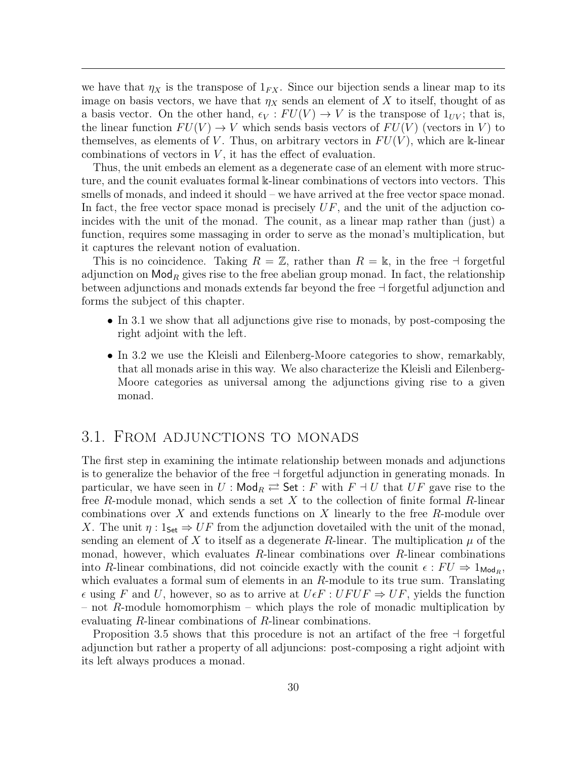we have that $\eta_X$ is the transpose of $1_{FX}$. Since our bijection sends a linear map to its image on basis vectors, we have that $\eta_X$ sends an element of $X$ to itself, thought of as a basis vector. On the other hand, $\epsilon_V : FU(V) \to V$ is the transpose of $1_{UV}$; that is, the linear function $FU(V) \to V$ which sends basis vectors of $FU(V)$ (vectors in $V$) to themselves, as elements of $V$. Thus, on arbitrary vectors in $FU(V)$, which are $\Bbbk$-linear combinations of vectors in $V$, it has the effect of evaluation.

Thus, the unit embeds an element as a degenerate case of an element with more structure, and the counit evaluates formal $\Bbbk$-linear combinations of vectors into vectors. This smells of monads, and indeed it should – we have arrived at the free vector space monad. In fact, the free vector space monad is precisely $UF$, and the unit of the adjuction coincides with the unit of the monad. The counit, as a linear map rather than (just) a function, requires some massaging in order to serve as the monad's multiplication, but it captures the relevant notion of evaluation.

This is no coincidence. Taking $R = \mathbb{Z}$, rather than $R = \Bbbk$, in the free $\dashv$ forgetful adjunction on $\mathsf{Mod}_R$ gives rise to the free abelian group monad. In fact, the relationship between adjunctions and monads extends far beyond the free $\dashv$ forgetful adjunction and forms the subject of this chapter.

- In 3.1 we show that all adjunctions give rise to monads, by post-composing the right adjoint with the left.
- In 3.2 we use the Kleisli and Eilenberg-Moore categories to show, remarkably, that all monads arise in this way. We also characterize the Kleisli and Eilenberg-Moore categories as universal among the adjunctions giving rise to a given monad.

## 3.1. From adjunctions to monads

The first step in examining the intimate relationship between monads and adjunctions is to generalize the behavior of the free $\dashv$ forgetful adjunction in generating monads. In particular, we have seen in $U : \mathsf{Mod}_R \rightleftarrows \mathsf{Set} : F$ with $F \dashv U$ that $UF$ gave rise to the free $R$-module monad, which sends a set $X$ to the collection of finite formal $R$-linear combinations over $X$ and extends functions on $X$ linearly to the free $R$-module over $X$. The unit $\eta : 1_{\mathsf{Set}} \Rightarrow UF$ from the adjunction dovetailed with the unit of the monad, sending an element of $X$ to itself as a degenerate $R$-linear. The multiplication $\mu$ of the monad, however, which evaluates $R$-linear combinations over $R$-linear combinations into $R$-linear combinations, did not coincide exactly with the counit $\epsilon : FU \Rightarrow 1_{\mathsf{Mod}_R}$, which evaluates a formal sum of elements in an $R$-module to its true sum. Translating $\epsilon$ using $F$ and $U$, however, so as to arrive at $U\epsilon F : UFUF \Rightarrow UF$, yields the function – not $R$-module homomorphism – which plays the role of monadic multiplication by evaluating $R$-linear combinations of $R$-linear combinations.

Proposition 3.5 shows that this procedure is not an artifact of the free $\dashv$ forgetful adjunction but rather a property of all adjuncions: post-composing a right adjoint with its left always produces a monad.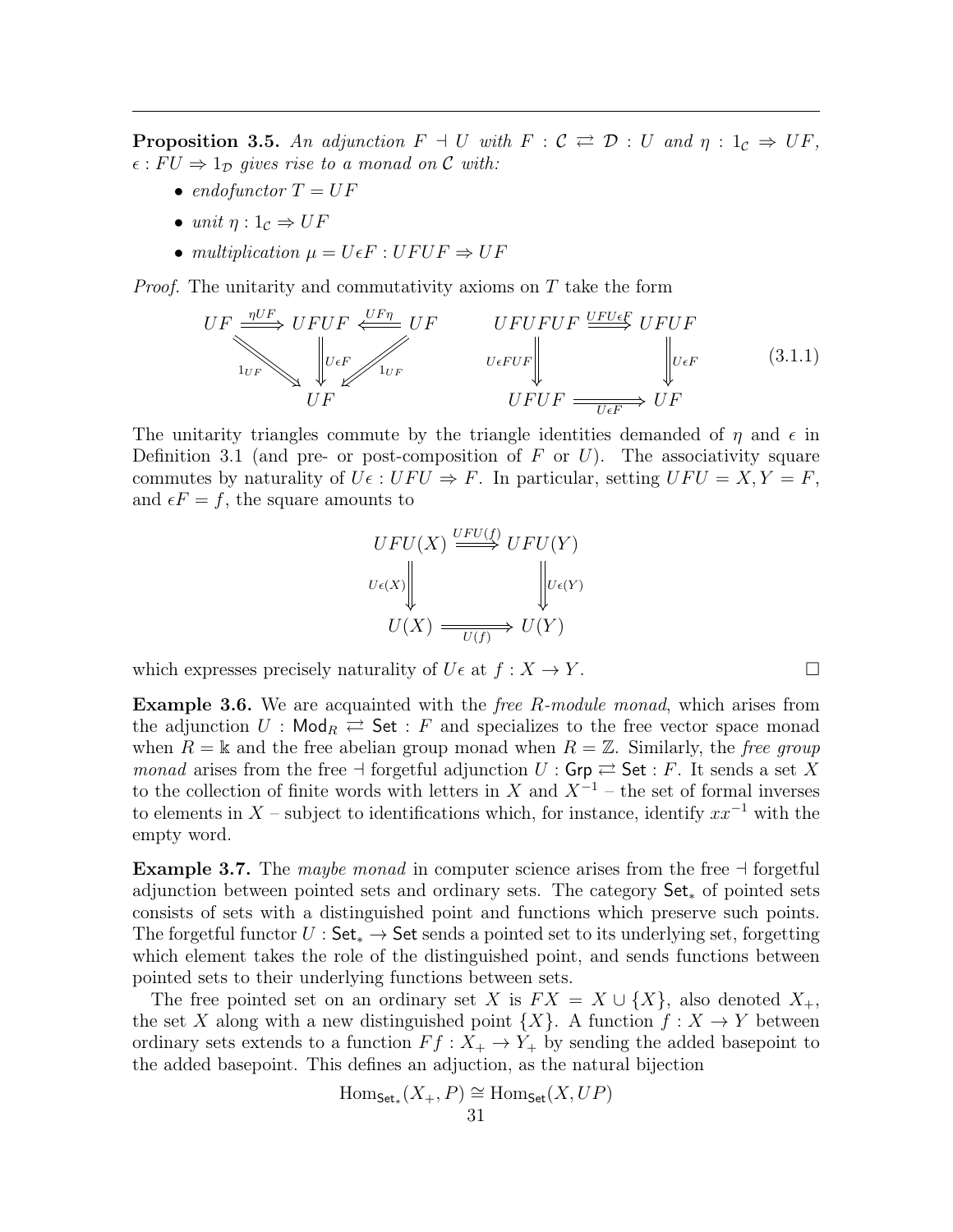**Proposition 3.5.** *An adjunction $F \dashv U$ with $F : \mathcal{C} \rightleftarrows \mathcal{D} : U$ and $\eta : 1_{\mathcal{C}} \Rightarrow UF$, $\epsilon : FU \Rightarrow 1_{\mathcal{D}}$ gives rise to a monad on $\mathcal{C}$ with:*

- *endofunctor $T = UF$*
- *unit $\eta : 1_{\mathcal{C}} \Rightarrow UF$*
- *multiplication $\mu = U\epsilon F : UFUF \Rightarrow UF$*

*Proof.* The unitarity and commutativity axioms on $T$ take the form

$$
\begin{array}{ccccc}
UF & \xRightarrow{\eta UF} & UFUF & \xLeftarrow{UF\eta} & UF \\
 & {\scriptstyle 1_{UF}}\searrow & \Downarrow{\scriptstyle U\epsilon F} & \swarrow{\scriptstyle 1_{UF}} & \\
 & & UF & &
\end{array}
\qquad
\begin{array}{ccc}
UFUFUF & \xRightarrow{UFU\epsilon F} & UFUF \\
\Downarrow{\scriptstyle U\epsilon FUF} & & \Downarrow{\scriptstyle U\epsilon F} \\
UFUF & \xRightarrow[U\epsilon F]{} & UF
\end{array}
\tag{3.1.1}
$$

The unitarity triangles commute by the triangle identities demanded of $\eta$ and $\epsilon$ in Definition 3.1 (and pre- or post-composition of $F$ or $U$). The associativity square commutes by naturality of $U\epsilon : UFU \Rightarrow F$. In particular, setting $UFU = X, Y = F$, and $\epsilon F = f$, the square amounts to

$$
\begin{array}{ccc}
UFU(X) & \xRightarrow{UFU(f)} & UFU(Y) \\
\Downarrow{\scriptstyle U\epsilon(X)} & & \Downarrow{\scriptstyle U\epsilon(Y)} \\
U(X) & \xRightarrow[U(f)]{} & U(Y)
\end{array}
$$

which expresses precisely naturality of $U\epsilon$ at $f : X \to Y$. □

**Example 3.6.** We are acquainted with the *free $R$-module monad*, which arises from the adjunction $U : \mathsf{Mod}_R \rightleftarrows \mathsf{Set} : F$ and specializes to the free vector space monad when $R = \Bbbk$ and the free abelian group monad when $R = \mathbb{Z}$. Similarly, the *free group monad* arises from the free $\dashv$ forgetful adjunction $U : \mathsf{Grp} \rightleftarrows \mathsf{Set} : F$. It sends a set $X$ to the collection of finite words with letters in $X$ and $X^{-1}$ – the set of formal inverses to elements in $X$ – subject to identifications which, for instance, identify $xx^{-1}$ with the empty word.

**Example 3.7.** The *maybe monad* in computer science arises from the free $\dashv$ forgetful adjunction between pointed sets and ordinary sets. The category $\mathsf{Set}_*$ of pointed sets consists of sets with a distinguished point and functions which preserve such points. The forgetful functor $U : \mathsf{Set}_* \to \mathsf{Set}$ sends a pointed set to its underlying set, forgetting which element takes the role of the distinguished point, and sends functions between pointed sets to their underlying functions between sets.

The free pointed set on an ordinary set $X$ is $FX = X \cup \{X\}$, also denoted $X_+$, the set $X$ along with a new distinguished point $\{X\}$. A function $f : X \to Y$ between ordinary sets extends to a function $Ff : X_+ \to Y_+$ by sending the added basepoint to the added basepoint. This defines an adjuction, as the natural bijection

$$\mathrm{Hom}_{\mathsf{Set}_*}(X_+, P) \cong \mathrm{Hom}_{\mathsf{Set}}(X, UP)$$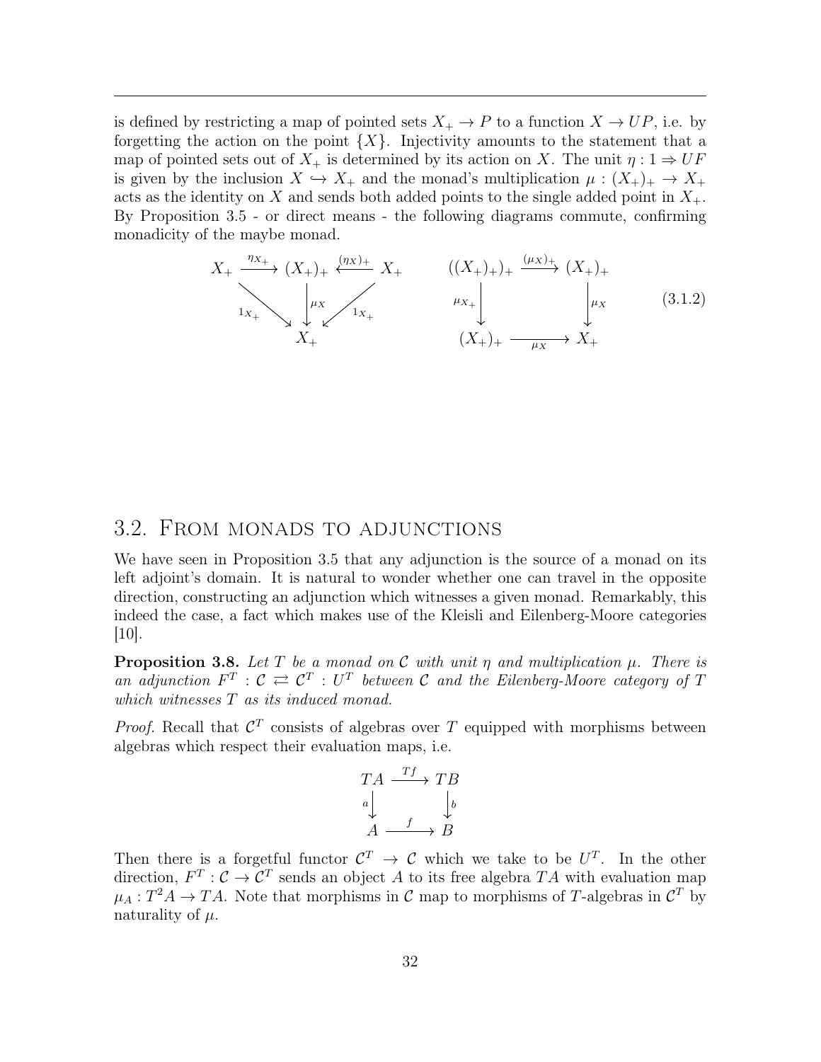is defined by restricting a map of pointed sets $X_+ \to P$ to a function $X \to UP$, i.e. by forgetting the action on the point $\{X\}$. Injectivity amounts to the statement that a map of pointed sets out of $X_+$ is determined by its action on $X$. The unit $\eta : 1 \Rightarrow UF$ is given by the inclusion $X \hookrightarrow X_+$ and the monad's multiplication $\mu : (X_+)_+ \to X_+$ acts as the identity on $X$ and sends both added points to the single added point in $X_+$. By Proposition 3.5 - or direct means - the following diagrams commute, confirming monadicity of the maybe monad.

$$
\begin{array}{ccccc}
X_+ & \xrightarrow{\eta_{X_+}} & (X_+)_+ & \xleftarrow{(\eta_X)_+} & X_+ \\
& \searrow^{1_{X_+}} & \downarrow{\mu_X} & \swarrow^{1_{X_+}} & \\
& & X_+ & &
\end{array}
\qquad
\begin{array}{ccc}
((X_+)_+)_+ & \xrightarrow{(\mu_X)_+} & (X_+)_+ \\
\downarrow{\mu_{X_+}} & & \downarrow{\mu_X} \\
(X_+)_+ & \xrightarrow{\mu_X} & X_+
\end{array}
\tag{3.1.2}
$$

## 3.2. From monads to adjunctions

We have seen in Proposition 3.5 that any adjunction is the source of a monad on its left adjoint's domain. It is natural to wonder whether one can travel in the opposite direction, constructing an adjunction which witnesses a given monad. Remarkably, this indeed the case, a fact which makes use of the Kleisli and Eilenberg-Moore categories [10].

**Proposition 3.8.** *Let $T$ be a monad on $\mathcal{C}$ with unit $\eta$ and multiplication $\mu$. There is an adjunction $F^T : \mathcal{C} \rightleftarrows \mathcal{C}^T : U^T$ between $\mathcal{C}$ and the Eilenberg-Moore category of $T$ which witnesses $T$ as its induced monad.*

*Proof.* Recall that $\mathcal{C}^T$ consists of algebras over $T$ equipped with morphisms between algebras which respect their evaluation maps, i.e.

$$
\begin{array}{ccc}
TA & \xrightarrow{Tf} & TB \\
\downarrow{a} & & \downarrow{b} \\
A & \xrightarrow{f} & B
\end{array}
$$

Then there is a forgetful functor $\mathcal{C}^T \to \mathcal{C}$ which we take to be $U^T$. In the other direction, $F^T : \mathcal{C} \to \mathcal{C}^T$ sends an object $A$ to its free algebra $TA$ with evaluation map $\mu_A : T^2A \to TA$. Note that morphisms in $\mathcal{C}$ map to morphisms of $T$-algebras in $\mathcal{C}^T$ by naturality of $\mu$.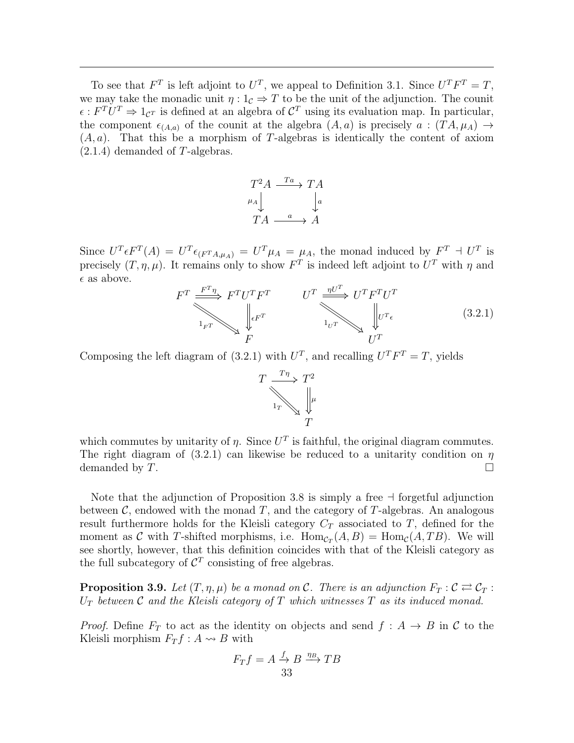To see that $F^T$ is left adjoint to $U^T$, we appeal to Definition 3.1. Since $U^T F^T = T$, we may take the monadic unit $\eta : 1_{\mathcal{C}} \Rightarrow T$ to be the unit of the adjunction. The counit $\epsilon : F^T U^T \Rightarrow 1_{\mathcal{C}^T}$ is defined at an algebra of $\mathcal{C}^T$ using its evaluation map. In particular, the component $\epsilon_{(A,a)}$ of the counit at the algebra $(A, a)$ is precisely $a : (TA, \mu_A) \to (A, a)$. That this be a morphism of $T$-algebras is identically the content of axiom (2.1.4) demanded of $T$-algebras.

$$
\begin{array}{ccc}
T^2 A & \xrightarrow{Ta} & TA \\
{\scriptstyle \mu_A}\downarrow & & \downarrow{\scriptstyle a} \\
TA & \xrightarrow{a} & A
\end{array}
$$

Since $U^T \epsilon F^T(A) = U^T \epsilon_{(F^T A, \mu_A)} = U^T \mu_A = \mu_A$, the monad induced by $F^T \dashv U^T$ is precisely $(T, \eta, \mu)$. It remains only to show $F^T$ is indeed left adjoint to $U^T$ with $\eta$ and $\epsilon$ as above.

$$
\begin{array}{ccc}
F^T & \xRightarrow{F^T \eta} & F^T U^T F^T \\
 & {\scriptstyle 1_{F^T}} \searrow & \Downarrow{\scriptstyle \epsilon F^T} \\
 & & F
\end{array}
\qquad
\begin{array}{ccc}
U^T & \xRightarrow{\eta U^T} & U^T F^T U^T \\
 & {\scriptstyle 1_{U^T}} \searrow & \Downarrow{\scriptstyle U^T \epsilon} \\
 & & U^T
\end{array}
\tag{3.2.1}
$$

Composing the left diagram of (3.2.1) with $U^T$, and recalling $U^T F^T = T$, yields

$$
\begin{array}{ccc}
T & \xrightarrow{T\eta} & T^2 \\
 & {\scriptstyle 1_T} \searrow & \Downarrow{\scriptstyle \mu} \\
 & & T
\end{array}
$$

which commutes by unitarity of $\eta$. Since $U^T$ is faithful, the original diagram commutes. The right diagram of (3.2.1) can likewise be reduced to a unitarity condition on $\eta$ demanded by $T$. $\square$

Note that the adjunction of Proposition 3.8 is simply a free $\dashv$ forgetful adjunction between $\mathcal{C}$, endowed with the monad $T$, and the category of $T$-algebras. An analogous result furthermore holds for the Kleisli category $C_T$ associated to $T$, defined for the moment as $\mathcal{C}$ with $T$-shifted morphisms, i.e. $\mathrm{Hom}_{\mathcal{C}_T}(A, B) = \mathrm{Hom}_{\mathcal{C}}(A, TB)$. We will see shortly, however, that this definition coincides with that of the Kleisli category as the full subcategory of $\mathcal{C}^T$ consisting of free algebras.

**Proposition 3.9.** *Let $(T, \eta, \mu)$ be a monad on $\mathcal{C}$. There is an adjunction $F_T : \mathcal{C} \rightleftarrows \mathcal{C}_T : U_T$ between $\mathcal{C}$ and the Kleisli category of $T$ which witnesses $T$ as its induced monad.*

*Proof.* Define $F_T$ to act as the identity on objects and send $f : A \to B$ in $\mathcal{C}$ to the Kleisli morphism $F_T f : A \rightsquigarrow B$ with

$$F_T f = A \xrightarrow{f} B \xrightarrow{\eta_B} TB$$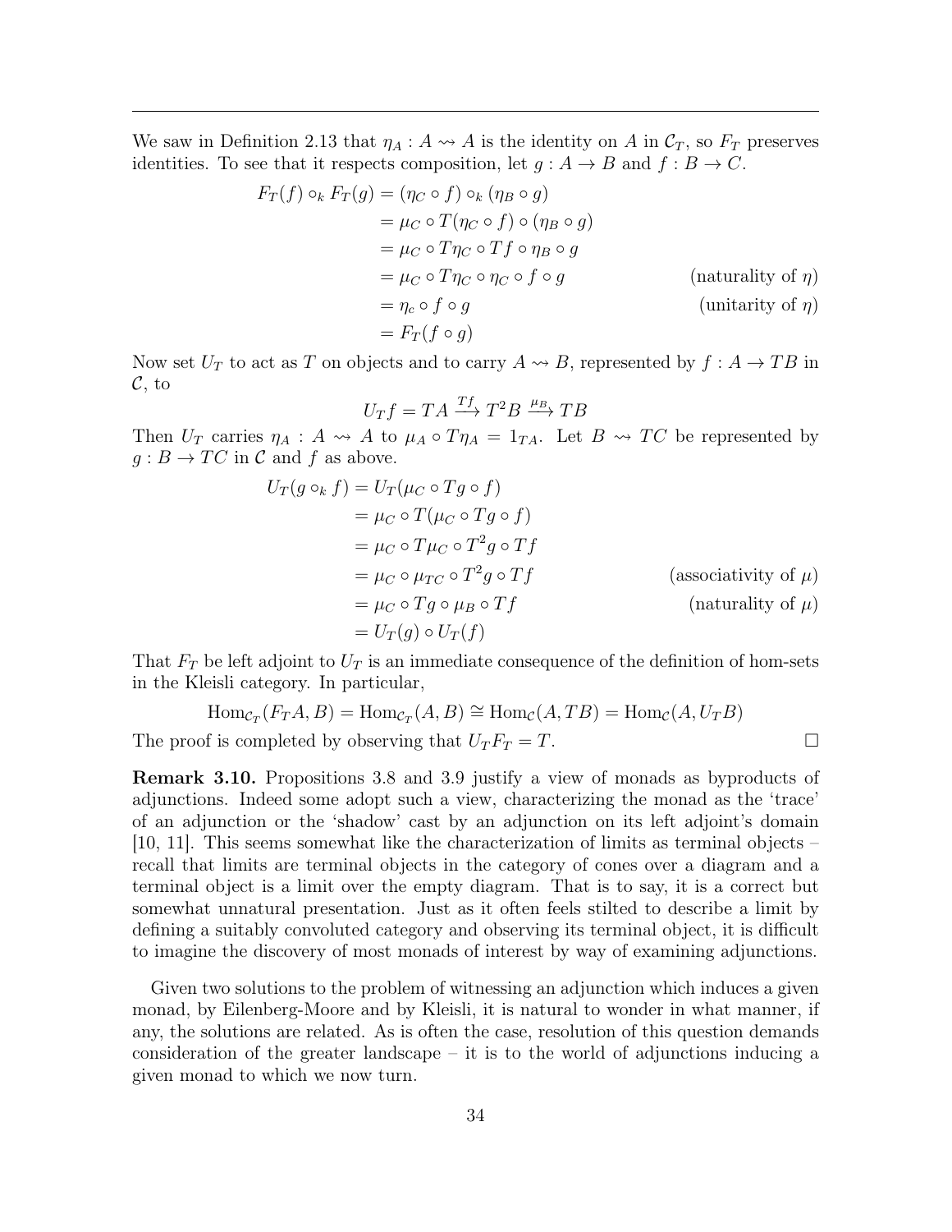We saw in Definition 2.13 that $\eta_A : A \rightsquigarrow A$ is the identity on $A$ in $\mathcal{C}_T$, so $F_T$ preserves identities. To see that it respects composition, let $g : A \to B$ and $f : B \to C$.

$$
\begin{aligned}
F_T(f) \circ_k F_T(g) &= (\eta_C \circ f) \circ_k (\eta_B \circ g) \\
&= \mu_C \circ T(\eta_C \circ f) \circ (\eta_B \circ g) \\
&= \mu_C \circ T\eta_C \circ Tf \circ \eta_B \circ g \\
&= \mu_C \circ T\eta_C \circ \eta_C \circ f \circ g && \text{(naturality of } \eta) \\
&= \eta_c \circ f \circ g && \text{(unitarity of } \eta) \\
&= F_T(f \circ g)
\end{aligned}
$$

Now set $U_T$ to act as $T$ on objects and to carry $A \rightsquigarrow B$, represented by $f : A \to TB$ in $\mathcal{C}$, to

$$U_T f = TA \xrightarrow{Tf} T^2 B \xrightarrow{\mu_B} TB$$

Then $U_T$ carries $\eta_A : A \rightsquigarrow A$ to $\mu_A \circ T\eta_A = 1_{TA}$. Let $B \rightsquigarrow TC$ be represented by $g : B \to TC$ in $\mathcal{C}$ and $f$ as above.

$$
\begin{aligned}
U_T(g \circ_k f) &= U_T(\mu_C \circ Tg \circ f) \\
&= \mu_C \circ T(\mu_C \circ Tg \circ f) \\
&= \mu_C \circ T\mu_C \circ T^2 g \circ Tf \\
&= \mu_C \circ \mu_{TC} \circ T^2 g \circ Tf && \text{(associativity of } \mu) \\
&= \mu_C \circ Tg \circ \mu_B \circ Tf && \text{(naturality of } \mu) \\
&= U_T(g) \circ U_T(f)
\end{aligned}
$$

That $F_T$ be left adjoint to $U_T$ is an immediate consequence of the definition of hom-sets in the Kleisli category. In particular,

$$\mathrm{Hom}_{\mathcal{C}_T}(F_T A, B) = \mathrm{Hom}_{\mathcal{C}_T}(A, B) \cong \mathrm{Hom}_{\mathcal{C}}(A, TB) = \mathrm{Hom}_{\mathcal{C}}(A, U_T B)$$

The proof is completed by observing that $U_T F_T = T$. □

**Remark 3.10.** Propositions 3.8 and 3.9 justify a view of monads as byproducts of adjunctions. Indeed some adopt such a view, characterizing the monad as the 'trace' of an adjunction or the 'shadow' cast by an adjunction on its left adjoint's domain [10, 11]. This seems somewhat like the characterization of limits as terminal objects – recall that limits are terminal objects in the category of cones over a diagram and a terminal object is a limit over the empty diagram. That is to say, it is a correct but somewhat unnatural presentation. Just as it often feels stilted to describe a limit by defining a suitably convoluted category and observing its terminal object, it is difficult to imagine the discovery of most monads of interest by way of examining adjunctions.

Given two solutions to the problem of witnessing an adjunction which induces a given monad, by Eilenberg-Moore and by Kleisli, it is natural to wonder in what manner, if any, the solutions are related. As is often the case, resolution of this question demands consideration of the greater landscape – it is to the world of adjunctions inducing a given monad to which we now turn.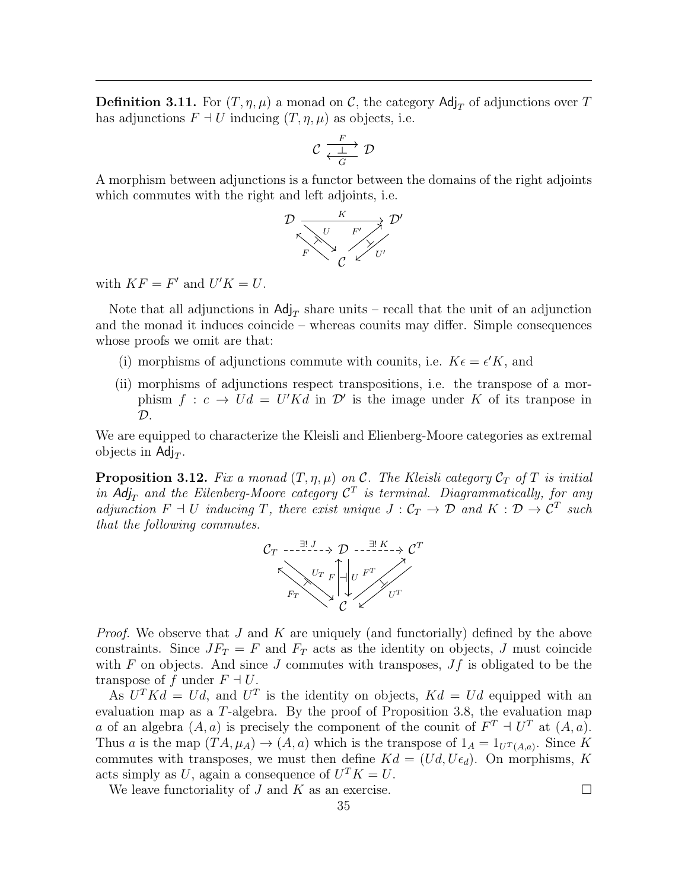**Definition 3.11.** For $(T, \eta, \mu)$ a monad on $\mathcal{C}$, the category $\mathsf{Adj}_T$ of adjunctions over $T$ has adjunctions $F \dashv U$ inducing $(T, \eta, \mu)$ as objects, i.e.

$$\mathcal{C} \underset{G}{\overset{F}{\underset{\bot}{\rightleftarrows}}} \mathcal{D}$$

A morphism between adjunctions is a functor between the domains of the right adjoints which commutes with the right and left adjoints, i.e.

$$\begin{array}{ccc} \mathcal{D} & \xrightarrow{K} & \mathcal{D}' \\ {\scriptstyle F} \nwarrow \searrow {\scriptstyle U} & & {\scriptstyle F'} \nearrow \swarrow {\scriptstyle U'} \\ & \mathcal{C} & \end{array}$$

with $KF = F'$ and $U'K = U$.

Note that all adjunctions in $\mathsf{Adj}_T$ share units – recall that the unit of an adjunction and the monad it induces coincide – whereas counits may differ. Simple consequences whose proofs we omit are that:

(i) morphisms of adjunctions commute with counits, i.e. $K\epsilon = \epsilon' K$, and

(ii) morphisms of adjunctions respect transpositions, i.e. the transpose of a morphism $f : c \to Ud = U'Kd$ in $\mathcal{D}'$ is the image under $K$ of its tranpose in $\mathcal{D}$.

We are equipped to characterize the Kleisli and Elienberg-Moore categories as extremal objects in $\mathsf{Adj}_T$.

**Proposition 3.12.** *Fix a monad $(T, \eta, \mu)$ on $\mathcal{C}$. The Kleisli category $\mathcal{C}_T$ of $T$ is initial in $\mathsf{Adj}_T$ and the Eilenberg-Moore category $\mathcal{C}^T$ is terminal. Diagrammatically, for any adjunction $F \dashv U$ inducing $T$, there exist unique $J : \mathcal{C}_T \to \mathcal{D}$ and $K : \mathcal{D} \to \mathcal{C}^T$ such that the following commutes.*

$$\begin{array}{ccccc} \mathcal{C}_T & \overset{\exists!\, J}{\dashrightarrow} & \mathcal{D} & \overset{\exists!\, K}{\dashrightarrow} & \mathcal{C}^T \\ & {\scriptstyle F_T} \nwarrow \searrow {\scriptstyle U_T} & {\scriptstyle F} \uparrow \dashv \downarrow {\scriptstyle U} & {\scriptstyle F^T} \nearrow \swarrow {\scriptstyle U^T} & \\ & & \mathcal{C} & & \end{array}$$

*Proof.* We observe that $J$ and $K$ are uniquely (and functorially) defined by the above constraints. Since $JF_T = F$ and $F_T$ acts as the identity on objects, $J$ must coincide with $F$ on objects. And since $J$ commutes with transposes, $Jf$ is obligated to be the transpose of $f$ under $F \dashv U$.

As $U^T Kd = Ud$, and $U^T$ is the identity on objects, $Kd = Ud$ equipped with an evaluation map as a $T$-algebra. By the proof of Proposition 3.8, the evaluation map $a$ of an algebra $(A, a)$ is precisely the component of the counit of $F^T \dashv U^T$ at $(A, a)$. Thus $a$ is the map $(TA, \mu_A) \to (A, a)$ which is the transpose of $1_A = 1_{U^T(A,a)}$. Since $K$ commutes with transposes, we must then define $Kd = (Ud, U\epsilon_d)$. On morphisms, $K$ acts simply as $U$, again a consequence of $U^T K = U$.

We leave functoriality of $J$ and $K$ as an exercise. $\square$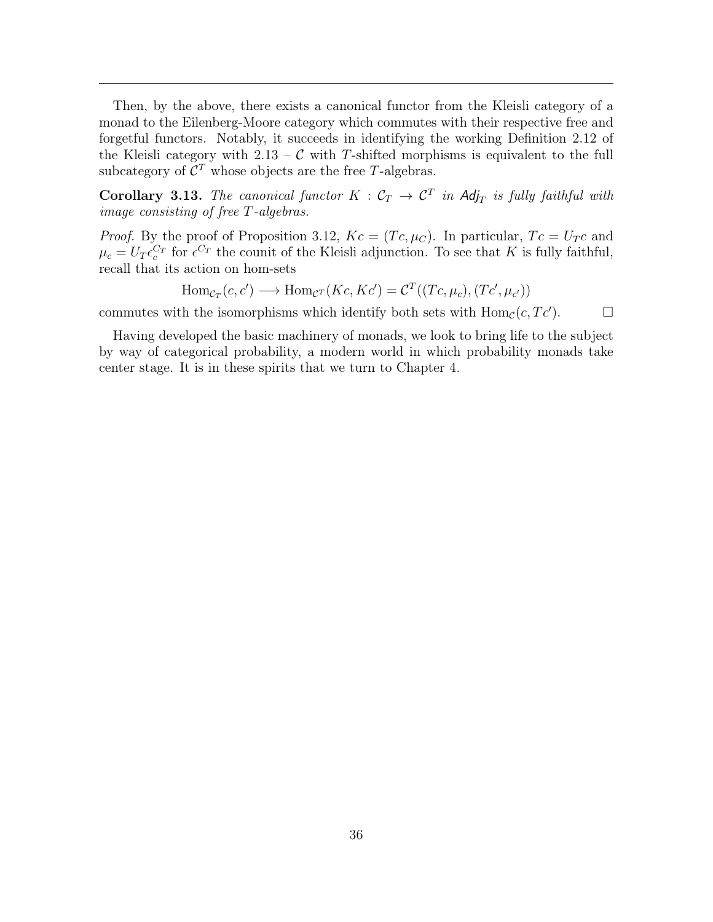Then, by the above, there exists a canonical functor from the Kleisli category of a monad to the Eilenberg-Moore category which commutes with their respective free and forgetful functors. Notably, it succeeds in identifying the working Definition 2.12 of the Kleisli category with 2.13 – $\mathcal{C}$ with $T$-shifted morphisms is equivalent to the full subcategory of $\mathcal{C}^T$ whose objects are the free $T$-algebras.

**Corollary 3.13.** *The canonical functor $K : \mathcal{C}_T \to \mathcal{C}^T$ in $\mathsf{Adj}_T$ is fully faithful with image consisting of free $T$-algebras.*

*Proof.* By the proof of Proposition 3.12, $Kc = (Tc, \mu_C)$. In particular, $Tc = U_T c$ and $\mu_c = U_T \epsilon_c^{C_T}$ for $\epsilon^{C_T}$ the counit of the Kleisli adjunction. To see that $K$ is fully faithful, recall that its action on hom-sets

$$\mathrm{Hom}_{\mathcal{C}_T}(c, c') \longrightarrow \mathrm{Hom}_{\mathcal{C}^T}(Kc, Kc') = \mathcal{C}^T((Tc, \mu_c), (Tc', \mu_{c'}))$$

commutes with the isomorphisms which identify both sets with $\mathrm{Hom}_{\mathcal{C}}(c, Tc')$. □

Having developed the basic machinery of monads, we look to bring life to the subject by way of categorical probability, a modern world in which probability monads take center stage. It is in these spirits that we turn to Chapter 4.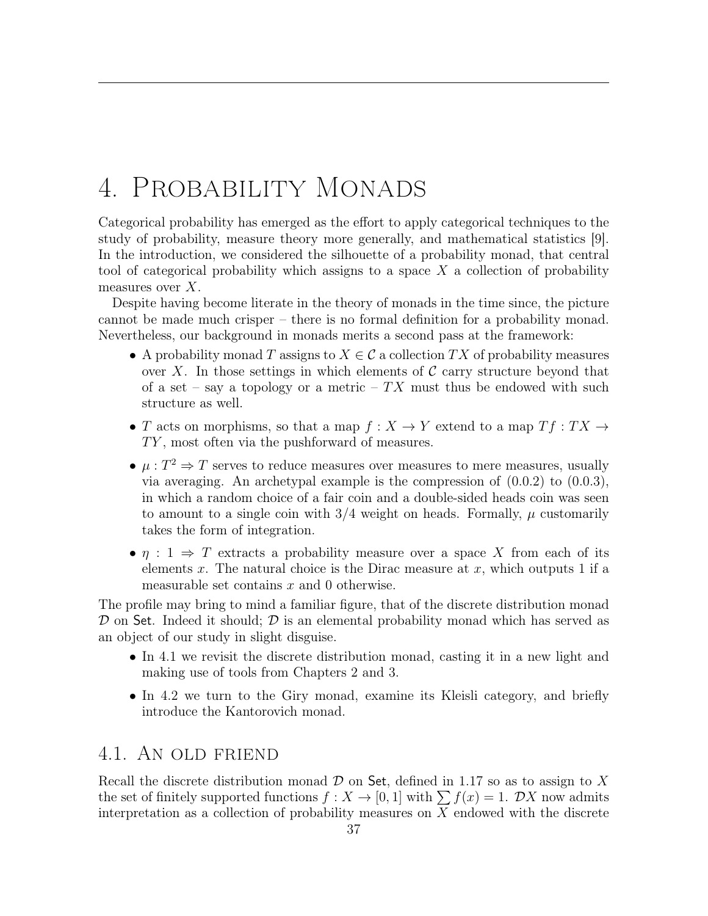# 4. Probability Monads

Categorical probability has emerged as the effort to apply categorical techniques to the study of probability, measure theory more generally, and mathematical statistics [9]. In the introduction, we considered the silhouette of a probability monad, that central tool of categorical probability which assigns to a space $X$ a collection of probability measures over $X$.

Despite having become literate in the theory of monads in the time since, the picture cannot be made much crisper – there is no formal definition for a probability monad. Nevertheless, our background in monads merits a second pass at the framework:

- A probability monad $T$ assigns to $X \in \mathcal{C}$ a collection $TX$ of probability measures over $X$. In those settings in which elements of $\mathcal{C}$ carry structure beyond that of a set – say a topology or a metric – $TX$ must thus be endowed with such structure as well.
- $T$ acts on morphisms, so that a map $f : X \to Y$ extend to a map $Tf : TX \to TY$, most often via the pushforward of measures.
- $\mu : T^2 \Rightarrow T$ serves to reduce measures over measures to mere measures, usually via averaging. An archetypal example is the compression of (0.0.2) to (0.0.3), in which a random choice of a fair coin and a double-sided heads coin was seen to amount to a single coin with $3/4$ weight on heads. Formally, $\mu$ customarily takes the form of integration.
- $\eta : 1 \Rightarrow T$ extracts a probability measure over a space $X$ from each of its elements $x$. The natural choice is the Dirac measure at $x$, which outputs 1 if a measurable set contains $x$ and 0 otherwise.

The profile may bring to mind a familiar figure, that of the discrete distribution monad $\mathcal{D}$ on $\mathsf{Set}$. Indeed it should; $\mathcal{D}$ is an elemental probability monad which has served as an object of our study in slight disguise.

- In 4.1 we revisit the discrete distribution monad, casting it in a new light and making use of tools from Chapters 2 and 3.
- In 4.2 we turn to the Giry monad, examine its Kleisli category, and briefly introduce the Kantorovich monad.

## 4.1. An old friend

Recall the discrete distribution monad $\mathcal{D}$ on $\mathsf{Set}$, defined in 1.17 so as to assign to $X$ the set of finitely supported functions $f : X \to [0, 1]$ with $\sum f(x) = 1$. $\mathcal{D}X$ now admits interpretation as a collection of probability measures on $X$ endowed with the discrete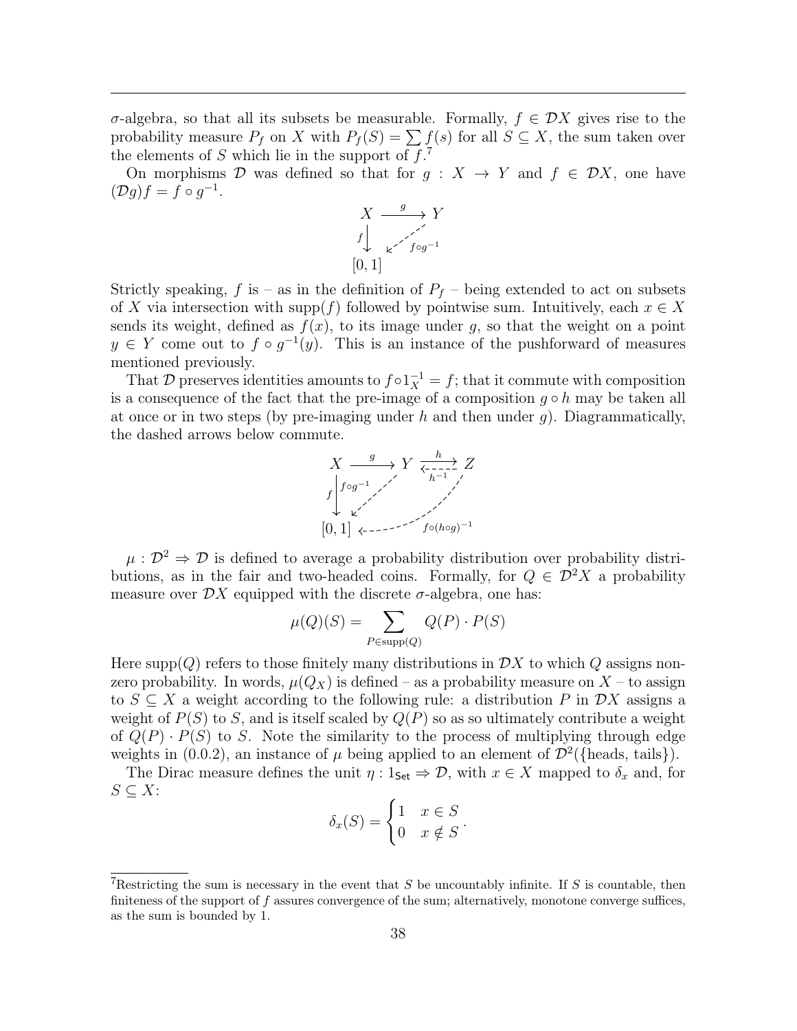$\sigma$-algebra, so that all its subsets be measurable. Formally, $f \in \mathcal{D}X$ gives rise to the probability measure $P_f$ on $X$ with $P_f(S) = \sum f(s)$ for all $S \subseteq X$, the sum taken over the elements of $S$ which lie in the support of $f$.[7]

On morphisms $\mathcal{D}$ was defined so that for $g : X \to Y$ and $f \in \mathcal{D}X$, one have $(\mathcal{D}g)f = f \circ g^{-1}$.

$$\begin{array}{ccc} X & \xrightarrow{g} & Y \\ {\scriptstyle f}\downarrow & \swarrow_{f \circ g^{-1}} & \\ [0,1] & & \end{array}$$

Strictly speaking, $f$ is – as in the definition of $P_f$ – being extended to act on subsets of $X$ via intersection with $\text{supp}(f)$ followed by pointwise sum. Intuitively, each $x \in X$ sends its weight, defined as $f(x)$, to its image under $g$, so that the weight on a point $y \in Y$ come out to $f \circ g^{-1}(y)$. This is an instance of the pushforward of measures mentioned previously.

That $\mathcal{D}$ preserves identities amounts to $f \circ 1_X^{-1} = f$; that it commute with composition is a consequence of the fact that the pre-image of a composition $g \circ h$ may be taken all at once or in two steps (by pre-imaging under $h$ and then under $g$). Diagrammatically, the dashed arrows below commute.

$$\begin{array}{ccccc} X & \xrightarrow{g} & Y & \underset{h^{-1}}{\overset{h}{\rightleftarrows}} & Z \\ {\scriptstyle f}\downarrow & \swarrow_{f \circ g^{-1}} & & & \\ [0,1] & & \longleftarrow & {\scriptstyle f \circ (h \circ g)^{-1}} & \end{array}$$

$\mu : \mathcal{D}^2 \Rightarrow \mathcal{D}$ is defined to average a probability distribution over probability distributions, as in the fair and two-headed coins. Formally, for $Q \in \mathcal{D}^2 X$ a probability measure over $\mathcal{D}X$ equipped with the discrete $\sigma$-algebra, one has:

$$\mu(Q)(S) = \sum_{P \in \text{supp}(Q)} Q(P) \cdot P(S)$$

Here $\text{supp}(Q)$ refers to those finitely many distributions in $\mathcal{D}X$ to which $Q$ assigns non-zero probability. In words, $\mu(Q_X)$ is defined – as a probability measure on $X$ – to assign to $S \subseteq X$ a weight according to the following rule: a distribution $P$ in $\mathcal{D}X$ assigns a weight of $P(S)$ to $S$, and is itself scaled by $Q(P)$ so as so ultimately contribute a weight of $Q(P) \cdot P(S)$ to $S$. Note the similarity to the process of multiplying through edge weights in (0.0.2), an instance of $\mu$ being applied to an element of $\mathcal{D}^2(\{\text{heads, tails}\})$.

The Dirac measure defines the unit $\eta : 1_{\mathsf{Set}} \Rightarrow \mathcal{D}$, with $x \in X$ mapped to $\delta_x$ and, for $S \subseteq X$:

$$\delta_x(S) = \begin{cases} 1 & x \in S \\ 0 & x \notin S \end{cases}.$$

[7] Restricting the sum is necessary in the event that $S$ be uncountably infinite. If $S$ is countable, then finiteness of the support of $f$ assures convergence of the sum; alternatively, monotone converge suffices, as the sum is bounded by 1.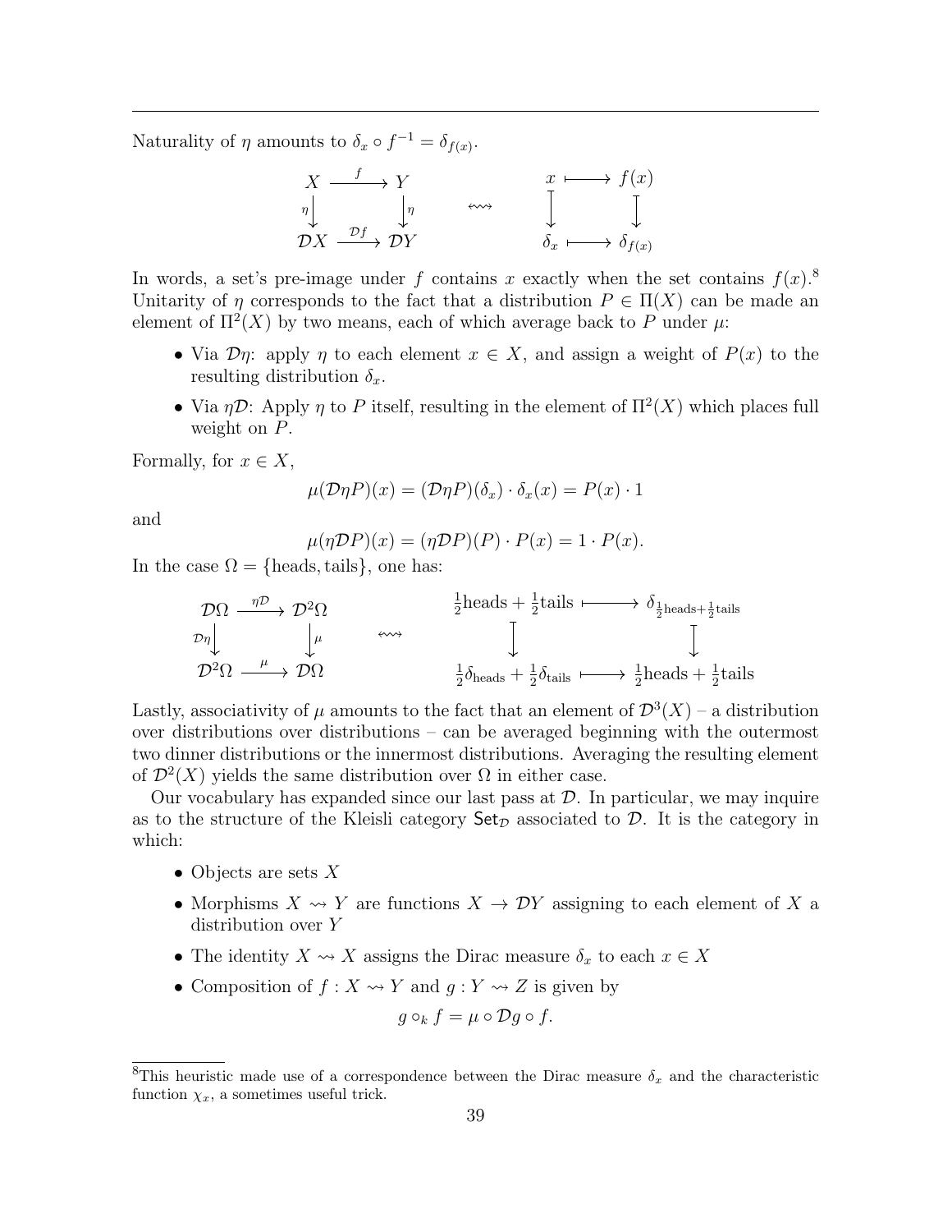Naturality of $\eta$ amounts to $\delta_x \circ f^{-1} = \delta_{f(x)}$.

$$
\begin{array}{ccc}
X & \xrightarrow{f} & Y \\
{\scriptstyle\eta}\downarrow & & \downarrow{\scriptstyle\eta} \\
\mathcal{D}X & \xrightarrow{\mathcal{D}f} & \mathcal{D}Y
\end{array}
\quad \rightsquigarrow \quad
\begin{array}{ccc}
x & \longmapsto & f(x) \\
\downarrow & & \downarrow \\
\delta_x & \longmapsto & \delta_{f(x)}
\end{array}
$$

In words, a set's pre-image under $f$ contains $x$ exactly when the set contains $f(x)$.[8] Unitarity of $\eta$ corresponds to the fact that a distribution $P \in \Pi(X)$ can be made an element of $\Pi^2(X)$ by two means, each of which average back to $P$ under $\mu$:

- Via $\mathcal{D}\eta$: apply $\eta$ to each element $x \in X$, and assign a weight of $P(x)$ to the resulting distribution $\delta_x$.
- Via $\eta\mathcal{D}$: Apply $\eta$ to $P$ itself, resulting in the element of $\Pi^2(X)$ which places full weight on $P$.

Formally, for $x \in X$,

$$\mu(\mathcal{D}\eta P)(x) = (\mathcal{D}\eta P)(\delta_x) \cdot \delta_x(x) = P(x) \cdot 1$$

and

$$\mu(\eta \mathcal{D} P)(x) = (\eta \mathcal{D} P)(P) \cdot P(x) = 1 \cdot P(x).$$

In the case $\Omega = \{\text{heads}, \text{tails}\}$, one has:

$$
\begin{array}{ccc}
\mathcal{D}\Omega & \xrightarrow{\eta\mathcal{D}} & \mathcal{D}^2\Omega \\
{\scriptstyle\mathcal{D}\eta}\downarrow & & \downarrow{\scriptstyle\mu} \\
\mathcal{D}^2\Omega & \xrightarrow{\mu} & \mathcal{D}\Omega
\end{array}
\quad \rightsquigarrow \quad
\begin{array}{ccc}
\frac{1}{2}\text{heads} + \frac{1}{2}\text{tails} & \longmapsto & \delta_{\frac{1}{2}\text{heads}+\frac{1}{2}\text{tails}} \\
\downarrow & & \downarrow \\
\frac{1}{2}\delta_{\text{heads}} + \frac{1}{2}\delta_{\text{tails}} & \longmapsto & \frac{1}{2}\text{heads} + \frac{1}{2}\text{tails}
\end{array}
$$

Lastly, associativity of $\mu$ amounts to the fact that an element of $\mathcal{D}^3(X)$ – a distribution over distributions over distributions – can be averaged beginning with the outermost two dinner distributions or the innermost distributions. Averaging the resulting element of $\mathcal{D}^2(X)$ yields the same distribution over $\Omega$ in either case.

Our vocabulary has expanded since our last pass at $\mathcal{D}$. In particular, we may inquire as to the structure of the Kleisli category $\mathsf{Set}_{\mathcal{D}}$ associated to $\mathcal{D}$. It is the category in which:

- Objects are sets $X$
- Morphisms $X \rightsquigarrow Y$ are functions $X \to \mathcal{D}Y$ assigning to each element of $X$ a distribution over $Y$
- The identity $X \rightsquigarrow X$ assigns the Dirac measure $\delta_x$ to each $x \in X$
- Composition of $f : X \rightsquigarrow Y$ and $g : Y \rightsquigarrow Z$ is given by

$$g \circ_k f = \mu \circ \mathcal{D}g \circ f.$$

[8] This heuristic made use of a correspondence between the Dirac measure $\delta_x$ and the characteristic function $\chi_x$, a sometimes useful trick.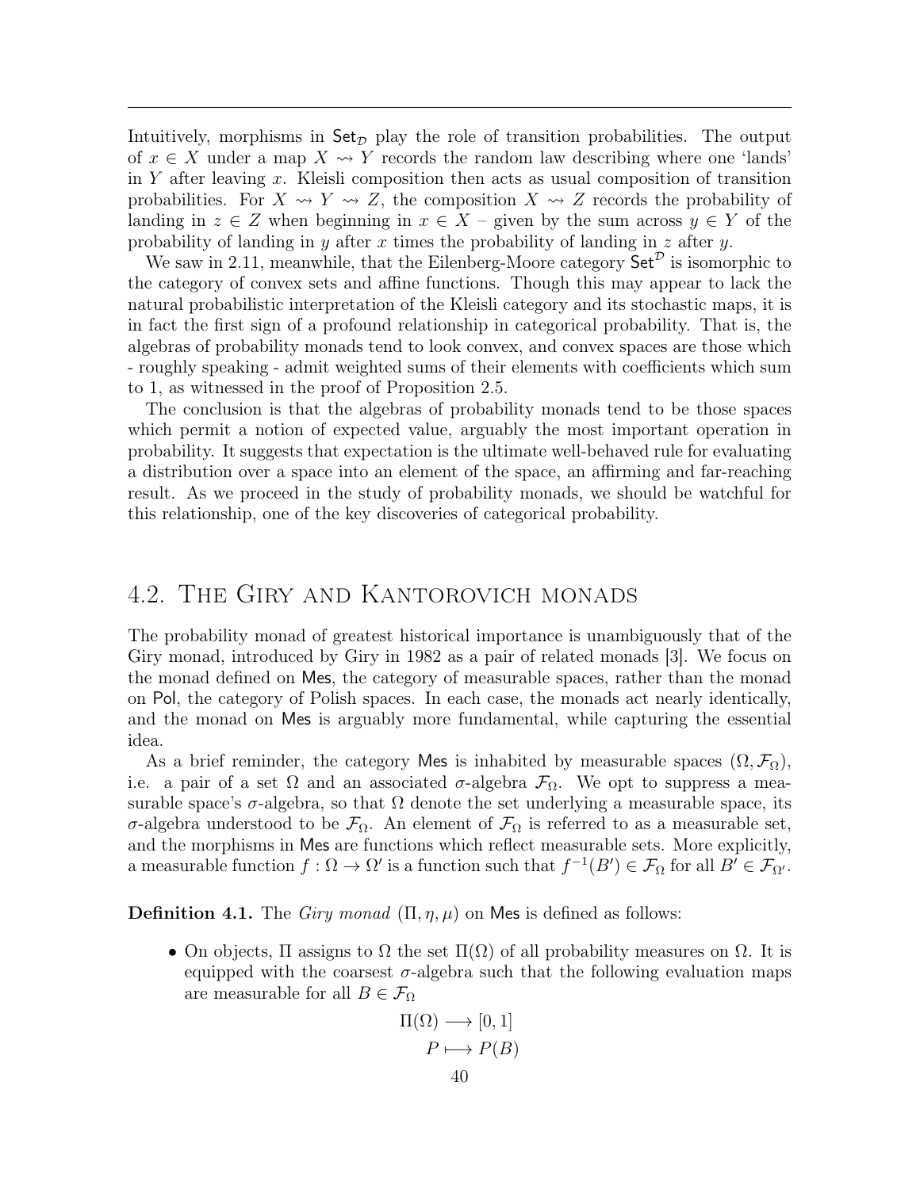Intuitively, morphisms in $\mathsf{Set}_{\mathcal{D}}$ play the role of transition probabilities. The output of $x \in X$ under a map $X \rightsquigarrow Y$ records the random law describing where one 'lands' in $Y$ after leaving $x$. Kleisli composition then acts as usual composition of transition probabilities. For $X \rightsquigarrow Y \rightsquigarrow Z$, the composition $X \rightsquigarrow Z$ records the probability of landing in $z \in Z$ when beginning in $x \in X$ – given by the sum across $y \in Y$ of the probability of landing in $y$ after $x$ times the probability of landing in $z$ after $y$.

We saw in 2.11, meanwhile, that the Eilenberg-Moore category $\mathsf{Set}^{\mathcal{D}}$ is isomorphic to the category of convex sets and affine functions. Though this may appear to lack the natural probabilistic interpretation of the Kleisli category and its stochastic maps, it is in fact the first sign of a profound relationship in categorical probability. That is, the algebras of probability monads tend to look convex, and convex spaces are those which - roughly speaking - admit weighted sums of their elements with coefficients which sum to 1, as witnessed in the proof of Proposition 2.5.

The conclusion is that the algebras of probability monads tend to be those spaces which permit a notion of expected value, arguably the most important operation in probability. It suggests that expectation is the ultimate well-behaved rule for evaluating a distribution over a space into an element of the space, an affirming and far-reaching result. As we proceed in the study of probability monads, we should be watchful for this relationship, one of the key discoveries of categorical probability.

## 4.2. The Giry and Kantorovich monads

The probability monad of greatest historical importance is unambiguously that of the Giry monad, introduced by Giry in 1982 as a pair of related monads [3]. We focus on the monad defined on $\mathsf{Mes}$, the category of measurable spaces, rather than the monad on $\mathsf{Pol}$, the category of Polish spaces. In each case, the monads act nearly identically, and the monad on $\mathsf{Mes}$ is arguably more fundamental, while capturing the essential idea.

As a brief reminder, the category $\mathsf{Mes}$ is inhabited by measurable spaces $(\Omega, \mathcal{F}_\Omega)$, i.e. a pair of a set $\Omega$ and an associated $\sigma$-algebra $\mathcal{F}_\Omega$. We opt to suppress a measurable space's $\sigma$-algebra, so that $\Omega$ denote the set underlying a measurable space, its $\sigma$-algebra understood to be $\mathcal{F}_\Omega$. An element of $\mathcal{F}_\Omega$ is referred to as a measurable set, and the morphisms in $\mathsf{Mes}$ are functions which reflect measurable sets. More explicitly, a measurable function $f : \Omega \to \Omega'$ is a function such that $f^{-1}(B') \in \mathcal{F}_\Omega$ for all $B' \in \mathcal{F}_{\Omega'}$.

**Definition 4.1.** The *Giry monad* $(\Pi, \eta, \mu)$ on $\mathsf{Mes}$ is defined as follows:

- On objects, $\Pi$ assigns to $\Omega$ the set $\Pi(\Omega)$ of all probability measures on $\Omega$. It is equipped with the coarsest $\sigma$-algebra such that the following evaluation maps are measurable for all $B \in \mathcal{F}_\Omega$

$$\begin{aligned} \Pi(\Omega) &\longrightarrow [0,1] \\ P &\longmapsto P(B) \end{aligned}$$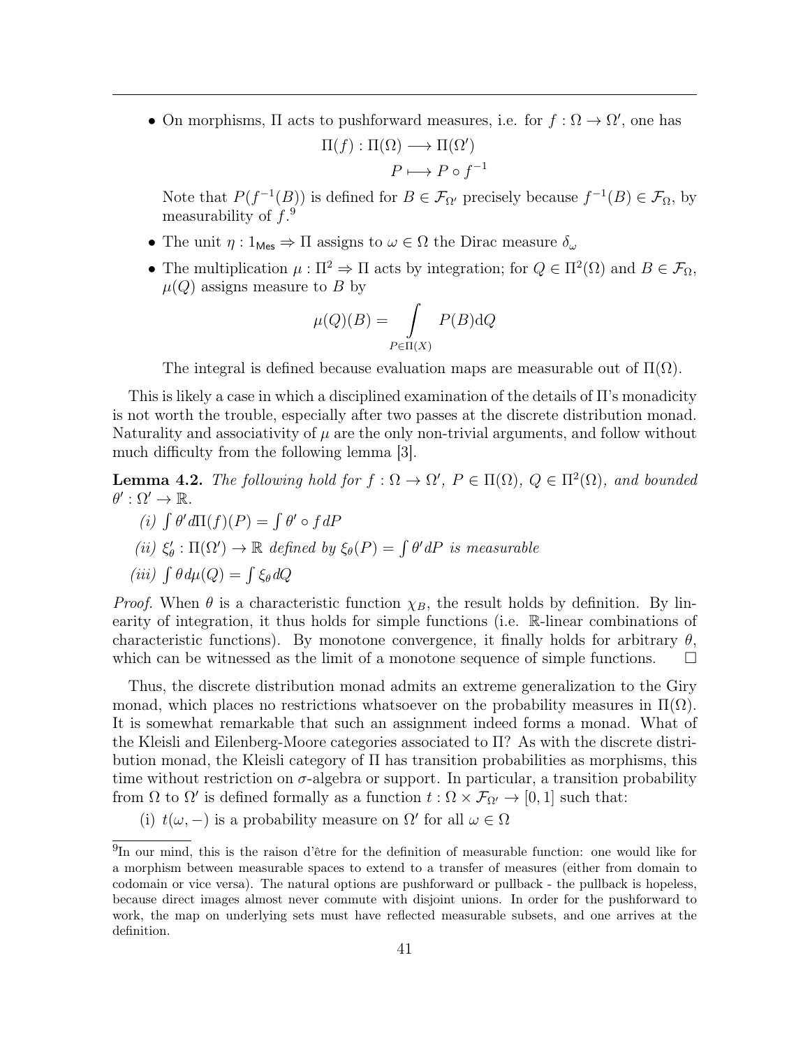- On morphisms, $\Pi$ acts to pushforward measures, i.e. for $f : \Omega \to \Omega'$, one has

$$\Pi(f) : \Pi(\Omega) \longrightarrow \Pi(\Omega')$$
$$P \longmapsto P \circ f^{-1}$$

  Note that $P(f^{-1}(B))$ is defined for $B \in \mathcal{F}_{\Omega'}$ precisely because $f^{-1}(B) \in \mathcal{F}_{\Omega}$, by measurability of $f$.[9]

- The unit $\eta : 1_{\mathsf{Mes}} \Rightarrow \Pi$ assigns to $\omega \in \Omega$ the Dirac measure $\delta_\omega$
- The multiplication $\mu : \Pi^2 \Rightarrow \Pi$ acts by integration; for $Q \in \Pi^2(\Omega)$ and $B \in \mathcal{F}_\Omega$, $\mu(Q)$ assigns measure to $B$ by

$$\mu(Q)(B) = \int\limits_{P \in \Pi(X)} P(B) \mathrm{d}Q$$

  The integral is defined because evaluation maps are measurable out of $\Pi(\Omega)$.

This is likely a case in which a disciplined examination of the details of $\Pi$'s monadicity is not worth the trouble, especially after two passes at the discrete distribution monad. Naturality and associativity of $\mu$ are the only non-trivial arguments, and follow without much difficulty from the following lemma [3].

**Lemma 4.2.** *The following hold for $f : \Omega \to \Omega'$, $P \in \Pi(\Omega)$, $Q \in \Pi^2(\Omega)$, and bounded $\theta' : \Omega' \to \mathbb{R}$.*

*(i)* $\int \theta' d\Pi(f)(P) = \int \theta' \circ f dP$

*(ii)* $\xi'_\theta : \Pi(\Omega') \to \mathbb{R}$ *defined by* $\xi_\theta(P) = \int \theta' dP$ *is measurable*

*(iii)* $\int \theta d\mu(Q) = \int \xi_\theta dQ$

*Proof.* When $\theta$ is a characteristic function $\chi_B$, the result holds by definition. By linearity of integration, it thus holds for simple functions (i.e. $\mathbb{R}$-linear combinations of characteristic functions). By monotone convergence, it finally holds for arbitrary $\theta$, which can be witnessed as the limit of a monotone sequence of simple functions. $\square$

Thus, the discrete distribution monad admits an extreme generalization to the Giry monad, which places no restrictions whatsoever on the probability measures in $\Pi(\Omega)$. It is somewhat remarkable that such an assignment indeed forms a monad. What of the Kleisli and Eilenberg-Moore categories associated to $\Pi$? As with the discrete distribution monad, the Kleisli category of $\Pi$ has transition probabilities as morphisms, this time without restriction on $\sigma$-algebra or support. In particular, a transition probability from $\Omega$ to $\Omega'$ is defined formally as a function $t : \Omega \times \mathcal{F}_{\Omega'} \to [0, 1]$ such that:

(i) $t(\omega, -)$ is a probability measure on $\Omega'$ for all $\omega \in \Omega$

[9] In our mind, this is the raison d'être for the definition of measurable function: one would like for a morphism between measurable spaces to extend to a transfer of measures (either from domain to codomain or vice versa). The natural options are pushforward or pullback - the pullback is hopeless, because direct images almost never commute with disjoint unions. In order for the pushforward to work, the map on underlying sets must have reflected measurable subsets, and one arrives at the definition.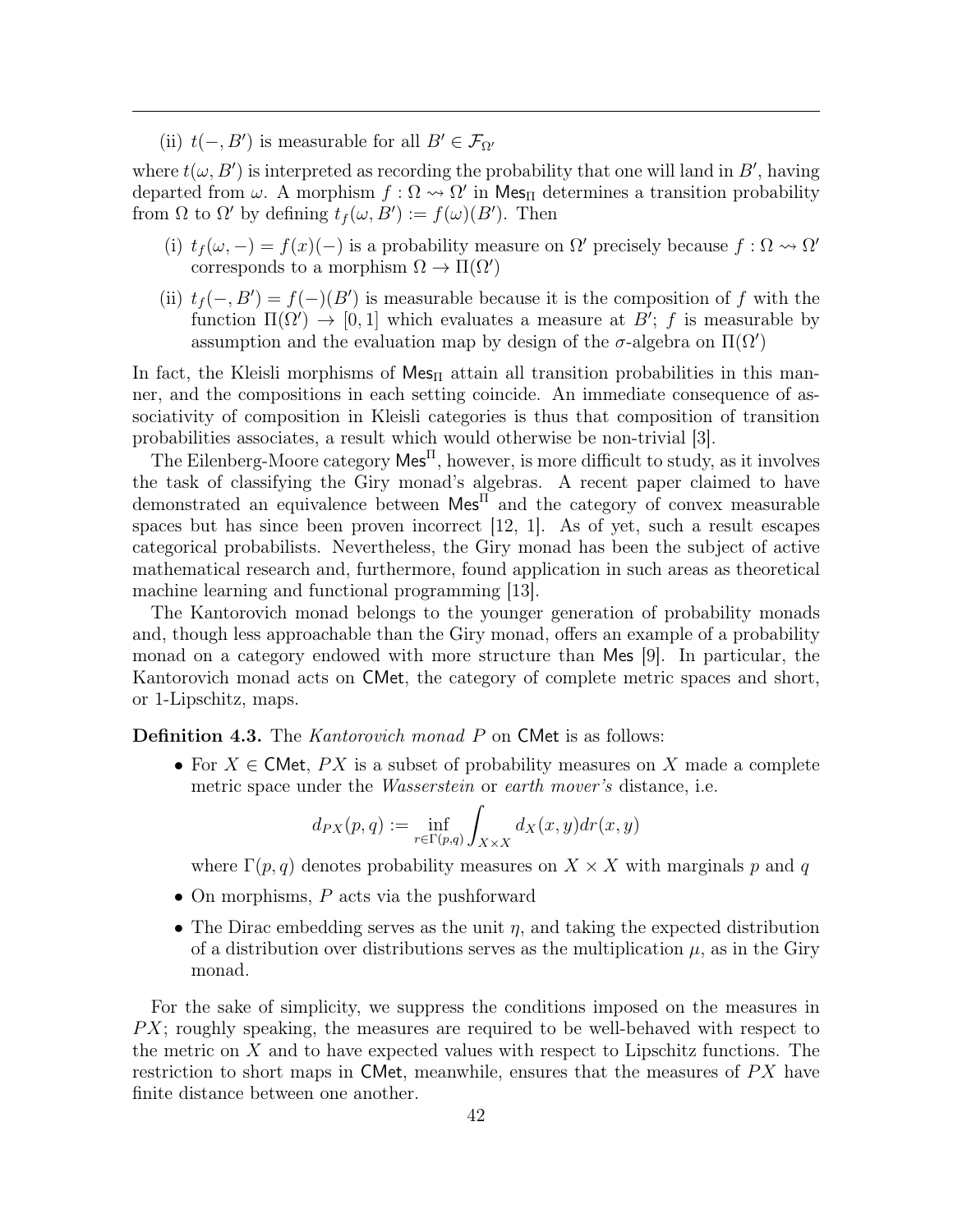(ii) $t(-, B')$ is measurable for all $B' \in \mathcal{F}_{\Omega'}$

where $t(\omega, B')$ is interpreted as recording the probability that one will land in $B'$, having departed from $\omega$. A morphism $f : \Omega \rightsquigarrow \Omega'$ in $\mathsf{Mes}_\Pi$ determines a transition probability from $\Omega$ to $\Omega'$ by defining $t_f(\omega, B') := f(\omega)(B')$. Then

(i) $t_f(\omega, -) = f(x)(-)$ is a probability measure on $\Omega'$ precisely because $f : \Omega \rightsquigarrow \Omega'$ corresponds to a morphism $\Omega \to \Pi(\Omega')$

(ii) $t_f(-, B') = f(-)(B')$ is measurable because it is the composition of $f$ with the function $\Pi(\Omega') \to [0, 1]$ which evaluates a measure at $B'$; $f$ is measurable by assumption and the evaluation map by design of the $\sigma$-algebra on $\Pi(\Omega')$

In fact, the Kleisli morphisms of $\mathsf{Mes}_\Pi$ attain all transition probabilities in this manner, and the compositions in each setting coincide. An immediate consequence of associativity of composition in Kleisli categories is thus that composition of transition probabilities associates, a result which would otherwise be non-trivial [3].

The Eilenberg-Moore category $\mathsf{Mes}^\Pi$, however, is more difficult to study, as it involves the task of classifying the Giry monad's algebras. A recent paper claimed to have demonstrated an equivalence between $\mathsf{Mes}^\Pi$ and the category of convex measurable spaces but has since been proven incorrect [12, 1]. As of yet, such a result escapes categorical probabilists. Nevertheless, the Giry monad has been the subject of active mathematical research and, furthermore, found application in such areas as theoretical machine learning and functional programming [13].

The Kantorovich monad belongs to the younger generation of probability monads and, though less approachable than the Giry monad, offers an example of a probability monad on a category endowed with more structure than $\mathsf{Mes}$ [9]. In particular, the Kantorovich monad acts on $\mathsf{CMet}$, the category of complete metric spaces and short, or 1-Lipschitz, maps.

**Definition 4.3.** The *Kantorovich monad* $P$ on $\mathsf{CMet}$ is as follows:

- For $X \in \mathsf{CMet}$, $PX$ is a subset of probability measures on $X$ made a complete metric space under the *Wasserstein* or *earth mover's* distance, i.e.

$$d_{PX}(p, q) := \inf_{r \in \Gamma(p,q)} \int_{X \times X} d_X(x, y) dr(x, y)$$

  where $\Gamma(p, q)$ denotes probability measures on $X \times X$ with marginals $p$ and $q$

- On morphisms, $P$ acts via the pushforward

- The Dirac embedding serves as the unit $\eta$, and taking the expected distribution of a distribution over distributions serves as the multiplication $\mu$, as in the Giry monad.

For the sake of simplicity, we suppress the conditions imposed on the measures in $PX$; roughly speaking, the measures are required to be well-behaved with respect to the metric on $X$ and to have expected values with respect to Lipschitz functions. The restriction to short maps in $\mathsf{CMet}$, meanwhile, ensures that the measures of $PX$ have finite distance between one another.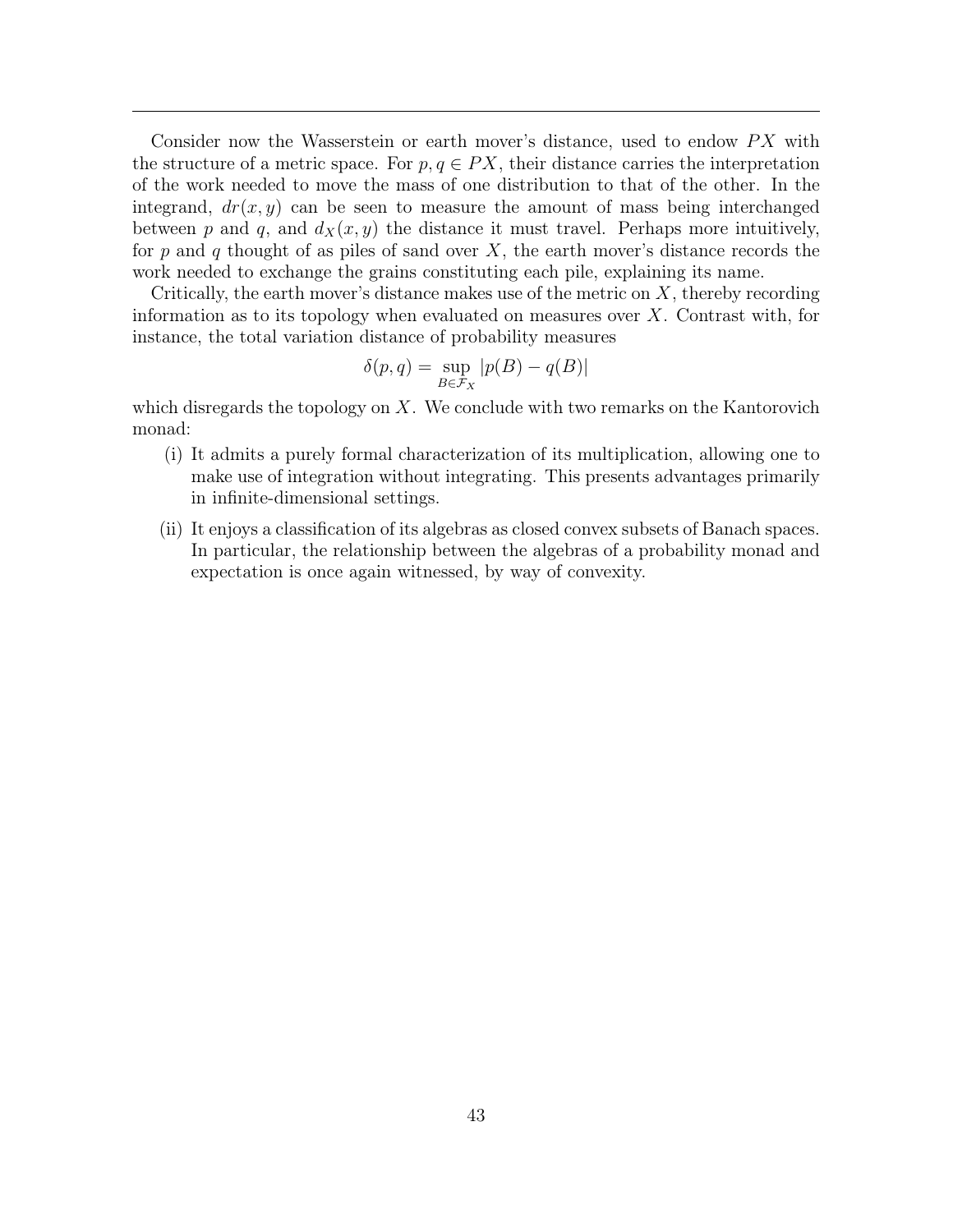Consider now the Wasserstein or earth mover's distance, used to endow $PX$ with the structure of a metric space. For $p, q \in PX$, their distance carries the interpretation of the work needed to move the mass of one distribution to that of the other. In the integrand, $dr(x, y)$ can be seen to measure the amount of mass being interchanged between $p$ and $q$, and $d_X(x, y)$ the distance it must travel. Perhaps more intuitively, for $p$ and $q$ thought of as piles of sand over $X$, the earth mover's distance records the work needed to exchange the grains constituting each pile, explaining its name.

Critically, the earth mover's distance makes use of the metric on $X$, thereby recording information as to its topology when evaluated on measures over $X$. Contrast with, for instance, the total variation distance of probability measures

$$\delta(p, q) = \sup_{B \in \mathcal{F}_X} |p(B) - q(B)|$$

which disregards the topology on $X$. We conclude with two remarks on the Kantorovich monad:

(i) It admits a purely formal characterization of its multiplication, allowing one to make use of integration without integrating. This presents advantages primarily in infinite-dimensional settings.

(ii) It enjoys a classification of its algebras as closed convex subsets of Banach spaces. In particular, the relationship between the algebras of a probability monad and expectation is once again witnessed, by way of convexity.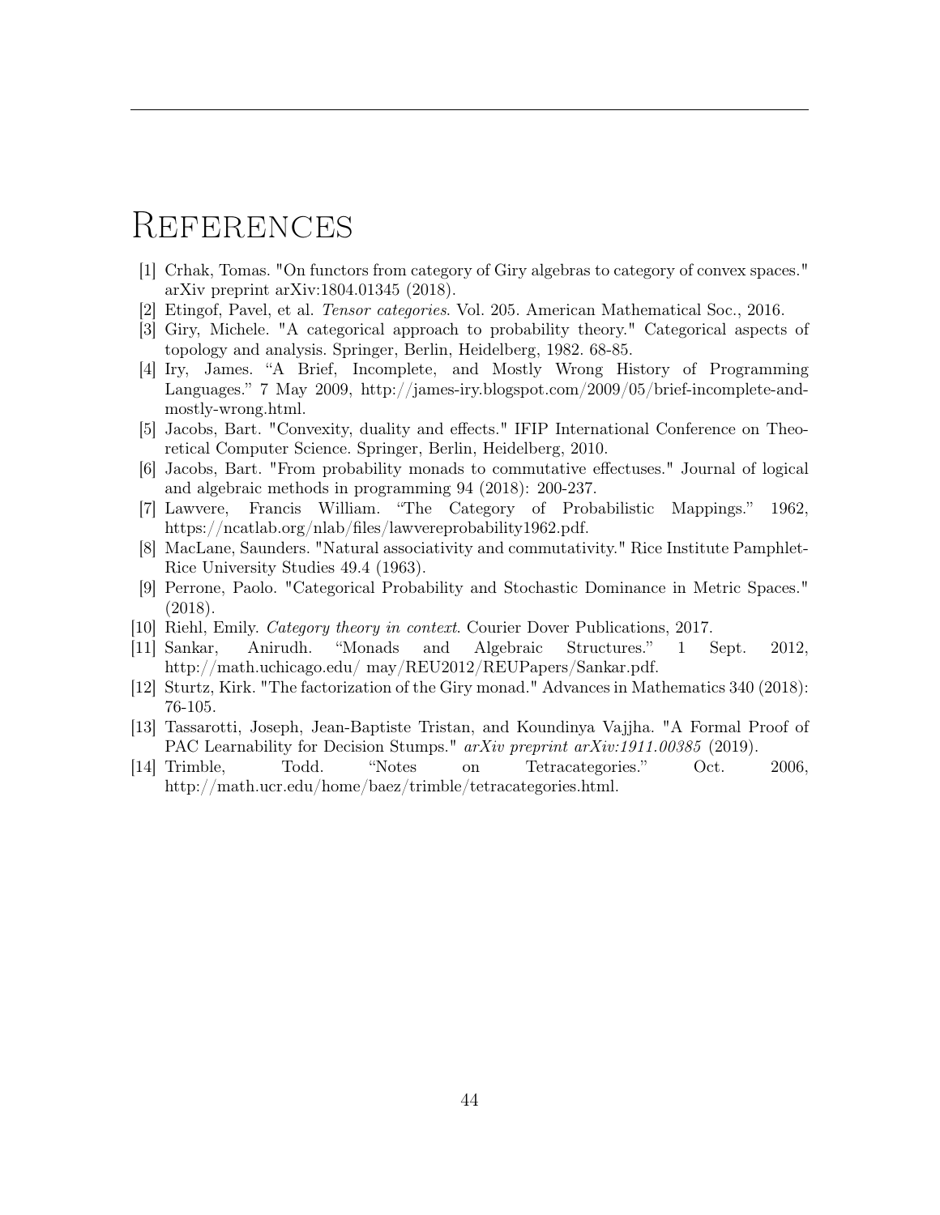# References

[1] Crhak, Tomas. "On functors from category of Giry algebras to category of convex spaces." arXiv preprint arXiv:1804.01345 (2018).

[2] Etingof, Pavel, et al. *Tensor categories*. Vol. 205. American Mathematical Soc., 2016.

[3] Giry, Michele. "A categorical approach to probability theory." Categorical aspects of topology and analysis. Springer, Berlin, Heidelberg, 1982. 68-85.

[4] Iry, James. "A Brief, Incomplete, and Mostly Wrong History of Programming Languages." 7 May 2009, http://james-iry.blogspot.com/2009/05/brief-incomplete-and-mostly-wrong.html.

[5] Jacobs, Bart. "Convexity, duality and effects." IFIP International Conference on Theoretical Computer Science. Springer, Berlin, Heidelberg, 2010.

[6] Jacobs, Bart. "From probability monads to commutative effectuses." Journal of logical and algebraic methods in programming 94 (2018): 200-237.

[7] Lawvere, Francis William. "The Category of Probabilistic Mappings." 1962, https://ncatlab.org/nlab/files/lawvereprobability1962.pdf.

[8] MacLane, Saunders. "Natural associativity and commutativity." Rice Institute Pamphlet-Rice University Studies 49.4 (1963).

[9] Perrone, Paolo. "Categorical Probability and Stochastic Dominance in Metric Spaces." (2018).

[10] Riehl, Emily. *Category theory in context*. Courier Dover Publications, 2017.

[11] Sankar, Anirudh. "Monads and Algebraic Structures." 1 Sept. 2012, http://math.uchicago.edu/ may/REU2012/REUPapers/Sankar.pdf.

[12] Sturtz, Kirk. "The factorization of the Giry monad." Advances in Mathematics 340 (2018): 76-105.

[13] Tassarotti, Joseph, Jean-Baptiste Tristan, and Koundinya Vajjha. "A Formal Proof of PAC Learnability for Decision Stumps." *arXiv preprint arXiv:1911.00385* (2019).

[14] Trimble, Todd. "Notes on Tetracategories." Oct. 2006, http://math.ucr.edu/home/baez/trimble/tetracategories.html.